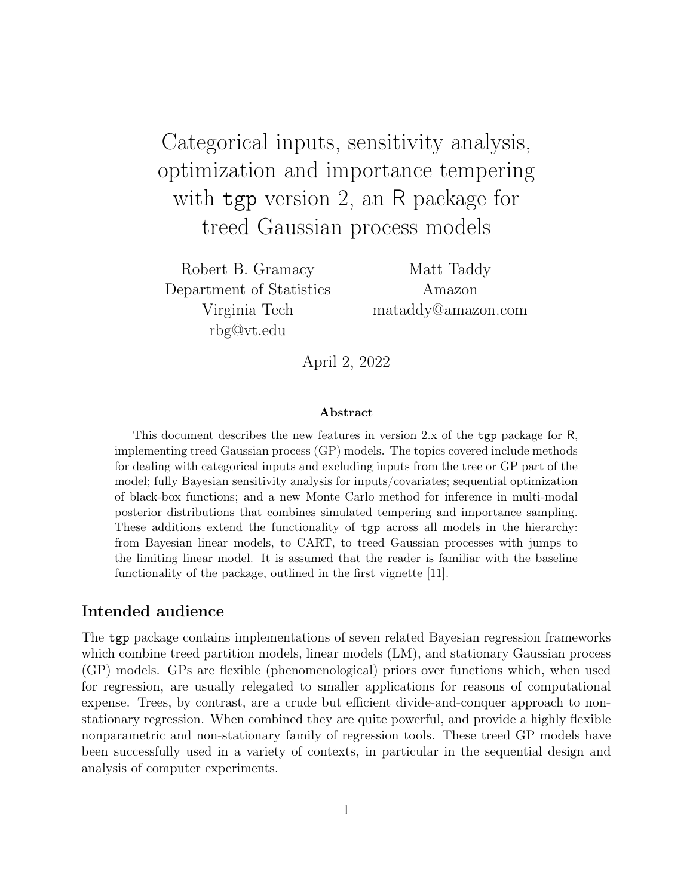# Categorical inputs, sensitivity analysis, optimization and importance tempering with tgp version 2, an R package for treed Gaussian process models

Robert B. Gramacy
Department of Statistics
Virginia Tech
rbg@vt.edu

Matt Taddy
Amazon
mataddy@amazon.com

April 2, 2022

**Abstract**

This document describes the new features in version 2.x of the tgp package for R, implementing treed Gaussian process (GP) models. The topics covered include methods for dealing with categorical inputs and excluding inputs from the tree or GP part of the model; fully Bayesian sensitivity analysis for inputs/covariates; sequential optimization of black-box functions; and a new Monte Carlo method for inference in multi-modal posterior distributions that combines simulated tempering and importance sampling. These additions extend the functionality of tgp across all models in the hierarchy: from Bayesian linear models, to CART, to treed Gaussian processes with jumps to the limiting linear model. It is assumed that the reader is familiar with the baseline functionality of the package, outlined in the first vignette [11].

## Intended audience

The tgp package contains implementations of seven related Bayesian regression frameworks which combine treed partition models, linear models (LM), and stationary Gaussian process (GP) models. GPs are flexible (phenomenological) priors over functions which, when used for regression, are usually relegated to smaller applications for reasons of computational expense. Trees, by contrast, are a crude but efficient divide-and-conquer approach to non-stationary regression. When combined they are quite powerful, and provide a highly flexible nonparametric and non-stationary family of regression tools. These treed GP models have been successfully used in a variety of contexts, in particular in the sequential design and analysis of computer experiments.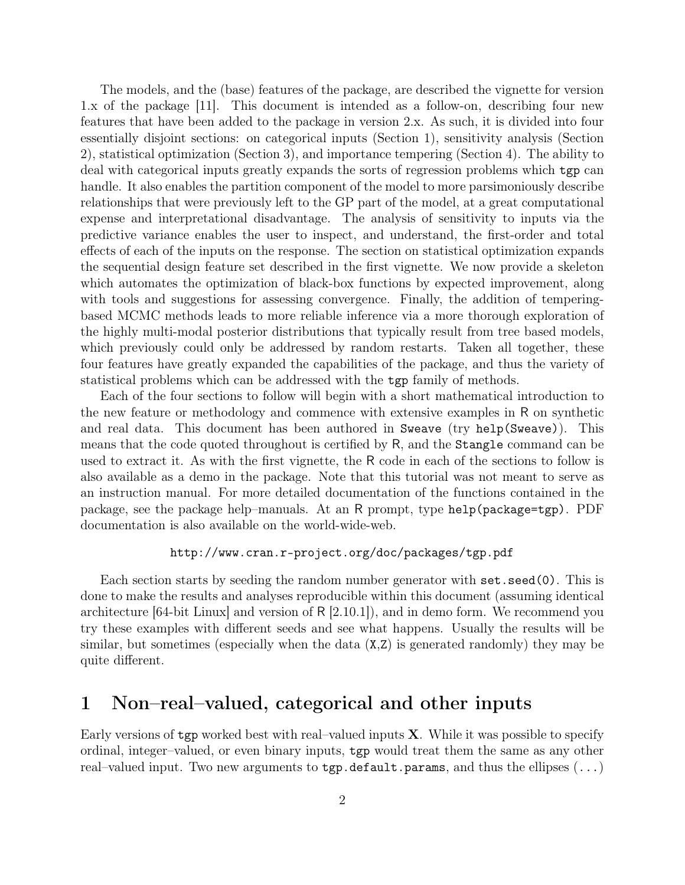The models, and the (base) features of the package, are described the vignette for version 1.x of the package [11]. This document is intended as a follow-on, describing four new features that have been added to the package in version 2.x. As such, it is divided into four essentially disjoint sections: on categorical inputs (Section 1), sensitivity analysis (Section 2), statistical optimization (Section 3), and importance tempering (Section 4). The ability to deal with categorical inputs greatly expands the sorts of regression problems which `tgp` can handle. It also enables the partition component of the model to more parsimoniously describe relationships that were previously left to the GP part of the model, at a great computational expense and interpretational disadvantage. The analysis of sensitivity to inputs via the predictive variance enables the user to inspect, and understand, the first-order and total effects of each of the inputs on the response. The section on statistical optimization expands the sequential design feature set described in the first vignette. We now provide a skeleton which automates the optimization of black-box functions by expected improvement, along with tools and suggestions for assessing convergence. Finally, the addition of tempering-based MCMC methods leads to more reliable inference via a more thorough exploration of the highly multi-modal posterior distributions that typically result from tree based models, which previously could only be addressed by random restarts. Taken all together, these four features have greatly expanded the capabilities of the package, and thus the variety of statistical problems which can be addressed with the `tgp` family of methods.

Each of the four sections to follow will begin with a short mathematical introduction to the new feature or methodology and commence with extensive examples in R on synthetic and real data. This document has been authored in `Sweave` (try `help(Sweave)`). This means that the code quoted throughout is certified by R, and the `Stangle` command can be used to extract it. As with the first vignette, the R code in each of the sections to follow is also available as a demo in the package. Note that this tutorial was not meant to serve as an instruction manual. For more detailed documentation of the functions contained in the package, see the package help–manuals. At an R prompt, type `help(package=tgp)`. PDF documentation is also available on the world-wide-web.

`http://www.cran.r-project.org/doc/packages/tgp.pdf`

Each section starts by seeding the random number generator with `set.seed(0)`. This is done to make the results and analyses reproducible within this document (assuming identical architecture [64-bit Linux] and version of R [2.10.1]), and in demo form. We recommend you try these examples with different seeds and see what happens. Usually the results will be similar, but sometimes (especially when the data (`X`,`Z`) is generated randomly) they may be quite different.

# 1 Non–real–valued, categorical and other inputs

Early versions of `tgp` worked best with real–valued inputs $\mathbf{X}$. While it was possible to specify ordinal, integer–valued, or even binary inputs, `tgp` would treat them the same as any other real–valued input. Two new arguments to `tgp.default.params`, and thus the ellipses (...)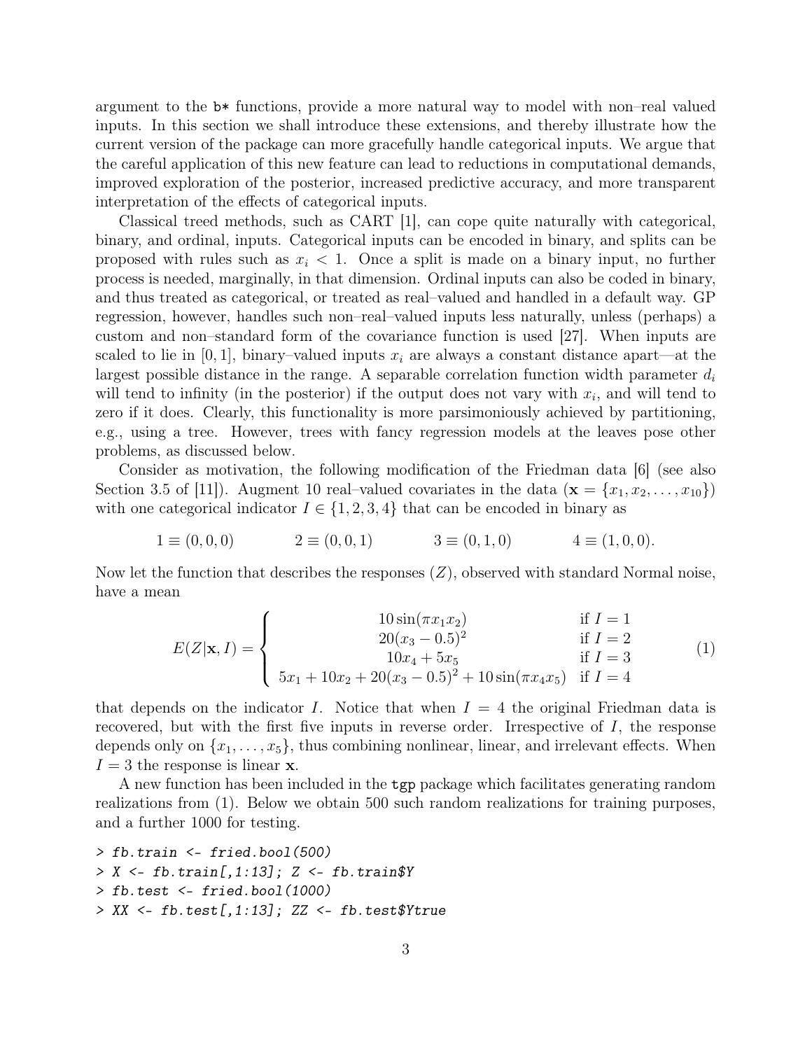argument to the `b*` functions, provide a more natural way to model with non–real valued inputs. In this section we shall introduce these extensions, and thereby illustrate how the current version of the package can more gracefully handle categorical inputs. We argue that the careful application of this new feature can lead to reductions in computational demands, improved exploration of the posterior, increased predictive accuracy, and more transparent interpretation of the effects of categorical inputs.

Classical treed methods, such as CART [1], can cope quite naturally with categorical, binary, and ordinal, inputs. Categorical inputs can be encoded in binary, and splits can be proposed with rules such as $x_i < 1$. Once a split is made on a binary input, no further process is needed, marginally, in that dimension. Ordinal inputs can also be coded in binary, and thus treated as categorical, or treated as real–valued and handled in a default way. GP regression, however, handles such non–real–valued inputs less naturally, unless (perhaps) a custom and non–standard form of the covariance function is used [27]. When inputs are scaled to lie in $[0, 1]$, binary–valued inputs $x_i$ are always a constant distance apart—at the largest possible distance in the range. A separable correlation function width parameter $d_i$ will tend to infinity (in the posterior) if the output does not vary with $x_i$, and will tend to zero if it does. Clearly, this functionality is more parsimoniously achieved by partitioning, e.g., using a tree. However, trees with fancy regression models at the leaves pose other problems, as discussed below.

Consider as motivation, the following modification of the Friedman data [6] (see also Section 3.5 of [11]). Augment 10 real–valued covariates in the data ($\mathbf{x} = \{x_1, x_2, \dots, x_{10}\}$) with one categorical indicator $I \in \{1, 2, 3, 4\}$ that can be encoded in binary as

$$1 \equiv (0,0,0) \qquad 2 \equiv (0,0,1) \qquad 3 \equiv (0,1,0) \qquad 4 \equiv (1,0,0).$$

Now let the function that describes the responses ($Z$), observed with standard Normal noise, have a mean

$$E(Z|\mathbf{x}, I) = \begin{cases} 10\sin(\pi x_1 x_2) & \text{if } I = 1 \\ 20(x_3 - 0.5)^2 & \text{if } I = 2 \\ 10x_4 + 5x_5 & \text{if } I = 3 \\ 5x_1 + 10x_2 + 20(x_3 - 0.5)^2 + 10\sin(\pi x_4 x_5) & \text{if } I = 4 \end{cases} \tag{1}$$

that depends on the indicator $I$. Notice that when $I = 4$ the original Friedman data is recovered, but with the first five inputs in reverse order. Irrespective of $I$, the response depends only on $\{x_1, \dots, x_5\}$, thus combining nonlinear, linear, and irrelevant effects. When $I = 3$ the response is linear $\mathbf{x}$.

A new function has been included in the `tgp` package which facilitates generating random realizations from (1). Below we obtain 500 such random realizations for training purposes, and a further 1000 for testing.

```
> fb.train <- fried.bool(500)
> X <- fb.train[,1:13]; Z <- fb.train$Y
> fb.test <- fried.bool(1000)
> XX <- fb.test[,1:13]; ZZ <- fb.test$Ytrue
```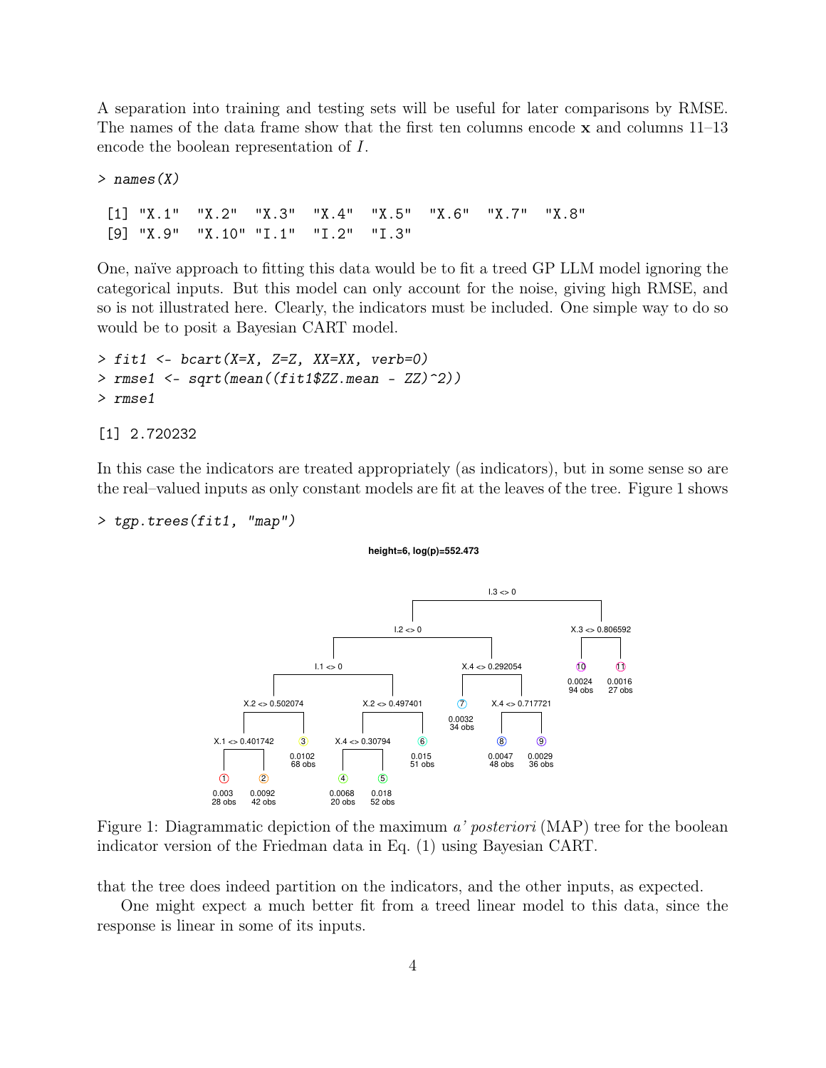A separation into training and testing sets will be useful for later comparisons by RMSE. The names of the data frame show that the first ten columns encode $\mathbf{x}$ and columns 11–13 encode the boolean representation of $I$.

```
> names(X)

 [1] "X.1"  "X.2"  "X.3"  "X.4"  "X.5"  "X.6"  "X.7"  "X.8"
 [9] "X.9"  "X.10" "I.1"  "I.2"  "I.3"
```

One, naïve approach to fitting this data would be to fit a treed GP LLM model ignoring the categorical inputs. But this model can only account for the noise, giving high RMSE, and so is not illustrated here. Clearly, the indicators must be included. One simple way to do so would be to posit a Bayesian CART model.

```
> fit1 <- bcart(X=X, Z=Z, XX=XX, verb=0)
> rmse1 <- sqrt(mean((fit1$ZZ.mean - ZZ)^2))
> rmse1

[1] 2.720232
```

In this case the indicators are treated appropriately (as indicators), but in some sense so are the real–valued inputs as only constant models are fit at the leaves of the tree. Figure 1 shows

```
> tgp.trees(fit1, "map")
```

Figure 1: Diagrammatic depiction of the maximum *a' posteriori* (MAP) tree for the boolean indicator version of the Friedman data in Eq. (1) using Bayesian CART.

that the tree does indeed partition on the indicators, and the other inputs, as expected.

One might expect a much better fit from a treed linear model to this data, since the response is linear in some of its inputs.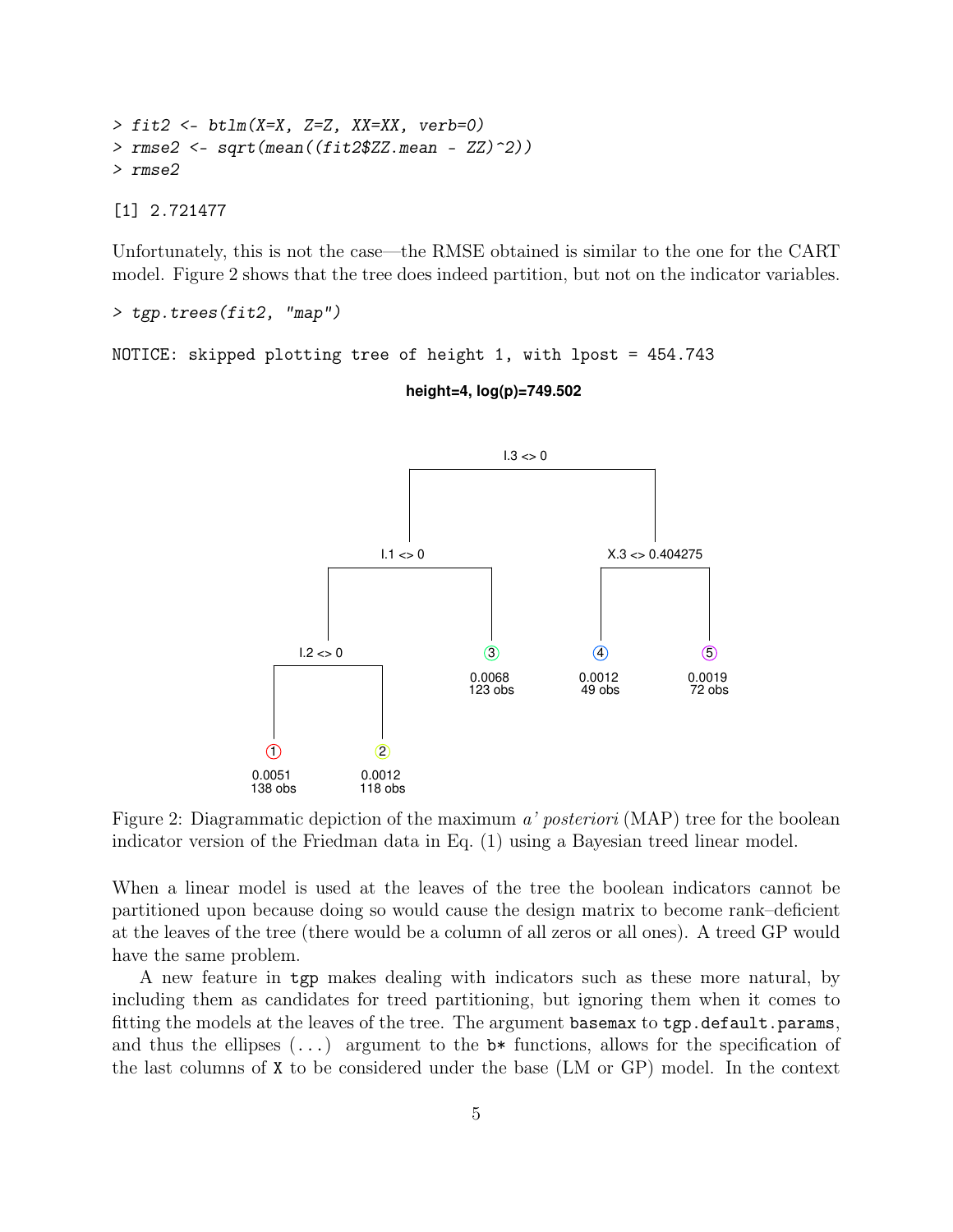```
> fit2 <- btlm(X=X, Z=Z, XX=XX, verb=0)
> rmse2 <- sqrt(mean((fit2$ZZ.mean - ZZ)^2))
> rmse2

[1] 2.721477
```

Unfortunately, this is not the case—the RMSE obtained is similar to the one for the CART model. Figure 2 shows that the tree does indeed partition, but not on the indicator variables.

```
> tgp.trees(fit2, "map")

NOTICE: skipped plotting tree of height 1, with lpost = 454.743
```

Figure 2: Diagrammatic depiction of the maximum *a' posteriori* (MAP) tree for the boolean indicator version of the Friedman data in Eq. (1) using a Bayesian treed linear model.

When a linear model is used at the leaves of the tree the boolean indicators cannot be partitioned upon because doing so would cause the design matrix to become rank–deficient at the leaves of the tree (there would be a column of all zeros or all ones). A treed GP would have the same problem.

A new feature in `tgp` makes dealing with indicators such as these more natural, by including them as candidates for treed partitioning, but ignoring them when it comes to fitting the models at the leaves of the tree. The argument `basemax` to `tgp.default.params`, and thus the ellipses (`...`) argument to the `b*` functions, allows for the specification of the last columns of `X` to be considered under the base (LM or GP) model. In the context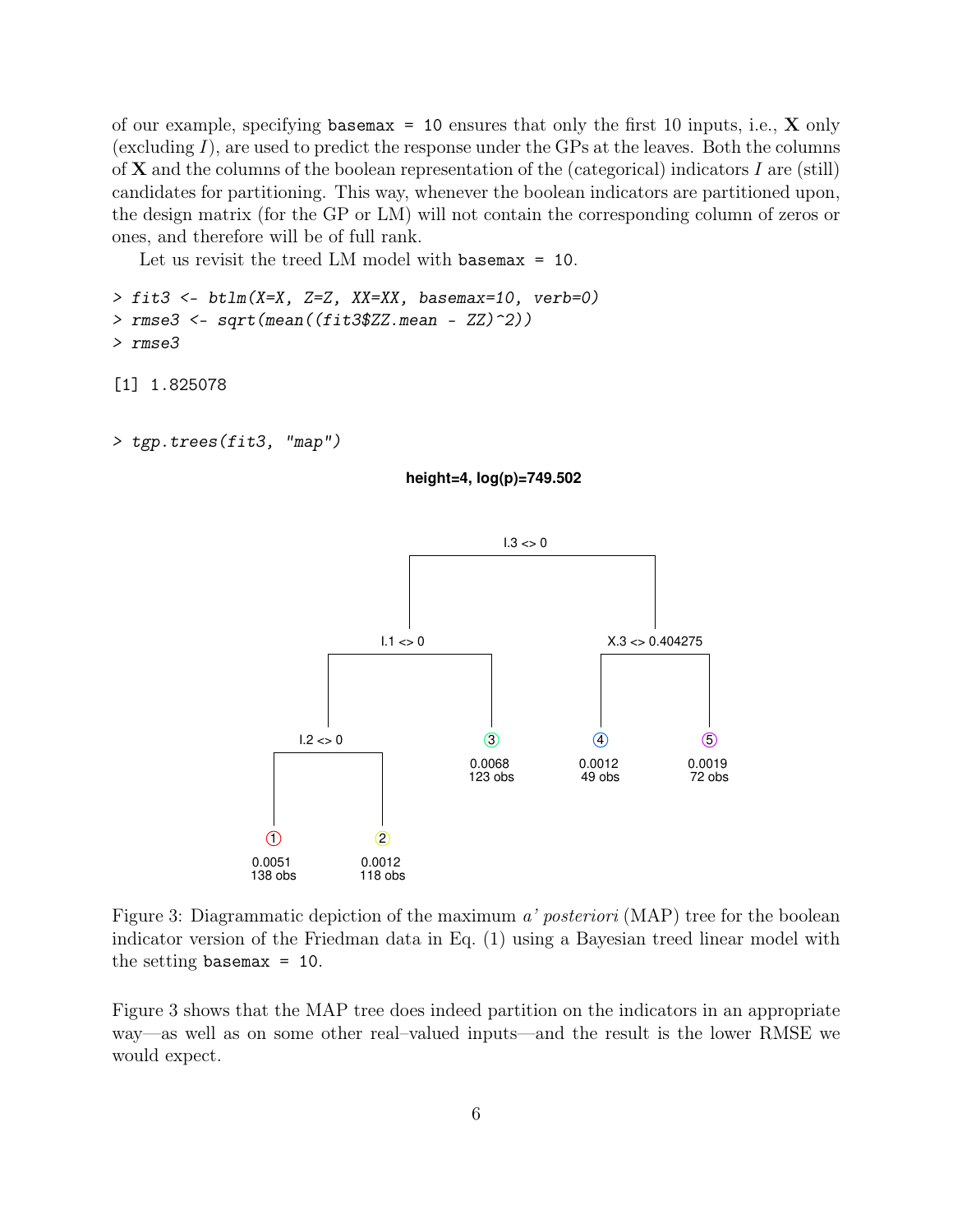of our example, specifying `basemax = 10` ensures that only the first 10 inputs, i.e., $\mathbf{X}$ only (excluding $I$), are used to predict the response under the GPs at the leaves. Both the columns of $\mathbf{X}$ and the columns of the boolean representation of the (categorical) indicators $I$ are (still) candidates for partitioning. This way, whenever the boolean indicators are partitioned upon, the design matrix (for the GP or LM) will not contain the corresponding column of zeros or ones, and therefore will be of full rank.

Let us revisit the treed LM model with `basemax = 10`.

```
> fit3 <- btlm(X=X, Z=Z, XX=XX, basemax=10, verb=0)
> rmse3 <- sqrt(mean((fit3$ZZ.mean - ZZ)^2))
> rmse3

[1] 1.825078

> tgp.trees(fit3, "map")
```

Figure 3: Diagrammatic depiction of the maximum *a' posteriori* (MAP) tree for the boolean indicator version of the Friedman data in Eq. (1) using a Bayesian treed linear model with the setting `basemax = 10`.

Figure 3 shows that the MAP tree does indeed partition on the indicators in an appropriate way—as well as on some other real–valued inputs—and the result is the lower RMSE we would expect.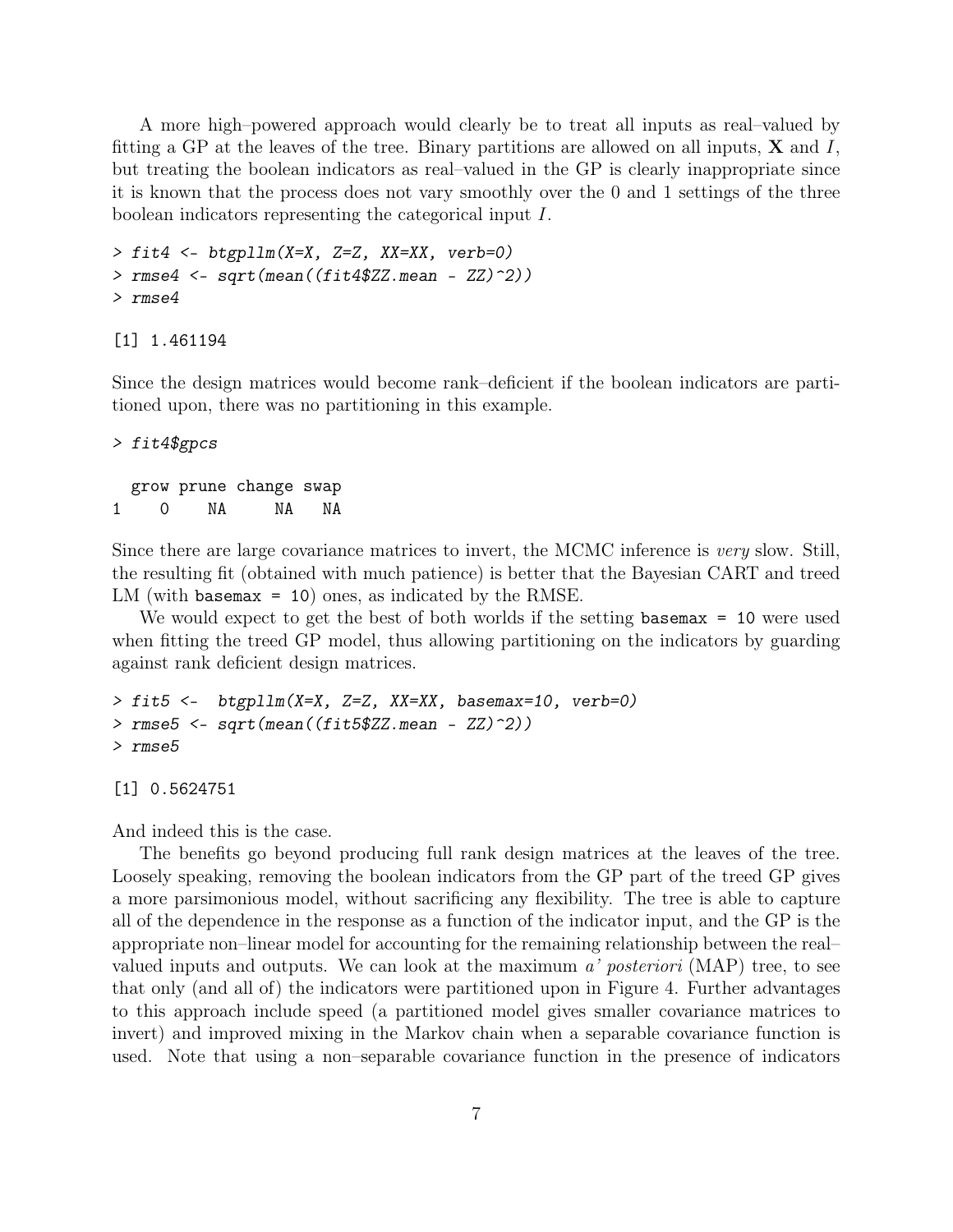A more high–powered approach would clearly be to treat all inputs as real–valued by fitting a GP at the leaves of the tree. Binary partitions are allowed on all inputs, $\mathbf{X}$ and $I$, but treating the boolean indicators as real–valued in the GP is clearly inappropriate since it is known that the process does not vary smoothly over the 0 and 1 settings of the three boolean indicators representing the categorical input $I$.

```
> fit4 <- btgpllm(X=X, Z=Z, XX=XX, verb=0)
> rmse4 <- sqrt(mean((fit4$ZZ.mean - ZZ)^2))
> rmse4

[1] 1.461194
```

Since the design matrices would become rank–deficient if the boolean indicators are partitioned upon, there was no partitioning in this example.

```
> fit4$gpcs

  grow prune change swap
1    0    NA     NA   NA
```

Since there are large covariance matrices to invert, the MCMC inference is *very* slow. Still, the resulting fit (obtained with much patience) is better that the Bayesian CART and treed LM (with `basemax = 10`) ones, as indicated by the RMSE.

We would expect to get the best of both worlds if the setting `basemax = 10` were used when fitting the treed GP model, thus allowing partitioning on the indicators by guarding against rank deficient design matrices.

```
> fit5 <-  btgpllm(X=X, Z=Z, XX=XX, basemax=10, verb=0)
> rmse5 <- sqrt(mean((fit5$ZZ.mean - ZZ)^2))
> rmse5

[1] 0.5624751
```

And indeed this is the case.

The benefits go beyond producing full rank design matrices at the leaves of the tree. Loosely speaking, removing the boolean indicators from the GP part of the treed GP gives a more parsimonious model, without sacrificing any flexibility. The tree is able to capture all of the dependence in the response as a function of the indicator input, and the GP is the appropriate non–linear model for accounting for the remaining relationship between the real–valued inputs and outputs. We can look at the maximum *a' posteriori* (MAP) tree, to see that only (and all of) the indicators were partitioned upon in Figure 4. Further advantages to this approach include speed (a partitioned model gives smaller covariance matrices to invert) and improved mixing in the Markov chain when a separable covariance function is used. Note that using a non–separable covariance function in the presence of indicators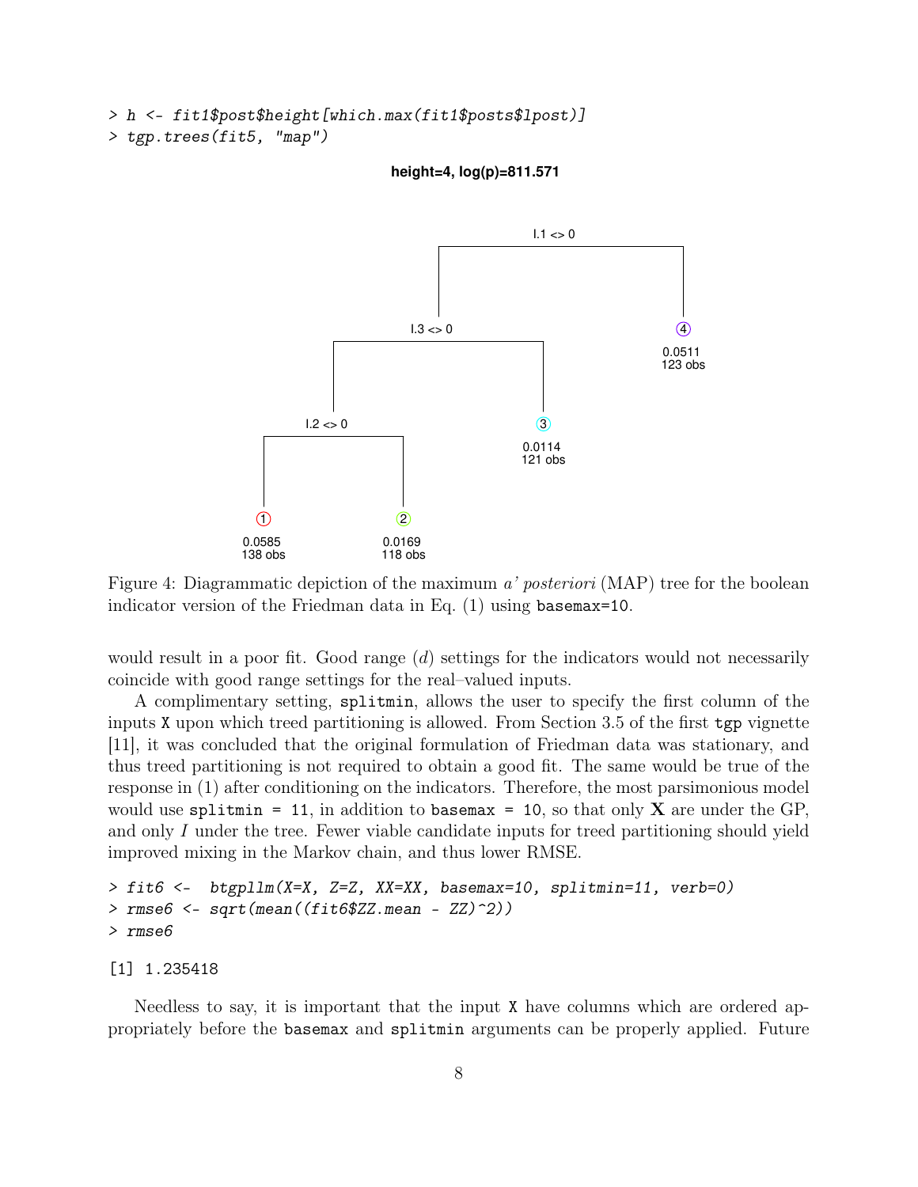```
> h <- fit1$post$height[which.max(fit1$posts$lpost)]
> tgp.trees(fit5, "map")
```

Figure 4: Diagrammatic depiction of the maximum *a' posteriori* (MAP) tree for the boolean indicator version of the Friedman data in Eq. (1) using `basemax=10`.

would result in a poor fit. Good range ($d$) settings for the indicators would not necessarily coincide with good range settings for the real–valued inputs.

A complimentary setting, `splitmin`, allows the user to specify the first column of the inputs `X` upon which treed partitioning is allowed. From Section 3.5 of the first `tgp` vignette [11], it was concluded that the original formulation of Friedman data was stationary, and thus treed partitioning is not required to obtain a good fit. The same would be true of the response in (1) after conditioning on the indicators. Therefore, the most parsimonious model would use `splitmin = 11`, in addition to `basemax = 10`, so that only $\mathbf{X}$ are under the GP, and only $I$ under the tree. Fewer viable candidate inputs for treed partitioning should yield improved mixing in the Markov chain, and thus lower RMSE.

```
> fit6 <-  btgpllm(X=X, Z=Z, XX=XX, basemax=10, splitmin=11, verb=0)
> rmse6 <- sqrt(mean((fit6$ZZ.mean - ZZ)^2))
> rmse6
```

```
[1] 1.235418
```

Needless to say, it is important that the input `X` have columns which are ordered appropriately before the `basemax` and `splitmin` arguments can be properly applied. Future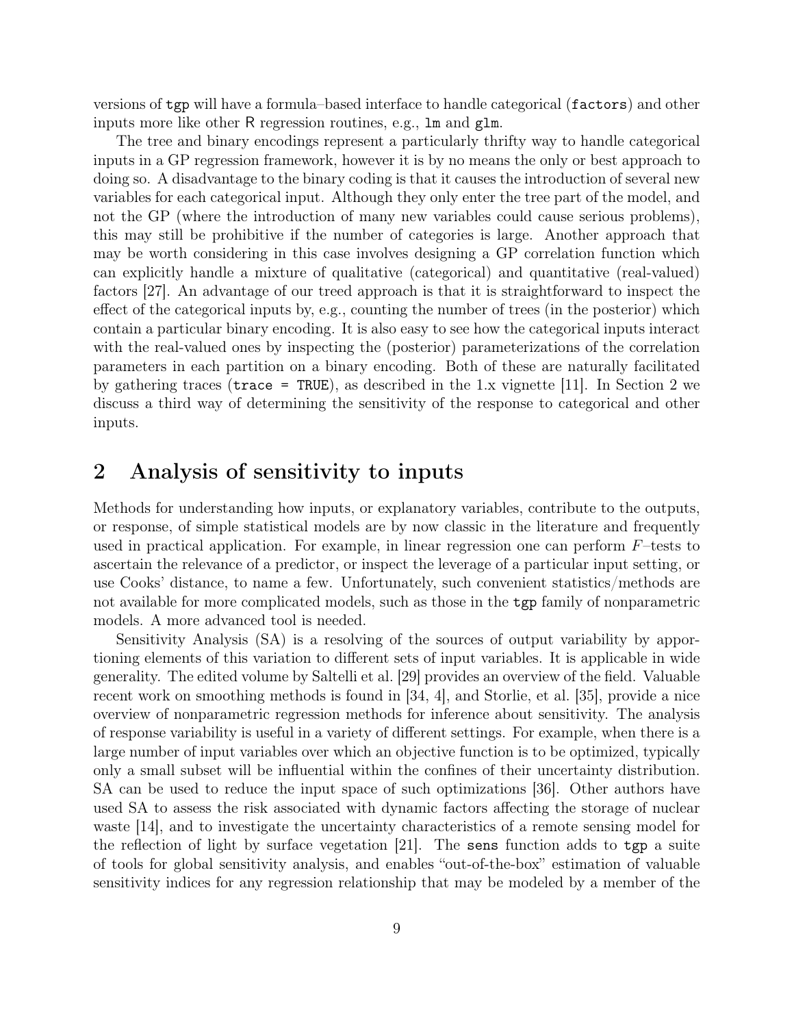versions of `tgp` will have a formula–based interface to handle categorical (`factors`) and other inputs more like other R regression routines, e.g., `lm` and `glm`.

The tree and binary encodings represent a particularly thrifty way to handle categorical inputs in a GP regression framework, however it is by no means the only or best approach to doing so. A disadvantage to the binary coding is that it causes the introduction of several new variables for each categorical input. Although they only enter the tree part of the model, and not the GP (where the introduction of many new variables could cause serious problems), this may still be prohibitive if the number of categories is large. Another approach that may be worth considering in this case involves designing a GP correlation function which can explicitly handle a mixture of qualitative (categorical) and quantitative (real-valued) factors [27]. An advantage of our treed approach is that it is straightforward to inspect the effect of the categorical inputs by, e.g., counting the number of trees (in the posterior) which contain a particular binary encoding. It is also easy to see how the categorical inputs interact with the real-valued ones by inspecting the (posterior) parameterizations of the correlation parameters in each partition on a binary encoding. Both of these are naturally facilitated by gathering traces (`trace = TRUE`), as described in the 1.x vignette [11]. In Section 2 we discuss a third way of determining the sensitivity of the response to categorical and other inputs.

## 2 Analysis of sensitivity to inputs

Methods for understanding how inputs, or explanatory variables, contribute to the outputs, or response, of simple statistical models are by now classic in the literature and frequently used in practical application. For example, in linear regression one can perform $F$–tests to ascertain the relevance of a predictor, or inspect the leverage of a particular input setting, or use Cooks' distance, to name a few. Unfortunately, such convenient statistics/methods are not available for more complicated models, such as those in the `tgp` family of nonparametric models. A more advanced tool is needed.

Sensitivity Analysis (SA) is a resolving of the sources of output variability by apportioning elements of this variation to different sets of input variables. It is applicable in wide generality. The edited volume by Saltelli et al. [29] provides an overview of the field. Valuable recent work on smoothing methods is found in [34, 4], and Storlie, et al. [35], provide a nice overview of nonparametric regression methods for inference about sensitivity. The analysis of response variability is useful in a variety of different settings. For example, when there is a large number of input variables over which an objective function is to be optimized, typically only a small subset will be influential within the confines of their uncertainty distribution. SA can be used to reduce the input space of such optimizations [36]. Other authors have used SA to assess the risk associated with dynamic factors affecting the storage of nuclear waste [14], and to investigate the uncertainty characteristics of a remote sensing model for the reflection of light by surface vegetation [21]. The `sens` function adds to `tgp` a suite of tools for global sensitivity analysis, and enables "out-of-the-box" estimation of valuable sensitivity indices for any regression relationship that may be modeled by a member of the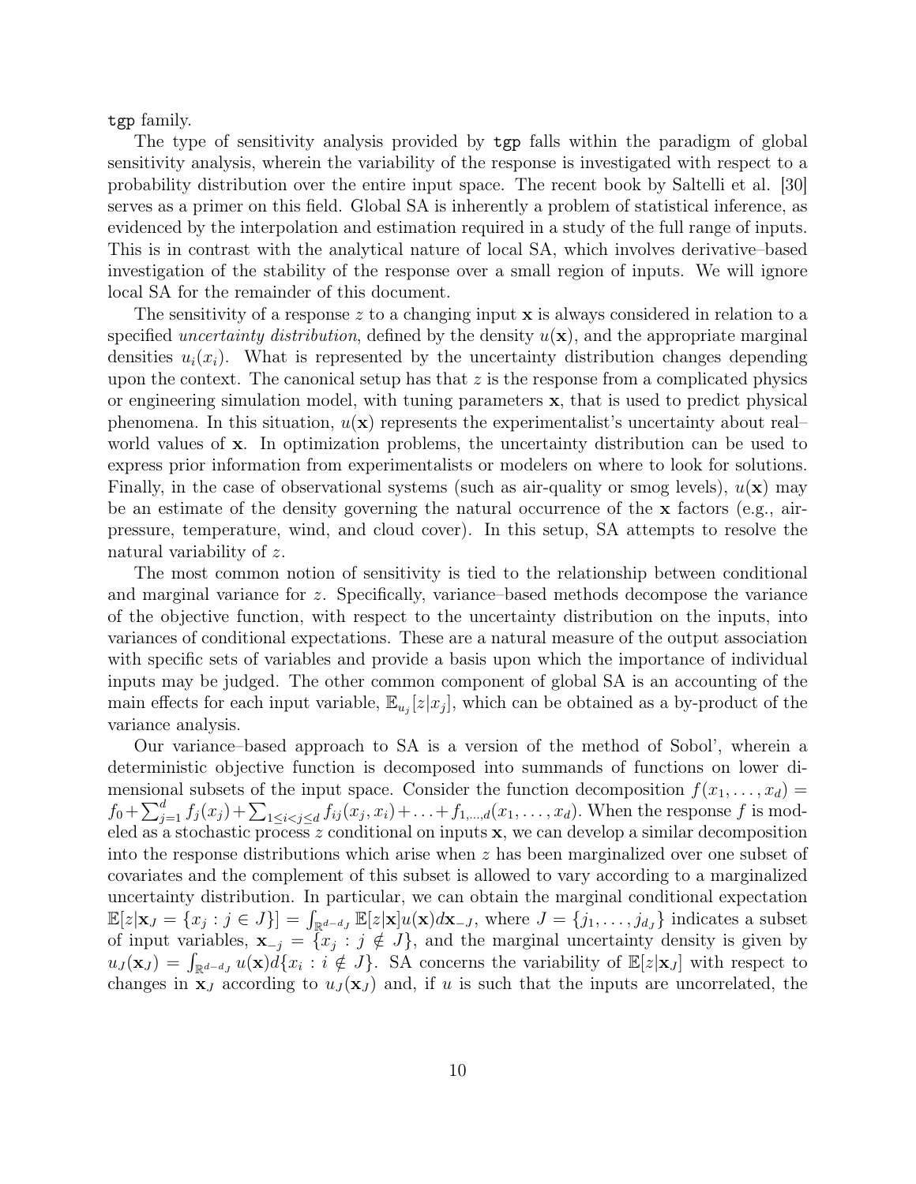`tgp` family.

The type of sensitivity analysis provided by `tgp` falls within the paradigm of global sensitivity analysis, wherein the variability of the response is investigated with respect to a probability distribution over the entire input space. The recent book by Saltelli et al. [30] serves as a primer on this field. Global SA is inherently a problem of statistical inference, as evidenced by the interpolation and estimation required in a study of the full range of inputs. This is in contrast with the analytical nature of local SA, which involves derivative–based investigation of the stability of the response over a small region of inputs. We will ignore local SA for the remainder of this document.

The sensitivity of a response $z$ to a changing input $\mathbf{x}$ is always considered in relation to a specified *uncertainty distribution*, defined by the density $u(\mathbf{x})$, and the appropriate marginal densities $u_i(x_i)$. What is represented by the uncertainty distribution changes depending upon the context. The canonical setup has that $z$ is the response from a complicated physics or engineering simulation model, with tuning parameters $\mathbf{x}$, that is used to predict physical phenomena. In this situation, $u(\mathbf{x})$ represents the experimentalist's uncertainty about real–world values of $\mathbf{x}$. In optimization problems, the uncertainty distribution can be used to express prior information from experimentalists or modelers on where to look for solutions. Finally, in the case of observational systems (such as air-quality or smog levels), $u(\mathbf{x})$ may be an estimate of the density governing the natural occurrence of the $\mathbf{x}$ factors (e.g., air-pressure, temperature, wind, and cloud cover). In this setup, SA attempts to resolve the natural variability of $z$.

The most common notion of sensitivity is tied to the relationship between conditional and marginal variance for $z$. Specifically, variance–based methods decompose the variance of the objective function, with respect to the uncertainty distribution on the inputs, into variances of conditional expectations. These are a natural measure of the output association with specific sets of variables and provide a basis upon which the importance of individual inputs may be judged. The other common component of global SA is an accounting of the main effects for each input variable, $\mathbb{E}_{u_j}[z|x_j]$, which can be obtained as a by-product of the variance analysis.

Our variance–based approach to SA is a version of the method of Sobol', wherein a deterministic objective function is decomposed into summands of functions on lower dimensional subsets of the input space. Consider the function decomposition $f(x_1, \ldots, x_d) = f_0 + \sum_{j=1}^{d} f_j(x_j) + \sum_{1 \leq i < j \leq d} f_{ij}(x_j, x_i) + \ldots + f_{1,\ldots,d}(x_1, \ldots, x_d)$. When the response $f$ is modeled as a stochastic process $z$ conditional on inputs $\mathbf{x}$, we can develop a similar decomposition into the response distributions which arise when $z$ has been marginalized over one subset of covariates and the complement of this subset is allowed to vary according to a marginalized uncertainty distribution. In particular, we can obtain the marginal conditional expectation $\mathbb{E}[z|\mathbf{x}_J = \{x_j : j \in J\}] = \int_{\mathbb{R}^{d-d_J}} \mathbb{E}[z|\mathbf{x}]u(\mathbf{x})d\mathbf{x}_{-J}$, where $J = \{j_1, \ldots, j_{d_J}\}$ indicates a subset of input variables, $\mathbf{x}_{-j} = \{x_j : j \notin J\}$, and the marginal uncertainty density is given by $u_J(\mathbf{x}_J) = \int_{\mathbb{R}^{d-d_J}} u(\mathbf{x})d\{x_i : i \notin J\}$. SA concerns the variability of $\mathbb{E}[z|\mathbf{x}_J]$ with respect to changes in $\mathbf{x}_J$ according to $u_J(\mathbf{x}_J)$ and, if $u$ is such that the inputs are uncorrelated, the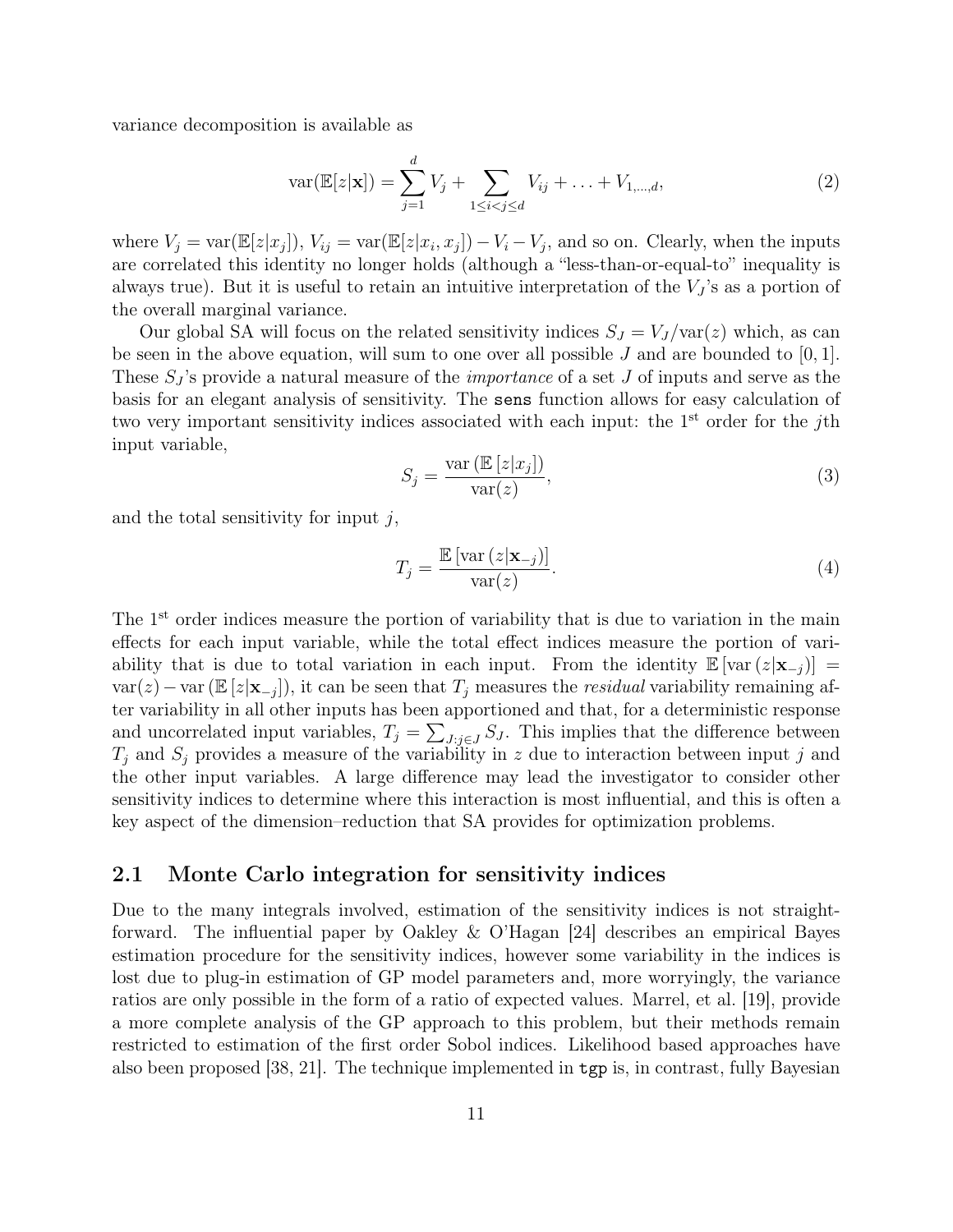variance decomposition is available as

$$\mathrm{var}(\mathbb{E}[z|\mathbf{x}]) = \sum_{j=1}^{d} V_j + \sum_{1\leq i<j\leq d} V_{ij} + \ldots + V_{1,\ldots,d}, \tag{2}$$

where $V_j = \mathrm{var}(\mathbb{E}[z|x_j])$, $V_{ij} = \mathrm{var}(\mathbb{E}[z|x_i, x_j]) - V_i - V_j$, and so on. Clearly, when the inputs are correlated this identity no longer holds (although a "less-than-or-equal-to" inequality is always true). But it is useful to retain an intuitive interpretation of the $V_J$'s as a portion of the overall marginal variance.

Our global SA will focus on the related sensitivity indices $S_J = V_J/\mathrm{var}(z)$ which, as can be seen in the above equation, will sum to one over all possible $J$ and are bounded to $[0, 1]$. These $S_J$'s provide a natural measure of the *importance* of a set $J$ of inputs and serve as the basis for an elegant analysis of sensitivity. The `sens` function allows for easy calculation of two very important sensitivity indices associated with each input: the 1st order for the $j$th input variable,

$$S_j = \frac{\mathrm{var}\left(\mathbb{E}\left[z|x_j\right]\right)}{\mathrm{var}(z)}, \tag{3}$$

and the total sensitivity for input $j$,

$$T_j = \frac{\mathbb{E}\left[\mathrm{var}\left(z|\mathbf{x}_{-j}\right)\right]}{\mathrm{var}(z)}. \tag{4}$$

The 1st order indices measure the portion of variability that is due to variation in the main effects for each input variable, while the total effect indices measure the portion of variability that is due to total variation in each input. From the identity $\mathbb{E}\left[\mathrm{var}\left(z|\mathbf{x}_{-j}\right)\right] = \mathrm{var}(z) - \mathrm{var}\left(\mathbb{E}\left[z|\mathbf{x}_{-j}\right]\right)$, it can be seen that $T_j$ measures the *residual* variability remaining after variability in all other inputs has been apportioned and that, for a deterministic response and uncorrelated input variables, $T_j = \sum_{J:j\in J} S_J$. This implies that the difference between $T_j$ and $S_j$ provides a measure of the variability in $z$ due to interaction between input $j$ and the other input variables. A large difference may lead the investigator to consider other sensitivity indices to determine where this interaction is most influential, and this is often a key aspect of the dimension–reduction that SA provides for optimization problems.

## 2.1 Monte Carlo integration for sensitivity indices

Due to the many integrals involved, estimation of the sensitivity indices is not straightforward. The influential paper by Oakley & O'Hagan [24] describes an empirical Bayes estimation procedure for the sensitivity indices, however some variability in the indices is lost due to plug-in estimation of GP model parameters and, more worryingly, the variance ratios are only possible in the form of a ratio of expected values. Marrel, et al. [19], provide a more complete analysis of the GP approach to this problem, but their methods remain restricted to estimation of the first order Sobol indices. Likelihood based approaches have also been proposed [38, 21]. The technique implemented in `tgp` is, in contrast, fully Bayesian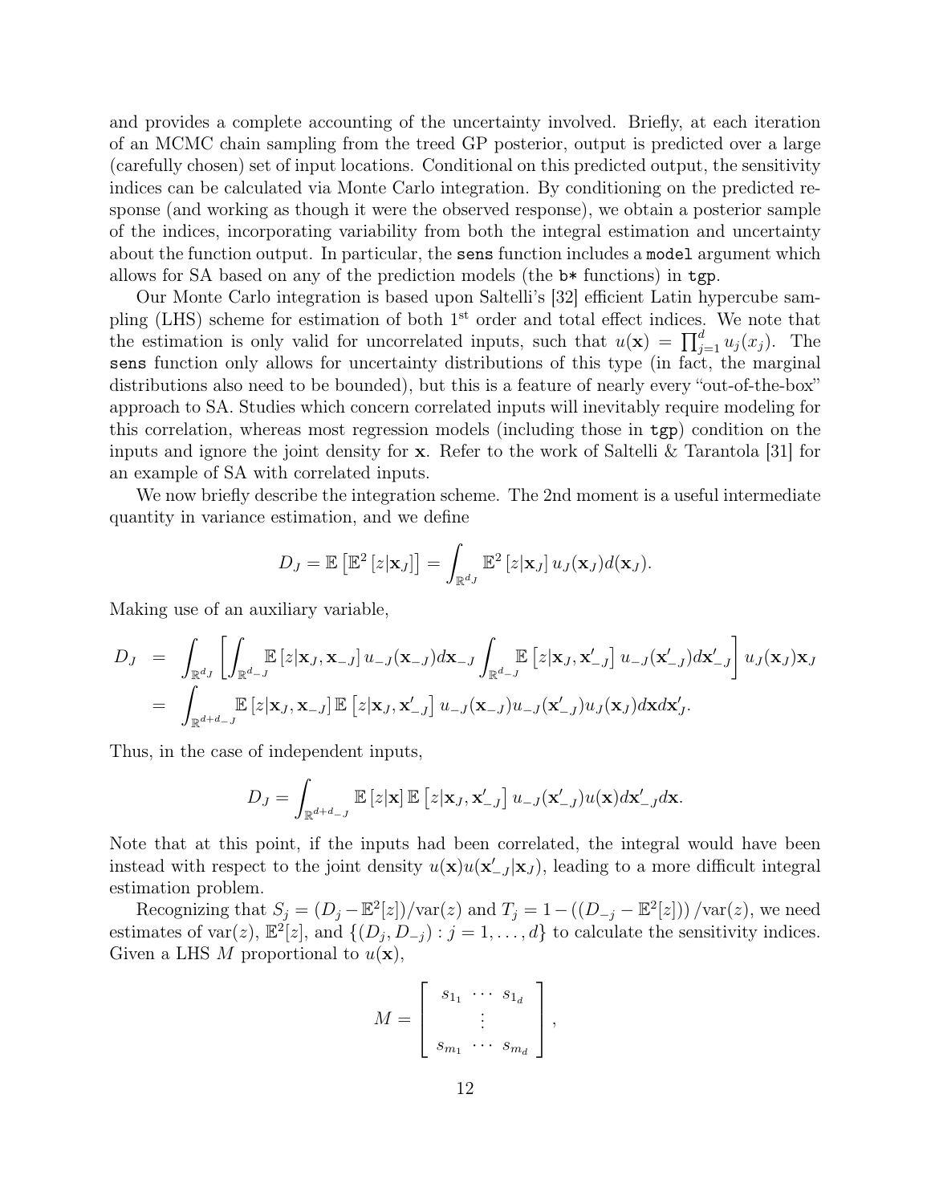and provides a complete accounting of the uncertainty involved. Briefly, at each iteration of an MCMC chain sampling from the treed GP posterior, output is predicted over a large (carefully chosen) set of input locations. Conditional on this predicted output, the sensitivity indices can be calculated via Monte Carlo integration. By conditioning on the predicted response (and working as though it were the observed response), we obtain a posterior sample of the indices, incorporating variability from both the integral estimation and uncertainty about the function output. In particular, the `sens` function includes a `model` argument which allows for SA based on any of the prediction models (the `b*` functions) in `tgp`.

Our Monte Carlo integration is based upon Saltelli's [32] efficient Latin hypercube sampling (LHS) scheme for estimation of both 1st order and total effect indices. We note that the estimation is only valid for uncorrelated inputs, such that $u(\mathbf{x}) = \prod_{j=1}^{d} u_j(x_j)$. The `sens` function only allows for uncertainty distributions of this type (in fact, the marginal distributions also need to be bounded), but this is a feature of nearly every "out-of-the-box" approach to SA. Studies which concern correlated inputs will inevitably require modeling for this correlation, whereas most regression models (including those in `tgp`) condition on the inputs and ignore the joint density for $\mathbf{x}$. Refer to the work of Saltelli & Tarantola [31] for an example of SA with correlated inputs.

We now briefly describe the integration scheme. The 2nd moment is a useful intermediate quantity in variance estimation, and we define

$$D_J = \mathbb{E}\left[\mathbb{E}^2\left[z|\mathbf{x}_J\right]\right] = \int_{\mathbb{R}^{d_J}} \mathbb{E}^2\left[z|\mathbf{x}_J\right] u_J(\mathbf{x}_J) d(\mathbf{x}_J).$$

Making use of an auxiliary variable,

$$\begin{aligned}
D_J &= \int_{\mathbb{R}^{d_J}} \left[ \int_{\mathbb{R}^{d_{-J}}} \mathbb{E}\left[z|\mathbf{x}_J, \mathbf{x}_{-J}\right] u_{-J}(\mathbf{x}_{-J}) d\mathbf{x}_{-J} \int_{\mathbb{R}^{d_{-J}}} \mathbb{E}\left[z|\mathbf{x}_J, \mathbf{x}'_{-J}\right] u_{-J}(\mathbf{x}'_{-J}) d\mathbf{x}'_{-J} \right] u_J(\mathbf{x}_J)\mathbf{x}_J \\
&= \int_{\mathbb{R}^{d+d_{-J}}} \mathbb{E}\left[z|\mathbf{x}_J, \mathbf{x}_{-J}\right] \mathbb{E}\left[z|\mathbf{x}_J, \mathbf{x}'_{-J}\right] u_{-J}(\mathbf{x}_{-J}) u_{-J}(\mathbf{x}'_{-J}) u_J(\mathbf{x}_J) d\mathbf{x} d\mathbf{x}'_J.
\end{aligned}$$

Thus, in the case of independent inputs,

$$D_J = \int_{\mathbb{R}^{d+d_{-J}}} \mathbb{E}\left[z|\mathbf{x}\right] \mathbb{E}\left[z|\mathbf{x}_J, \mathbf{x}'_{-J}\right] u_{-J}(\mathbf{x}'_{-J}) u(\mathbf{x}) d\mathbf{x}'_{-J} d\mathbf{x}.$$

Note that at this point, if the inputs had been correlated, the integral would have been instead with respect to the joint density $u(\mathbf{x})u(\mathbf{x}'_{-J}|\mathbf{x}_J)$, leading to a more difficult integral estimation problem.

Recognizing that $S_j = (D_j - \mathbb{E}^2[z])/\text{var}(z)$ and $T_j = 1 - \left((D_{-j} - \mathbb{E}^2[z])\right)/\text{var}(z)$, we need estimates of $\text{var}(z)$, $\mathbb{E}^2[z]$, and $\{(D_j, D_{-j}) : j = 1, \ldots, d\}$ to calculate the sensitivity indices. Given a LHS $M$ proportional to $u(\mathbf{x})$,

$$M = \begin{bmatrix} s_{1_1} & \cdots & s_{1_d} \\ & \vdots & \\ s_{m_1} & \cdots & s_{m_d} \end{bmatrix},$$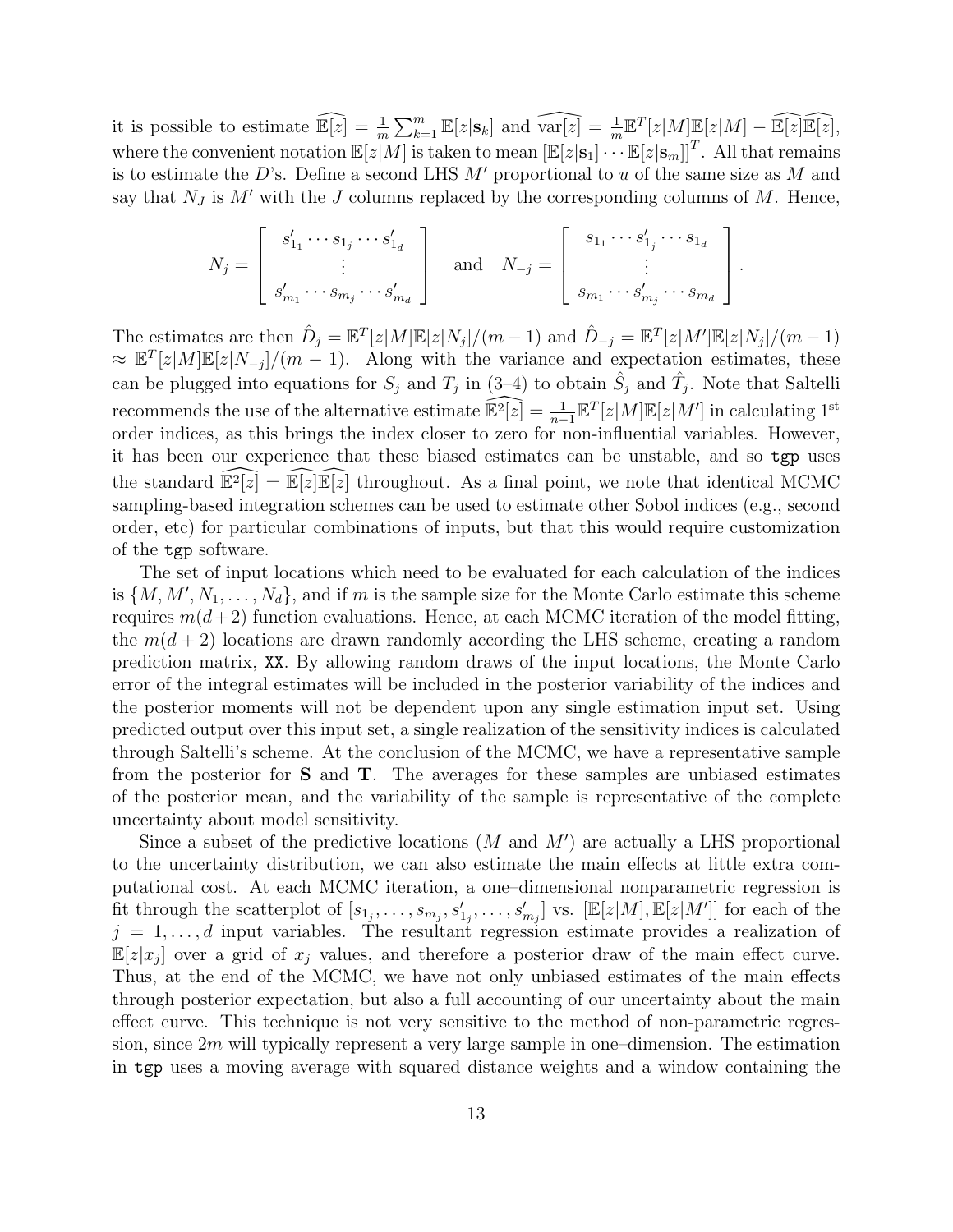it is possible to estimate $\widehat{\mathbb{E}[z]} = \frac{1}{m}\sum_{k=1}^{m} \mathbb{E}[z|\mathbf{s}_k]$ and $\widehat{\mathrm{var}[z]} = \frac{1}{m}\mathbb{E}^T[z|M]\mathbb{E}[z|M] - \widehat{\mathbb{E}[z]}\widehat{\mathbb{E}[z]}$, where the convenient notation $\mathbb{E}[z|M]$ is taken to mean $[\mathbb{E}[z|\mathbf{s}_1] \cdots \mathbb{E}[z|\mathbf{s}_m]]^T$. All that remains is to estimate the $D$'s. Define a second LHS $M'$ proportional to $u$ of the same size as $M$ and say that $N_J$ is $M'$ with the $J$ columns replaced by the corresponding columns of $M$. Hence,

$$
N_j = \left[ \begin{array}{c} s'_{1_1} \cdots s_{1_j} \cdots s'_{1_d} \\ \vdots \\ s'_{m_1} \cdots s_{m_j} \cdots s'_{m_d} \end{array} \right] \quad \text{and} \quad N_{-j} = \left[ \begin{array}{c} s_{1_1} \cdots s'_{1_j} \cdots s_{1_d} \\ \vdots \\ s_{m_1} \cdots s'_{m_j} \cdots s_{m_d} \end{array} \right].
$$

The estimates are then $\hat{D}_j = \mathbb{E}^T[z|M]\mathbb{E}[z|N_j]/(m-1)$ and $\hat{D}_{-j} = \mathbb{E}^T[z|M']\mathbb{E}[z|N_j]/(m-1)$ $\approx \mathbb{E}^T[z|M]\mathbb{E}[z|N_{-j}]/(m-1)$. Along with the variance and expectation estimates, these can be plugged into equations for $S_j$ and $T_j$ in (3–4) to obtain $\hat{S}_j$ and $\hat{T}_j$. Note that Saltelli recommends the use of the alternative estimate $\widehat{\mathbb{E}^2[z]} = \frac{1}{n-1}\mathbb{E}^T[z|M]\mathbb{E}[z|M']$ in calculating 1st order indices, as this brings the index closer to zero for non-influential variables. However, it has been our experience that these biased estimates can be unstable, and so `tgp` uses the standard $\widehat{\mathbb{E}^2[z]} = \widehat{\mathbb{E}[z]}\widehat{\mathbb{E}[z]}$ throughout. As a final point, we note that identical MCMC sampling-based integration schemes can be used to estimate other Sobol indices (e.g., second order, etc) for particular combinations of inputs, but that this would require customization of the `tgp` software.

The set of input locations which need to be evaluated for each calculation of the indices is $\{M, M', N_1, \ldots, N_d\}$, and if $m$ is the sample size for the Monte Carlo estimate this scheme requires $m(d+2)$ function evaluations. Hence, at each MCMC iteration of the model fitting, the $m(d+2)$ locations are drawn randomly according the LHS scheme, creating a random prediction matrix, `XX`. By allowing random draws of the input locations, the Monte Carlo error of the integral estimates will be included in the posterior variability of the indices and the posterior moments will not be dependent upon any single estimation input set. Using predicted output over this input set, a single realization of the sensitivity indices is calculated through Saltelli's scheme. At the conclusion of the MCMC, we have a representative sample from the posterior for $\mathbf{S}$ and $\mathbf{T}$. The averages for these samples are unbiased estimates of the posterior mean, and the variability of the sample is representative of the complete uncertainty about model sensitivity.

Since a subset of the predictive locations ($M$ and $M'$) are actually a LHS proportional to the uncertainty distribution, we can also estimate the main effects at little extra computational cost. At each MCMC iteration, a one–dimensional nonparametric regression is fit through the scatterplot of $[s_{1_j}, \ldots, s_{m_j}, s'_{1_j}, \ldots, s'_{m_j}]$ vs. $[\mathbb{E}[z|M], \mathbb{E}[z|M']]$ for each of the $j = 1, \ldots, d$ input variables. The resultant regression estimate provides a realization of $\mathbb{E}[z|x_j]$ over a grid of $x_j$ values, and therefore a posterior draw of the main effect curve. Thus, at the end of the MCMC, we have not only unbiased estimates of the main effects through posterior expectation, but also a full accounting of our uncertainty about the main effect curve. This technique is not very sensitive to the method of non-parametric regression, since $2m$ will typically represent a very large sample in one–dimension. The estimation in `tgp` uses a moving average with squared distance weights and a window containing the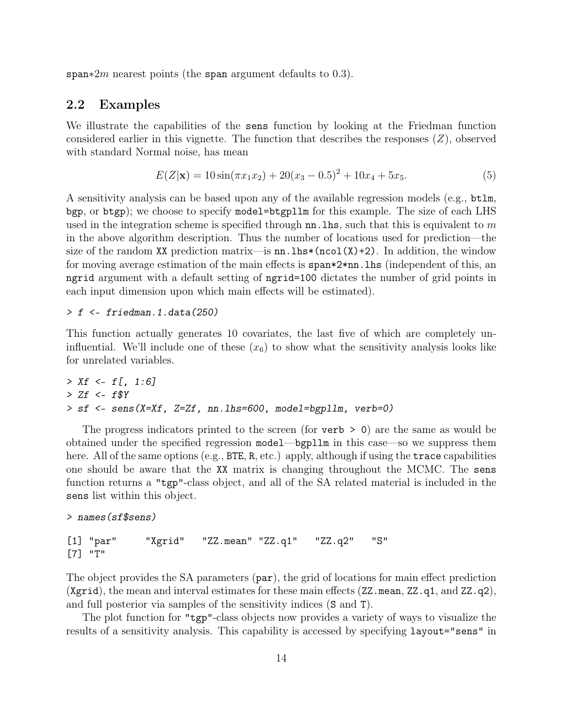span$*2m$ nearest points (the span argument defaults to 0.3).

## 2.2 Examples

We illustrate the capabilities of the sens function by looking at the Friedman function considered earlier in this vignette. The function that describes the responses ($Z$), observed with standard Normal noise, has mean

$$E(Z|\mathbf{x}) = 10\sin(\pi x_1 x_2) + 20(x_3 - 0.5)^2 + 10x_4 + 5x_5. \tag{5}$$

A sensitivity analysis can be based upon any of the available regression models (e.g., btlm, bgp, or btgp); we choose to specify model=btgpllm for this example. The size of each LHS used in the integration scheme is specified through nn.lhs, such that this is equivalent to $m$ in the above algorithm description. Thus the number of locations used for prediction—the size of the random XX prediction matrix—is nn.lhs*(ncol(X)+2). In addition, the window for moving average estimation of the main effects is span*2*nn.lhs (independent of this, an ngrid argument with a default setting of ngrid=100 dictates the number of grid points in each input dimension upon which main effects will be estimated).

```
> f <- friedman.1.data(250)
```

This function actually generates 10 covariates, the last five of which are completely uninfluential. We'll include one of these ($x_6$) to show what the sensitivity analysis looks like for unrelated variables.

```
> Xf <- f[, 1:6]
> Zf <- f$Y
> sf <- sens(X=Xf, Z=Zf, nn.lhs=600, model=bgpllm, verb=0)
```

The progress indicators printed to the screen (for verb > 0) are the same as would be obtained under the specified regression model—bgpllm in this case—so we suppress them here. All of the same options (e.g., BTE, R, etc.) apply, although if using the trace capabilities one should be aware that the XX matrix is changing throughout the MCMC. The sens function returns a "tgp"-class object, and all of the SA related material is included in the sens list within this object.

```
> names(sf$sens)

[1] "par"     "Xgrid"   "ZZ.mean" "ZZ.q1"   "ZZ.q2"   "S"
[7] "T"
```

The object provides the SA parameters (par), the grid of locations for main effect prediction (Xgrid), the mean and interval estimates for these main effects (ZZ.mean, ZZ.q1, and ZZ.q2), and full posterior via samples of the sensitivity indices (S and T).

The plot function for "tgp"-class objects now provides a variety of ways to visualize the results of a sensitivity analysis. This capability is accessed by specifying layout="sens" in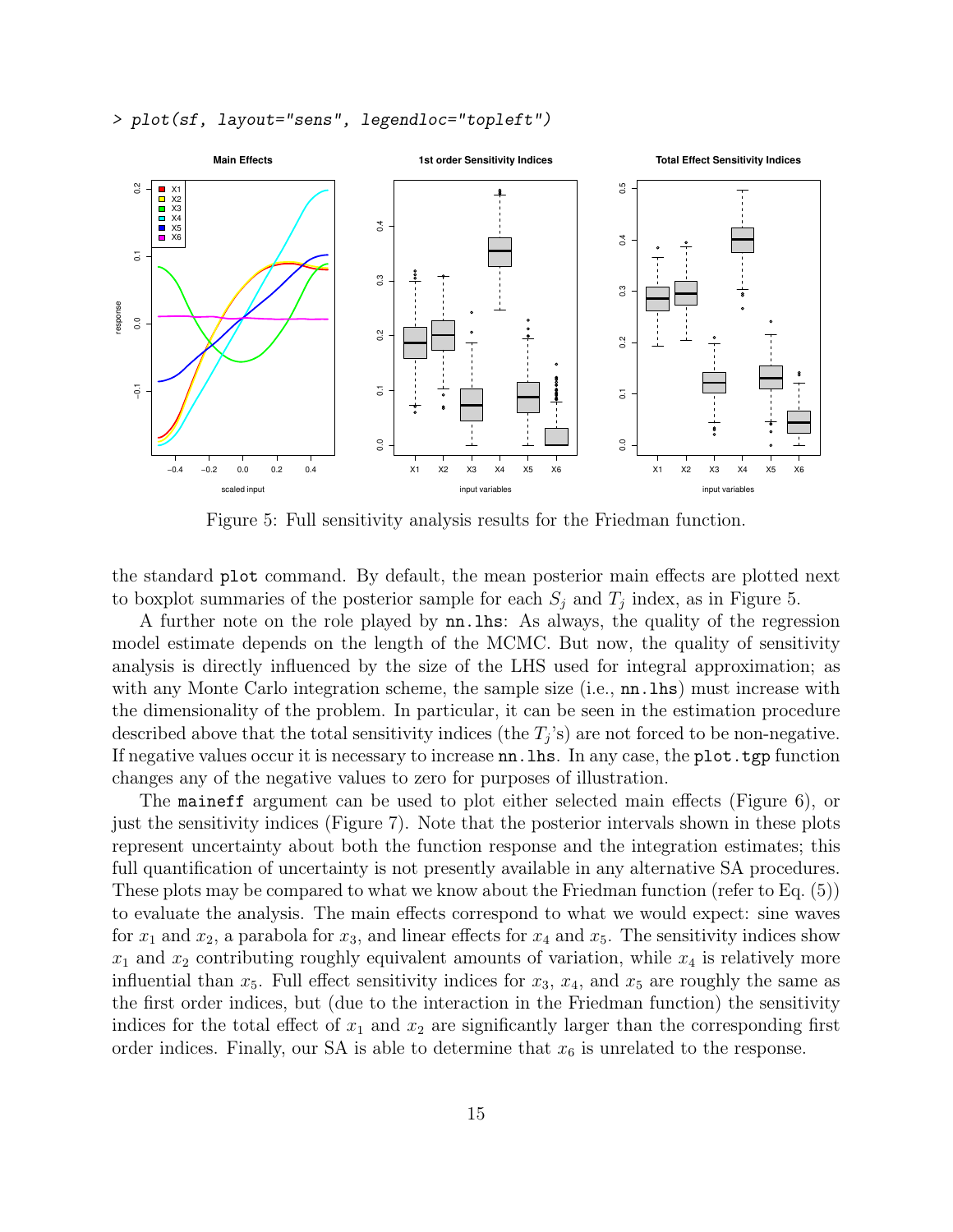```
> plot(sf, layout="sens", legendloc="topleft")
```

Figure 5: Full sensitivity analysis results for the Friedman function.

the standard `plot` command. By default, the mean posterior main effects are plotted next to boxplot summaries of the posterior sample for each $S_j$ and $T_j$ index, as in Figure 5.

A further note on the role played by `nn.lhs`: As always, the quality of the regression model estimate depends on the length of the MCMC. But now, the quality of sensitivity analysis is directly influenced by the size of the LHS used for integral approximation; as with any Monte Carlo integration scheme, the sample size (i.e., `nn.lhs`) must increase with the dimensionality of the problem. In particular, it can be seen in the estimation procedure described above that the total sensitivity indices (the $T_j$'s) are not forced to be non-negative. If negative values occur it is necessary to increase `nn.lhs`. In any case, the `plot.tgp` function changes any of the negative values to zero for purposes of illustration.

The `maineff` argument can be used to plot either selected main effects (Figure 6), or just the sensitivity indices (Figure 7). Note that the posterior intervals shown in these plots represent uncertainty about both the function response and the integration estimates; this full quantification of uncertainty is not presently available in any alternative SA procedures. These plots may be compared to what we know about the Friedman function (refer to Eq. (5)) to evaluate the analysis. The main effects correspond to what we would expect: sine waves for $x_1$ and $x_2$, a parabola for $x_3$, and linear effects for $x_4$ and $x_5$. The sensitivity indices show $x_1$ and $x_2$ contributing roughly equivalent amounts of variation, while $x_4$ is relatively more influential than $x_5$. Full effect sensitivity indices for $x_3$, $x_4$, and $x_5$ are roughly the same as the first order indices, but (due to the interaction in the Friedman function) the sensitivity indices for the total effect of $x_1$ and $x_2$ are significantly larger than the corresponding first order indices. Finally, our SA is able to determine that $x_6$ is unrelated to the response.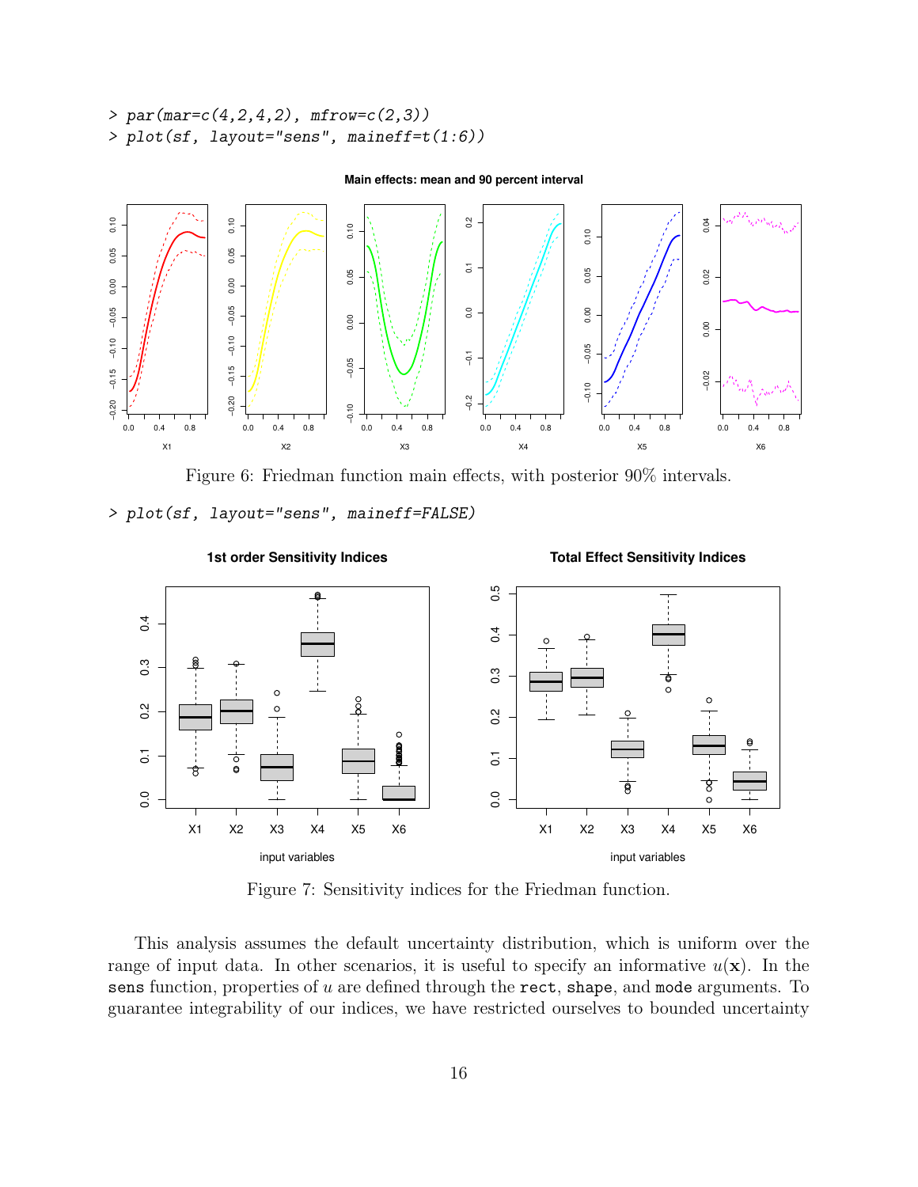```
> par(mar=c(4,2,4,2), mfrow=c(2,3))
> plot(sf, layout="sens", maineff=t(1:6))
```

Figure 6: Friedman function main effects, with posterior 90% intervals.

```
> plot(sf, layout="sens", maineff=FALSE)
```

Figure 7: Sensitivity indices for the Friedman function.

This analysis assumes the default uncertainty distribution, which is uniform over the range of input data. In other scenarios, it is useful to specify an informative $u(\mathbf{x})$. In the `sens` function, properties of $u$ are defined through the `rect`, `shape`, and `mode` arguments. To guarantee integrability of our indices, we have restricted ourselves to bounded uncertainty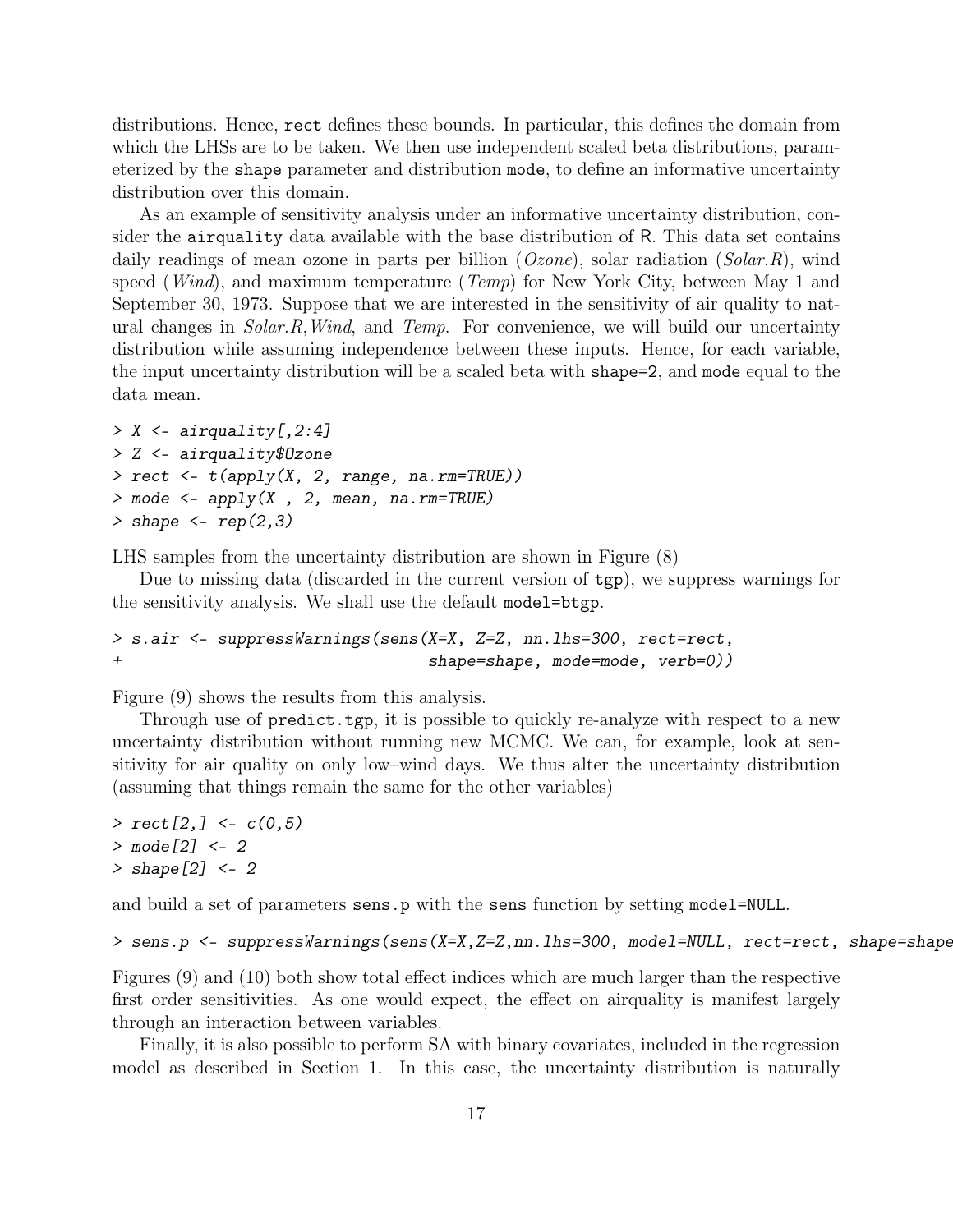distributions. Hence, `rect` defines these bounds. In particular, this defines the domain from which the LHSs are to be taken. We then use independent scaled beta distributions, parameterized by the `shape` parameter and distribution `mode`, to define an informative uncertainty distribution over this domain.

As an example of sensitivity analysis under an informative uncertainty distribution, consider the `airquality` data available with the base distribution of R. This data set contains daily readings of mean ozone in parts per billion (*Ozone*), solar radiation (*Solar.R*), wind speed (*Wind*), and maximum temperature (*Temp*) for New York City, between May 1 and September 30, 1973. Suppose that we are interested in the sensitivity of air quality to natural changes in *Solar.R*,*Wind*, and *Temp*. For convenience, we will build our uncertainty distribution while assuming independence between these inputs. Hence, for each variable, the input uncertainty distribution will be a scaled beta with `shape=2`, and `mode` equal to the data mean.

```
> X <- airquality[,2:4]
> Z <- airquality$Ozone
> rect <- t(apply(X, 2, range, na.rm=TRUE))
> mode <- apply(X , 2, mean, na.rm=TRUE)
> shape <- rep(2,3)
```

LHS samples from the uncertainty distribution are shown in Figure (8)

Due to missing data (discarded in the current version of `tgp`), we suppress warnings for the sensitivity analysis. We shall use the default `model=btgp`.

```
> s.air <- suppressWarnings(sens(X=X, Z=Z, nn.lhs=300, rect=rect,
+                                 shape=shape, mode=mode, verb=0))
```

Figure (9) shows the results from this analysis.

Through use of `predict.tgp`, it is possible to quickly re-analyze with respect to a new uncertainty distribution without running new MCMC. We can, for example, look at sensitivity for air quality on only low–wind days. We thus alter the uncertainty distribution (assuming that things remain the same for the other variables)

```
> rect[2,] <- c(0,5)
> mode[2] <- 2
> shape[2] <- 2
```

and build a set of parameters `sens.p` with the `sens` function by setting `model=NULL`.

```
> sens.p <- suppressWarnings(sens(X=X,Z=Z,nn.lhs=300, model=NULL, rect=rect, shape=shape
```

Figures (9) and (10) both show total effect indices which are much larger than the respective first order sensitivities. As one would expect, the effect on airquality is manifest largely through an interaction between variables.

Finally, it is also possible to perform SA with binary covariates, included in the regression model as described in Section 1. In this case, the uncertainty distribution is naturally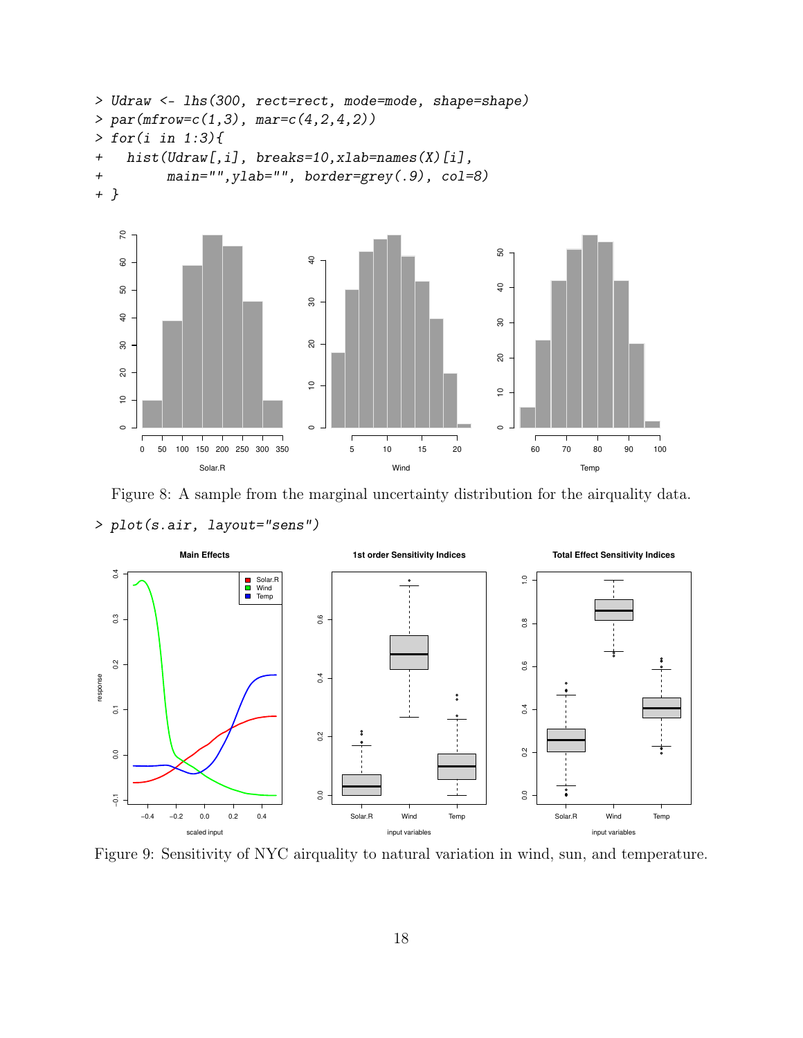```
> Udraw <- lhs(300, rect=rect, mode=mode, shape=shape)
> par(mfrow=c(1,3), mar=c(4,2,4,2))
> for(i in 1:3){
+   hist(Udraw[,i], breaks=10,xlab=names(X)[i],
+        main="",ylab="", border=grey(.9), col=8)
+ }
```

Figure 8: A sample from the marginal uncertainty distribution for the airquality data.

```
> plot(s.air, layout="sens")
```

Figure 9: Sensitivity of NYC airquality to natural variation in wind, sun, and temperature.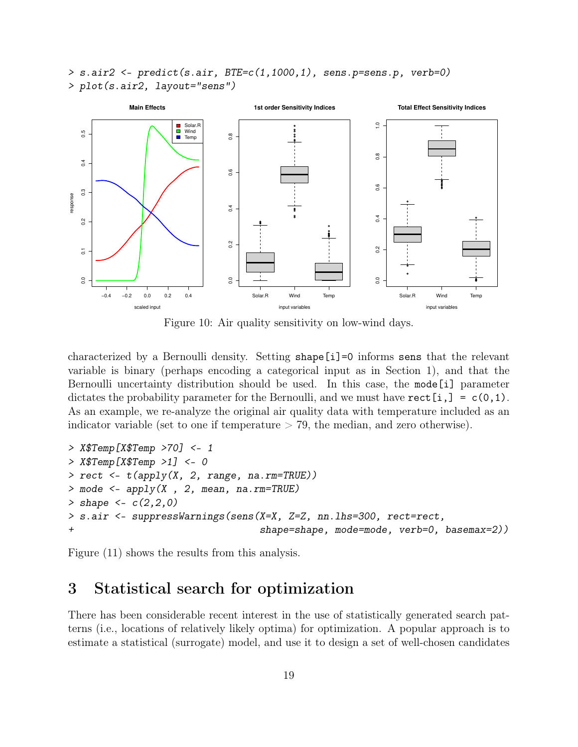```
> s.air2 <- predict(s.air, BTE=c(1,1000,1), sens.p=sens.p, verb=0)
> plot(s.air2, layout="sens")
```

Figure 10: Air quality sensitivity on low-wind days.

characterized by a Bernoulli density. Setting `shape[i]=0` informs `sens` that the relevant variable is binary (perhaps encoding a categorical input as in Section 1), and that the Bernoulli uncertainty distribution should be used. In this case, the `mode[i]` parameter dictates the probability parameter for the Bernoulli, and we must have `rect[i,] = c(0,1)`. As an example, we re-analyze the original air quality data with temperature included as an indicator variable (set to one if temperature $> 79$, the median, and zero otherwise).

```
> X$Temp[X$Temp >70] <- 1
> X$Temp[X$Temp >1] <- 0
> rect <- t(apply(X, 2, range, na.rm=TRUE))
> mode <- apply(X , 2, mean, na.rm=TRUE)
> shape <- c(2,2,0)
> s.air <- suppressWarnings(sens(X=X, Z=Z, nn.lhs=300, rect=rect,
+                              shape=shape, mode=mode, verb=0, basemax=2))
```

Figure (11) shows the results from this analysis.

# 3 Statistical search for optimization

There has been considerable recent interest in the use of statistically generated search patterns (i.e., locations of relatively likely optima) for optimization. A popular approach is to estimate a statistical (surrogate) model, and use it to design a set of well-chosen candidates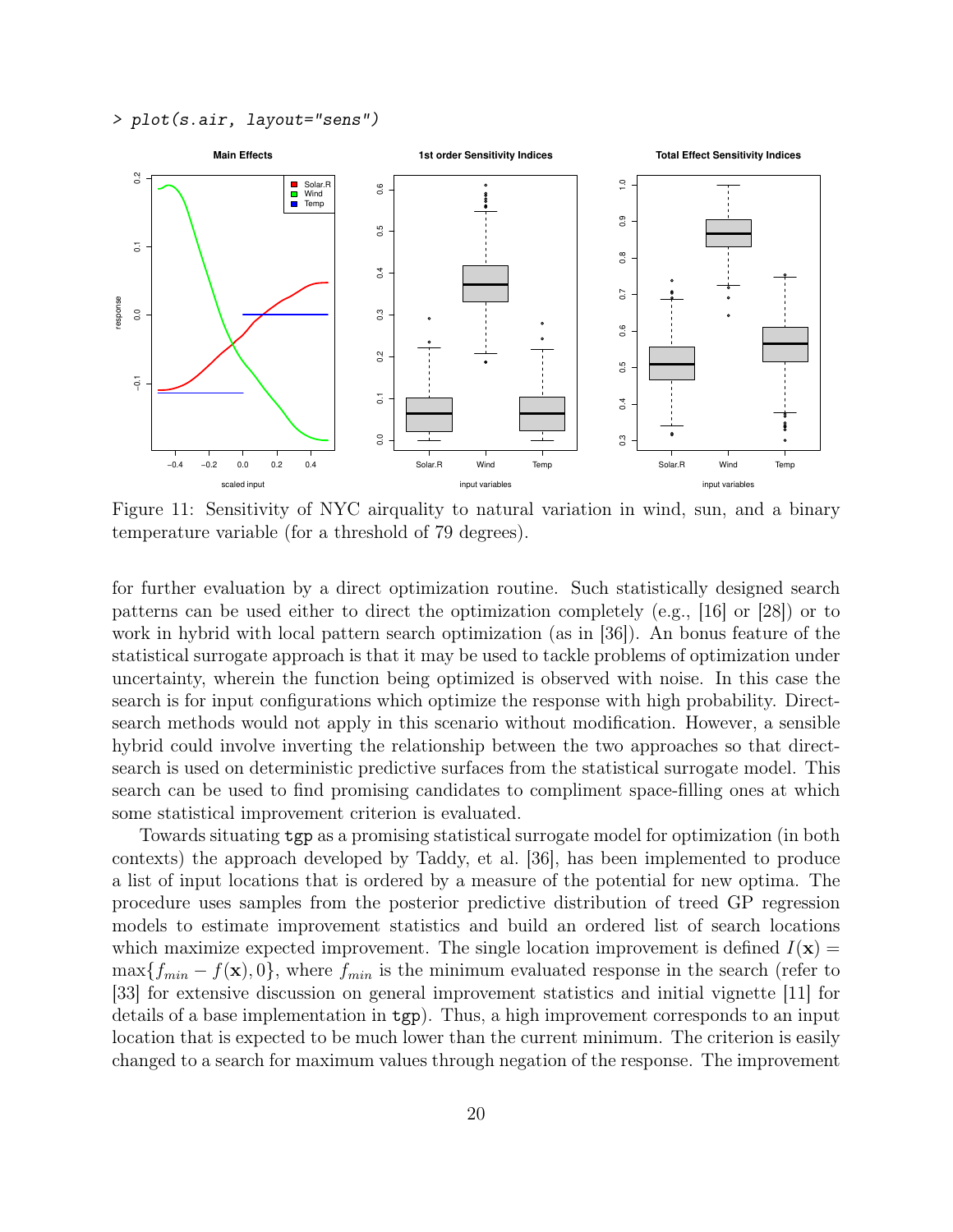```
> plot(s.air, layout="sens")
```

Figure 11: Sensitivity of NYC airquality to natural variation in wind, sun, and a binary temperature variable (for a threshold of 79 degrees).

for further evaluation by a direct optimization routine. Such statistically designed search patterns can be used either to direct the optimization completely (e.g., [16] or [28]) or to work in hybrid with local pattern search optimization (as in [36]). An bonus feature of the statistical surrogate approach is that it may be used to tackle problems of optimization under uncertainty, wherein the function being optimized is observed with noise. In this case the search is for input configurations which optimize the response with high probability. Direct-search methods would not apply in this scenario without modification. However, a sensible hybrid could involve inverting the relationship between the two approaches so that direct-search is used on deterministic predictive surfaces from the statistical surrogate model. This search can be used to find promising candidates to compliment space-filling ones at which some statistical improvement criterion is evaluated.

Towards situating `tgp` as a promising statistical surrogate model for optimization (in both contexts) the approach developed by Taddy, et al. [36], has been implemented to produce a list of input locations that is ordered by a measure of the potential for new optima. The procedure uses samples from the posterior predictive distribution of treed GP regression models to estimate improvement statistics and build an ordered list of search locations which maximize expected improvement. The single location improvement is defined $I(\mathbf{x}) = \max\{f_{min} - f(\mathbf{x}), 0\}$, where $f_{min}$ is the minimum evaluated response in the search (refer to [33] for extensive discussion on general improvement statistics and initial vignette [11] for details of a base implementation in `tgp`). Thus, a high improvement corresponds to an input location that is expected to be much lower than the current minimum. The criterion is easily changed to a search for maximum values through negation of the response. The improvement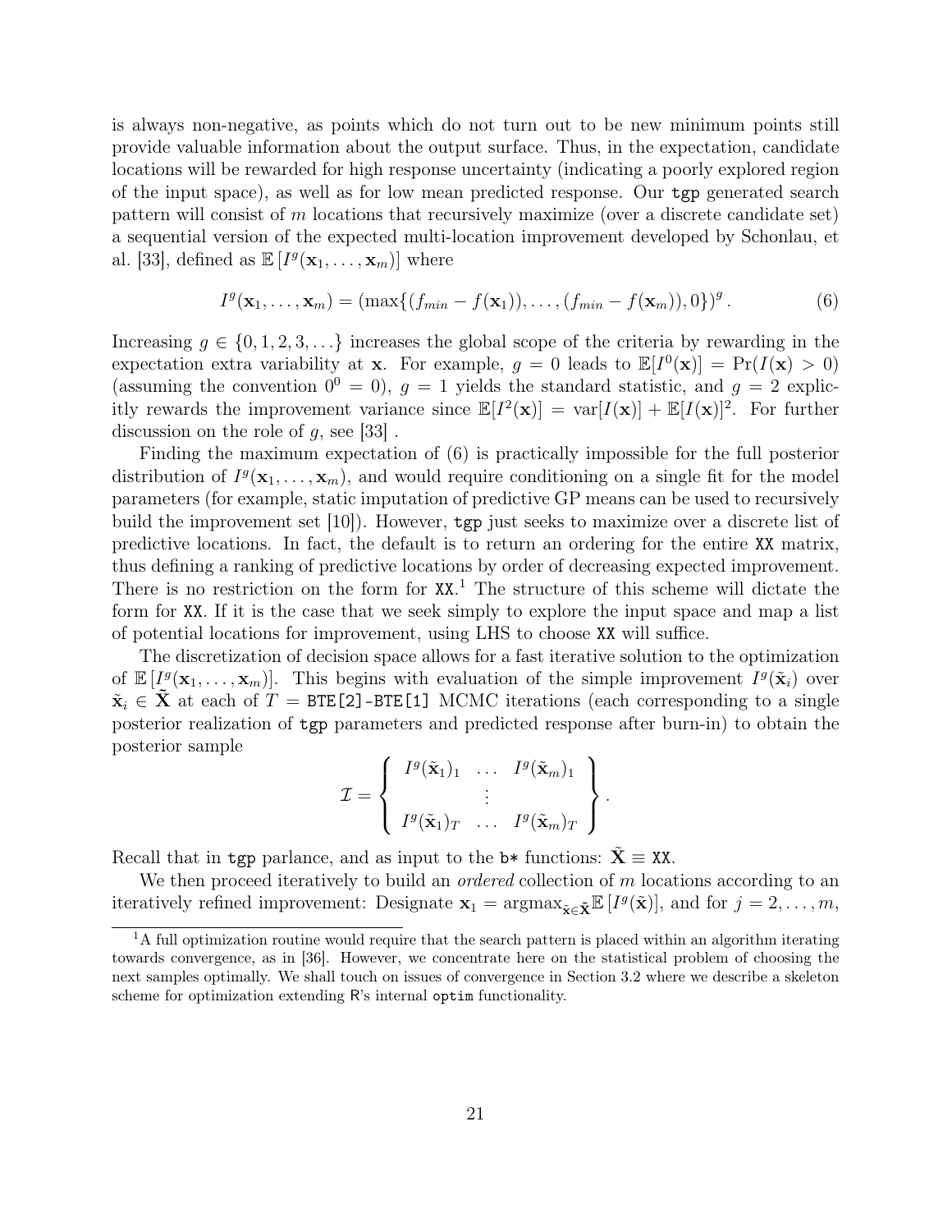is always non-negative, as points which do not turn out to be new minimum points still provide valuable information about the output surface. Thus, in the expectation, candidate locations will be rewarded for high response uncertainty (indicating a poorly explored region of the input space), as well as for low mean predicted response. Our `tgp` generated search pattern will consist of $m$ locations that recursively maximize (over a discrete candidate set) a sequential version of the expected multi-location improvement developed by Schonlau, et al. [33], defined as $\mathbb{E}\left[I^g(\mathbf{x}_1, \ldots, \mathbf{x}_m)\right]$ where

$$I^g(\mathbf{x}_1, \ldots, \mathbf{x}_m) = \left(\max\{(f_{min} - f(\mathbf{x}_1)), \ldots, (f_{min} - f(\mathbf{x}_m)), 0\}\right)^g. \tag{6}$$

Increasing $g \in \{0, 1, 2, 3, \ldots\}$ increases the global scope of the criteria by rewarding in the expectation extra variability at $\mathbf{x}$. For example, $g = 0$ leads to $\mathbb{E}[I^0(\mathbf{x})] = \Pr(I(\mathbf{x}) > 0)$ (assuming the convention $0^0 = 0$), $g = 1$ yields the standard statistic, and $g = 2$ explicitly rewards the improvement variance since $\mathbb{E}[I^2(\mathbf{x})] = \mathrm{var}[I(\mathbf{x})] + \mathbb{E}[I(\mathbf{x})]^2$. For further discussion on the role of $g$, see [33] .

Finding the maximum expectation of (6) is practically impossible for the full posterior distribution of $I^g(\mathbf{x}_1, \ldots, \mathbf{x}_m)$, and would require conditioning on a single fit for the model parameters (for example, static imputation of predictive GP means can be used to recursively build the improvement set [10]). However, `tgp` just seeks to maximize over a discrete list of predictive locations. In fact, the default is to return an ordering for the entire `XX` matrix, thus defining a ranking of predictive locations by order of decreasing expected improvement. There is no restriction on the form for `XX`.[1] The structure of this scheme will dictate the form for `XX`. If it is the case that we seek simply to explore the input space and map a list of potential locations for improvement, using LHS to choose `XX` will suffice.

The discretization of decision space allows for a fast iterative solution to the optimization of $\mathbb{E}\left[I^g(\mathbf{x}_1, \ldots, \mathbf{x}_m)\right]$. This begins with evaluation of the simple improvement $I^g(\tilde{\mathbf{x}}_i)$ over $\tilde{\mathbf{x}}_i \in \tilde{\mathbf{X}}$ at each of $T =$ `BTE[2]-BTE[1]` MCMC iterations (each corresponding to a single posterior realization of `tgp` parameters and predicted response after burn-in) to obtain the posterior sample

$$\mathcal{I} = \left\{ \begin{array}{ccc} I^g(\tilde{\mathbf{x}}_1)_1 & \ldots & I^g(\tilde{\mathbf{x}}_m)_1 \\ & \vdots & \\ I^g(\tilde{\mathbf{x}}_1)_T & \ldots & I^g(\tilde{\mathbf{x}}_m)_T \end{array} \right\}.$$

Recall that in `tgp` parlance, and as input to the `b*` functions: $\tilde{\mathbf{X}} \equiv$ `XX`.

We then proceed iteratively to build an *ordered* collection of $m$ locations according to an iteratively refined improvement: Designate $\mathbf{x}_1 = \mathrm{argmax}_{\tilde{\mathbf{x}} \in \tilde{\mathbf{X}}} \mathbb{E}\left[I^g(\tilde{\mathbf{x}})\right]$, and for $j = 2, \ldots, m$,

[1] A full optimization routine would require that the search pattern is placed within an algorithm iterating towards convergence, as in [36]. However, we concentrate here on the statistical problem of choosing the next samples optimally. We shall touch on issues of convergence in Section 3.2 where we describe a skeleton scheme for optimization extending R's internal `optim` functionality.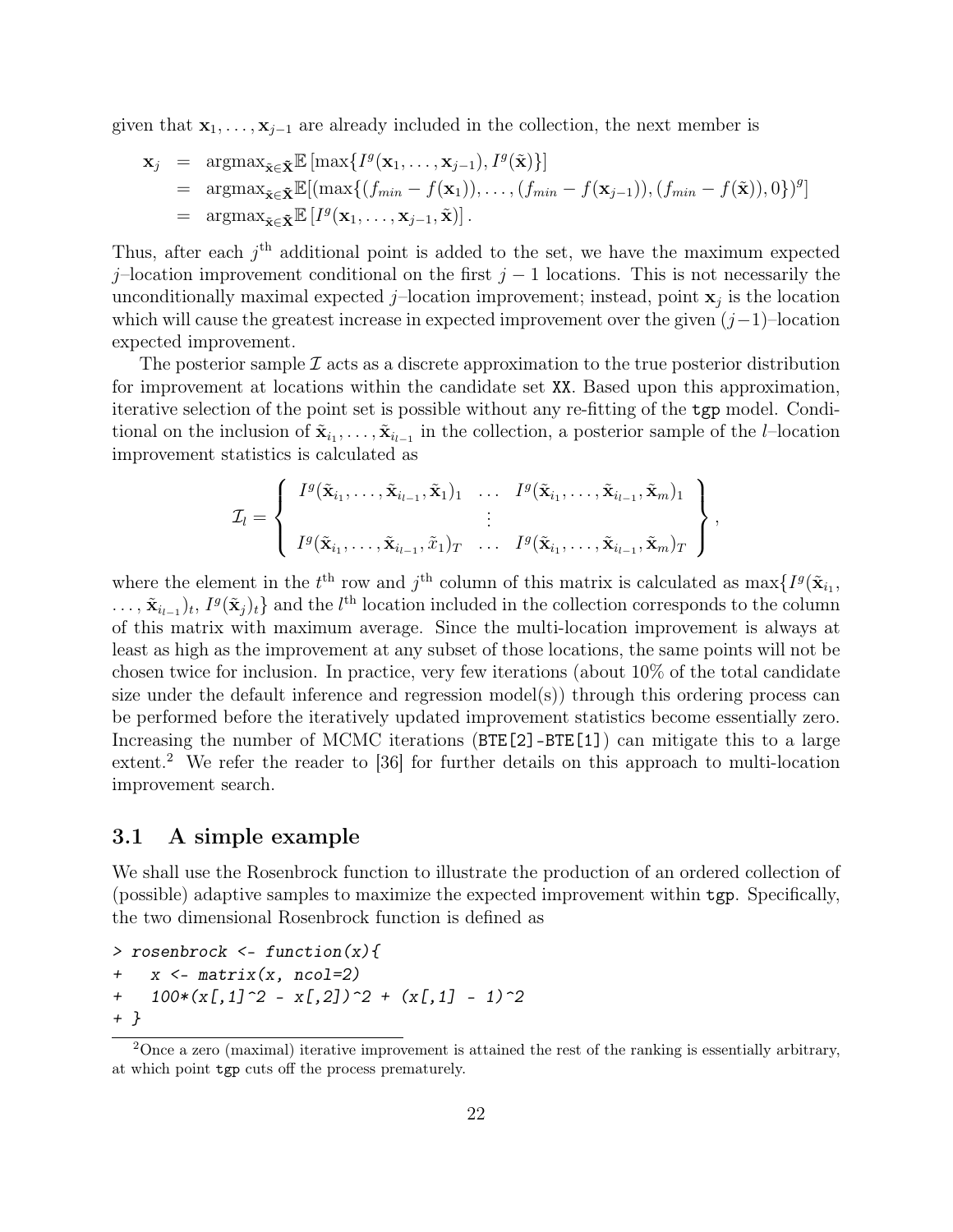given that $\mathbf{x}_1, \ldots, \mathbf{x}_{j-1}$ are already included in the collection, the next member is

$$
\begin{aligned}
\mathbf{x}_j &= \operatorname{argmax}_{\tilde{\mathbf{x}} \in \tilde{\mathbf{X}}} \mathbb{E}\left[\max\{I^g(\mathbf{x}_1, \ldots, \mathbf{x}_{j-1}), I^g(\tilde{\mathbf{x}})\}\right] \\
&= \operatorname{argmax}_{\tilde{\mathbf{x}} \in \tilde{\mathbf{X}}} \mathbb{E}[(\max\{(f_{min} - f(\mathbf{x}_1)), \ldots, (f_{min} - f(\mathbf{x}_{j-1})), (f_{min} - f(\tilde{\mathbf{x}})), 0\})^g] \\
&= \operatorname{argmax}_{\tilde{\mathbf{x}} \in \tilde{\mathbf{X}}} \mathbb{E}\left[I^g(\mathbf{x}_1, \ldots, \mathbf{x}_{j-1}, \tilde{\mathbf{x}})\right].
\end{aligned}
$$

Thus, after each $j^{\text{th}}$ additional point is added to the set, we have the maximum expected $j$–location improvement conditional on the first $j-1$ locations. This is not necessarily the unconditionally maximal expected $j$–location improvement; instead, point $\mathbf{x}_j$ is the location which will cause the greatest increase in expected improvement over the given $(j-1)$–location expected improvement.

The posterior sample $\mathcal{I}$ acts as a discrete approximation to the true posterior distribution for improvement at locations within the candidate set XX. Based upon this approximation, iterative selection of the point set is possible without any re-fitting of the tgp model. Conditional on the inclusion of $\tilde{\mathbf{x}}_{i_1}, \ldots, \tilde{\mathbf{x}}_{i_{l-1}}$ in the collection, a posterior sample of the $l$–location improvement statistics is calculated as

$$
\mathcal{I}_l = \left\{ \begin{array}{ccc} I^g(\tilde{\mathbf{x}}_{i_1}, \ldots, \tilde{\mathbf{x}}_{i_{l-1}}, \tilde{\mathbf{x}}_1)_1 & \ldots & I^g(\tilde{\mathbf{x}}_{i_1}, \ldots, \tilde{\mathbf{x}}_{i_{l-1}}, \tilde{\mathbf{x}}_m)_1 \\ & \vdots & \\ I^g(\tilde{\mathbf{x}}_{i_1}, \ldots, \tilde{\mathbf{x}}_{i_{l-1}}, \tilde{x}_1)_T & \ldots & I^g(\tilde{\mathbf{x}}_{i_1}, \ldots, \tilde{\mathbf{x}}_{i_{l-1}}, \tilde{\mathbf{x}}_m)_T \end{array} \right\},
$$

where the element in the $t^{\text{th}}$ row and $j^{\text{th}}$ column of this matrix is calculated as $\max\{I^g(\tilde{\mathbf{x}}_{i_1}, \ldots, \tilde{\mathbf{x}}_{i_{l-1}})_t, I^g(\tilde{\mathbf{x}}_j)_t\}$ and the $l^{\text{th}}$ location included in the collection corresponds to the column of this matrix with maximum average. Since the multi-location improvement is always at least as high as the improvement at any subset of those locations, the same points will not be chosen twice for inclusion. In practice, very few iterations (about 10% of the total candidate size under the default inference and regression model(s)) through this ordering process can be performed before the iteratively updated improvement statistics become essentially zero. Increasing the number of MCMC iterations (BTE[2]-BTE[1]) can mitigate this to a large extent.[2] We refer the reader to [36] for further details on this approach to multi-location improvement search.

## 3.1 A simple example

We shall use the Rosenbrock function to illustrate the production of an ordered collection of (possible) adaptive samples to maximize the expected improvement within tgp. Specifically, the two dimensional Rosenbrock function is defined as

```
> rosenbrock <- function(x){
+   x <- matrix(x, ncol=2)
+   100*(x[,1]^2 - x[,2])^2 + (x[,1] - 1)^2
+ }
```

[2] Once a zero (maximal) iterative improvement is attained the rest of the ranking is essentially arbitrary, at which point tgp cuts off the process prematurely.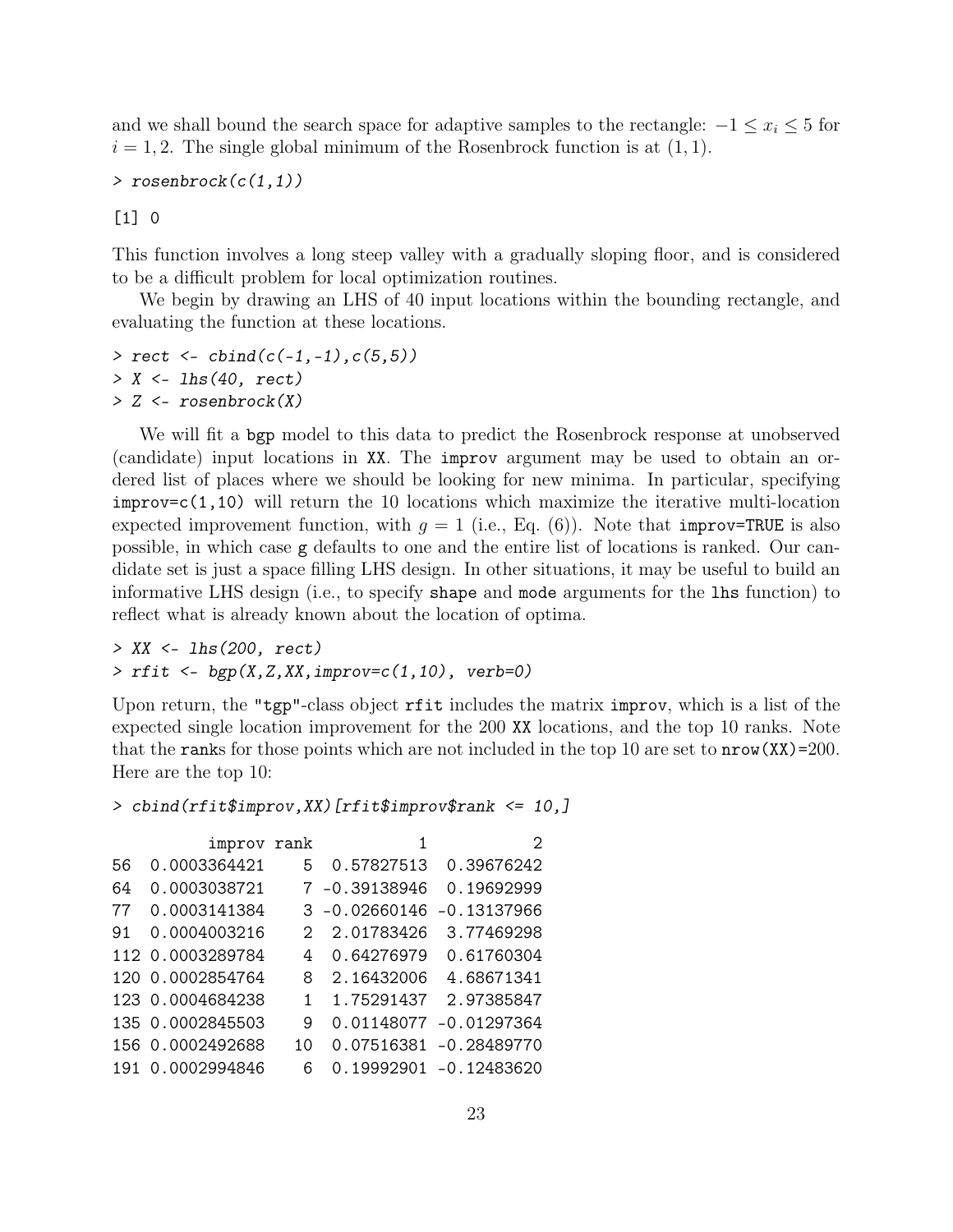and we shall bound the search space for adaptive samples to the rectangle: $-1 \leq x_i \leq 5$ for $i = 1, 2$. The single global minimum of the Rosenbrock function is at $(1, 1)$.

```
> rosenbrock(c(1,1))

[1] 0
```

This function involves a long steep valley with a gradually sloping floor, and is considered to be a difficult problem for local optimization routines.

We begin by drawing an LHS of 40 input locations within the bounding rectangle, and evaluating the function at these locations.

```
> rect <- cbind(c(-1,-1),c(5,5))
> X <- lhs(40, rect)
> Z <- rosenbrock(X)
```

We will fit a `bgp` model to this data to predict the Rosenbrock response at unobserved (candidate) input locations in `XX`. The `improv` argument may be used to obtain an ordered list of places where we should be looking for new minima. In particular, specifying `improv=c(1,10)` will return the 10 locations which maximize the iterative multi-location expected improvement function, with $g = 1$ (i.e., Eq. (6)). Note that `improv=TRUE` is also possible, in which case `g` defaults to one and the entire list of locations is ranked. Our candidate set is just a space filling LHS design. In other situations, it may be useful to build an informative LHS design (i.e., to specify `shape` and `mode` arguments for the `lhs` function) to reflect what is already known about the location of optima.

```
> XX <- lhs(200, rect)
> rfit <- bgp(X,Z,XX,improv=c(1,10), verb=0)
```

Upon return, the `"tgp"`-class object `rfit` includes the matrix `improv`, which is a list of the expected single location improvement for the 200 `XX` locations, and the top 10 ranks. Note that the `rank`s for those points which are not included in the top 10 are set to `nrow(XX)`=200. Here are the top 10:

```
> cbind(rfit$improv,XX)[rfit$improv$rank <= 10,]

          improv rank           1           2
56  0.0003364421    5  0.57827513  0.39676242
64  0.0003038721    7 -0.39138946  0.19692999
77  0.0003141384    3 -0.02660146 -0.13137966
91  0.0004003216    2  2.01783426  3.77469298
112 0.0003289784    4  0.64276979  0.61760304
120 0.0002854764    8  2.16432006  4.68671341
123 0.0004684238    1  1.75291437  2.97385847
135 0.0002845503    9  0.01148077 -0.01297364
156 0.0002492688   10  0.07516381 -0.28489770
191 0.0002994846    6  0.19992901 -0.12483620
```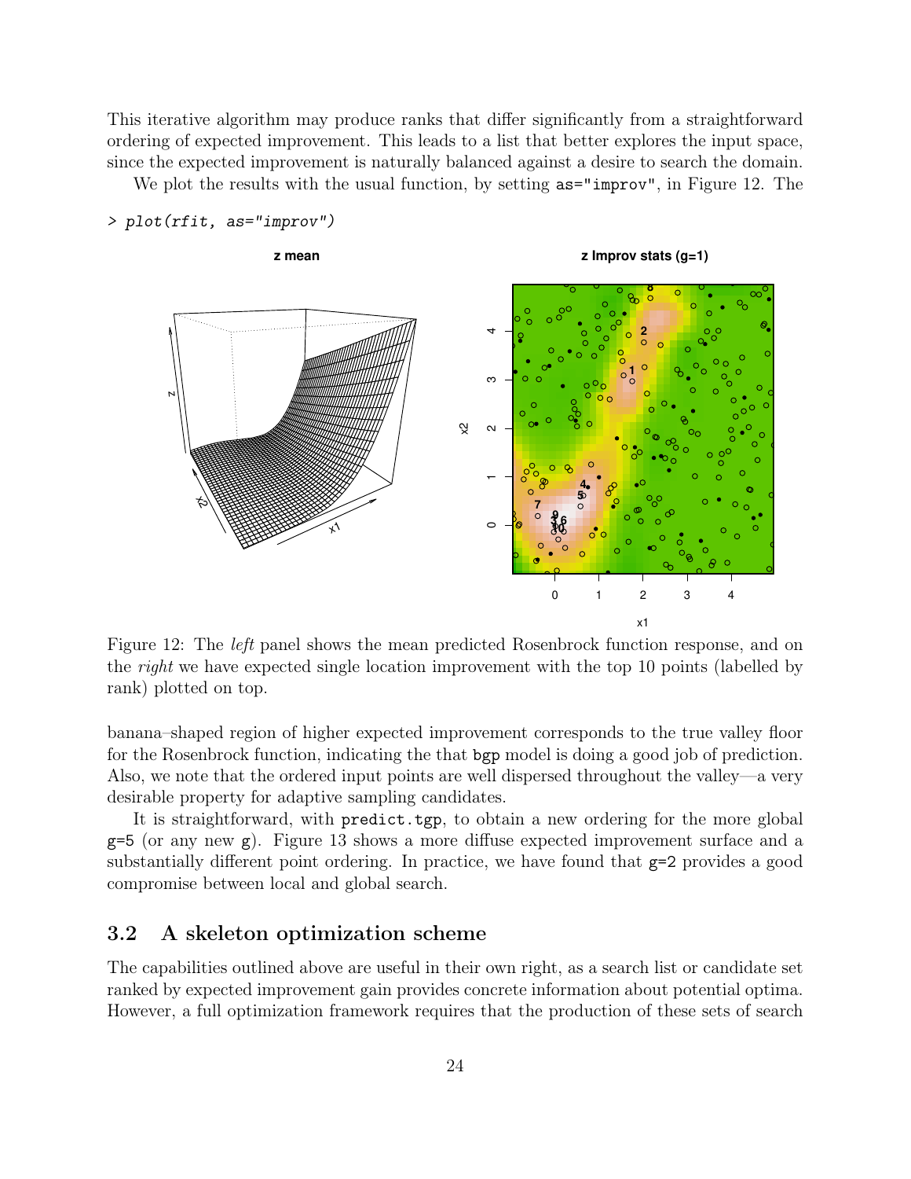This iterative algorithm may produce ranks that differ significantly from a straightforward ordering of expected improvement. This leads to a list that better explores the input space, since the expected improvement is naturally balanced against a desire to search the domain.

We plot the results with the usual function, by setting `as="improv"`, in Figure 12. The

```
> plot(rfit, as="improv")
```

Figure 12: The *left* panel shows the mean predicted Rosenbrock function response, and on the *right* we have expected single location improvement with the top 10 points (labelled by rank) plotted on top.

banana–shaped region of higher expected improvement corresponds to the true valley floor for the Rosenbrock function, indicating the that `bgp` model is doing a good job of prediction. Also, we note that the ordered input points are well dispersed throughout the valley—a very desirable property for adaptive sampling candidates.

It is straightforward, with `predict.tgp`, to obtain a new ordering for the more global `g=5` (or any new `g`). Figure 13 shows a more diffuse expected improvement surface and a substantially different point ordering. In practice, we have found that `g=2` provides a good compromise between local and global search.

## 3.2 A skeleton optimization scheme

The capabilities outlined above are useful in their own right, as a search list or candidate set ranked by expected improvement gain provides concrete information about potential optima. However, a full optimization framework requires that the production of these sets of search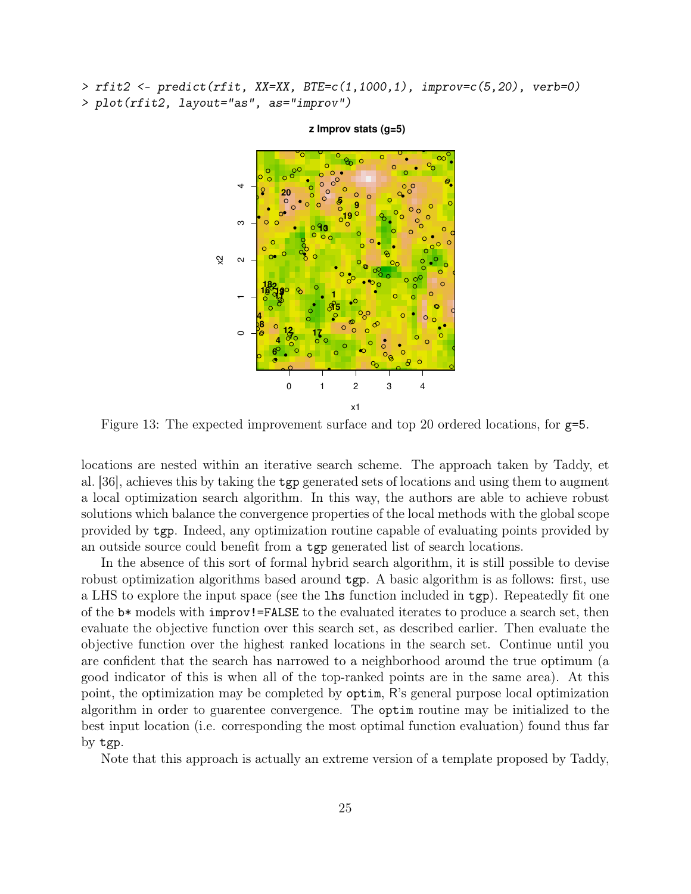```
> rfit2 <- predict(rfit, XX=XX, BTE=c(1,1000,1), improv=c(5,20), verb=0)
> plot(rfit2, layout="as", as="improv")
```

Figure 13: The expected improvement surface and top 20 ordered locations, for g=5.

locations are nested within an iterative search scheme. The approach taken by Taddy, et al. [36], achieves this by taking the `tgp` generated sets of locations and using them to augment a local optimization search algorithm. In this way, the authors are able to achieve robust solutions which balance the convergence properties of the local methods with the global scope provided by `tgp`. Indeed, any optimization routine capable of evaluating points provided by an outside source could benefit from a `tgp` generated list of search locations.

In the absence of this sort of formal hybrid search algorithm, it is still possible to devise robust optimization algorithms based around `tgp`. A basic algorithm is as follows: first, use a LHS to explore the input space (see the `lhs` function included in `tgp`). Repeatedly fit one of the `b*` models with `improv!=FALSE` to the evaluated iterates to produce a search set, then evaluate the objective function over this search set, as described earlier. Then evaluate the objective function over the highest ranked locations in the search set. Continue until you are confident that the search has narrowed to a neighborhood around the true optimum (a good indicator of this is when all of the top-ranked points are in the same area). At this point, the optimization may be completed by `optim`, R's general purpose local optimization algorithm in order to guarentee convergence. The `optim` routine may be initialized to the best input location (i.e. corresponding the most optimal function evaluation) found thus far by `tgp`.

Note that this approach is actually an extreme version of a template proposed by Taddy,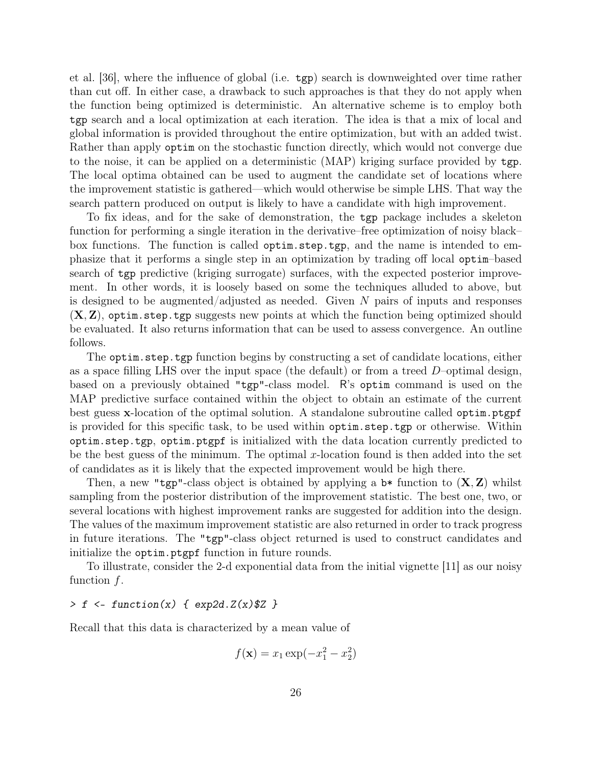et al. [36], where the influence of global (i.e. tgp) search is downweighted over time rather than cut off. In either case, a drawback to such approaches is that they do not apply when the function being optimized is deterministic. An alternative scheme is to employ both tgp search and a local optimization at each iteration. The idea is that a mix of local and global information is provided throughout the entire optimization, but with an added twist. Rather than apply optim on the stochastic function directly, which would not converge due to the noise, it can be applied on a deterministic (MAP) kriging surface provided by tgp. The local optima obtained can be used to augment the candidate set of locations where the improvement statistic is gathered—which would otherwise be simple LHS. That way the search pattern produced on output is likely to have a candidate with high improvement.

To fix ideas, and for the sake of demonstration, the tgp package includes a skeleton function for performing a single iteration in the derivative–free optimization of noisy black–box functions. The function is called optim.step.tgp, and the name is intended to emphasize that it performs a single step in an optimization by trading off local optim–based search of tgp predictive (kriging surrogate) surfaces, with the expected posterior improvement. In other words, it is loosely based on some the techniques alluded to above, but is designed to be augmented/adjusted as needed. Given $N$ pairs of inputs and responses $(\mathbf{X}, \mathbf{Z})$, optim.step.tgp suggests new points at which the function being optimized should be evaluated. It also returns information that can be used to assess convergence. An outline follows.

The optim.step.tgp function begins by constructing a set of candidate locations, either as a space filling LHS over the input space (the default) or from a treed $D$–optimal design, based on a previously obtained "tgp"-class model. R's optim command is used on the MAP predictive surface contained within the object to obtain an estimate of the current best guess $\mathbf{x}$-location of the optimal solution. A standalone subroutine called optim.ptgpf is provided for this specific task, to be used within optim.step.tgp or otherwise. Within optim.step.tgp, optim.ptgpf is initialized with the data location currently predicted to be the best guess of the minimum. The optimal $x$-location found is then added into the set of candidates as it is likely that the expected improvement would be high there.

Then, a new "tgp"-class object is obtained by applying a b* function to $(\mathbf{X}, \mathbf{Z})$ whilst sampling from the posterior distribution of the improvement statistic. The best one, two, or several locations with highest improvement ranks are suggested for addition into the design. The values of the maximum improvement statistic are also returned in order to track progress in future iterations. The "tgp"-class object returned is used to construct candidates and initialize the optim.ptgpf function in future rounds.

To illustrate, consider the 2-d exponential data from the initial vignette [11] as our noisy function $f$.

```
> f <- function(x) { exp2d.Z(x)$Z }
```

Recall that this data is characterized by a mean value of

$$f(\mathbf{x}) = x_1 \exp(-x_1^2 - x_2^2)$$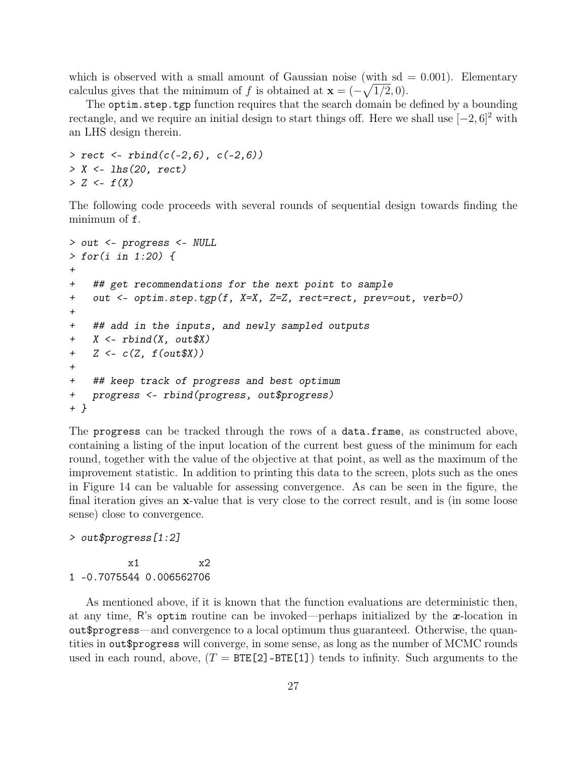which is observed with a small amount of Gaussian noise (with sd = 0.001). Elementary calculus gives that the minimum of $f$ is obtained at $\mathbf{x} = (-\sqrt{1/2}, 0)$.

The `optim.step.tgp` function requires that the search domain be defined by a bounding rectangle, and we require an initial design to start things off. Here we shall use $[-2, 6]^2$ with an LHS design therein.

```
> rect <- rbind(c(-2,6), c(-2,6))
> X <- lhs(20, rect)
> Z <- f(X)
```

The following code proceeds with several rounds of sequential design towards finding the minimum of `f`.

```
> out <- progress <- NULL
> for(i in 1:20) {
+ 
+   ## get recommendations for the next point to sample
+   out <- optim.step.tgp(f, X=X, Z=Z, rect=rect, prev=out, verb=0)
+ 
+   ## add in the inputs, and newly sampled outputs
+   X <- rbind(X, out$X)
+   Z <- c(Z, f(out$X))
+ 
+   ## keep track of progress and best optimum
+   progress <- rbind(progress, out$progress)
+ }
```

The `progress` can be tracked through the rows of a `data.frame`, as constructed above, containing a listing of the input location of the current best guess of the minimum for each round, together with the value of the objective at that point, as well as the maximum of the improvement statistic. In addition to printing this data to the screen, plots such as the ones in Figure 14 can be valuable for assessing convergence. As can be seen in the figure, the final iteration gives an **x**-value that is very close to the correct result, and is (in some loose sense) close to convergence.

```
> out$progress[1:2]

          x1          x2
1 -0.7075544 0.006562706
```

As mentioned above, if it is known that the function evaluations are deterministic then, at any time, R's `optim` routine can be invoked—perhaps initialized by the $\boldsymbol{x}$-location in `out$progress`—and convergence to a local optimum thus guaranteed. Otherwise, the quantities in `out$progress` will converge, in some sense, as long as the number of MCMC rounds used in each round, above, ($T =$ `BTE[2]-BTE[1]`) tends to infinity. Such arguments to the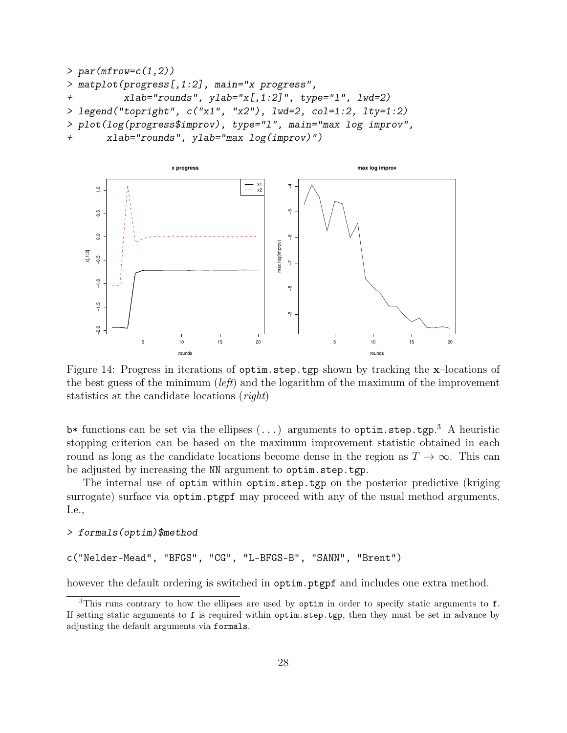```
> par(mfrow=c(1,2))
> matplot(progress[,1:2], main="x progress",
+         xlab="rounds", ylab="x[,1:2]", type="l", lwd=2)
> legend("topright", c("x1", "x2"), lwd=2, col=1:2, lty=1:2)
> plot(log(progress$improv), type="l", main="max log improv",
+      xlab="rounds", ylab="max log(improv)")
```

Figure 14: Progress in iterations of `optim.step.tgp` shown by tracking the **x**–locations of the best guess of the minimum (*left*) and the logarithm of the maximum of the improvement statistics at the candidate locations (*right*)

`b*` functions can be set via the ellipses (...) arguments to `optim.step.tgp`.[3] A heuristic stopping criterion can be based on the maximum improvement statistic obtained in each round as long as the candidate locations become dense in the region as $T \rightarrow \infty$. This can be adjusted by increasing the `NN` argument to `optim.step.tgp`.

The internal use of `optim` within `optim.step.tgp` on the posterior predictive (kriging surrogate) surface via `optim.ptgpf` may proceed with any of the usual method arguments. I.e.,

```
> formals(optim)$method

c("Nelder-Mead", "BFGS", "CG", "L-BFGS-B", "SANN", "Brent")
```

however the default ordering is switched in `optim.ptgpf` and includes one extra method.

[3] This runs contrary to how the ellipses are used by `optim` in order to specify static arguments to `f`. If setting static arguments to `f` is required within `optim.step.tgp`, then they must be set in advance by adjusting the default arguments via `formals`.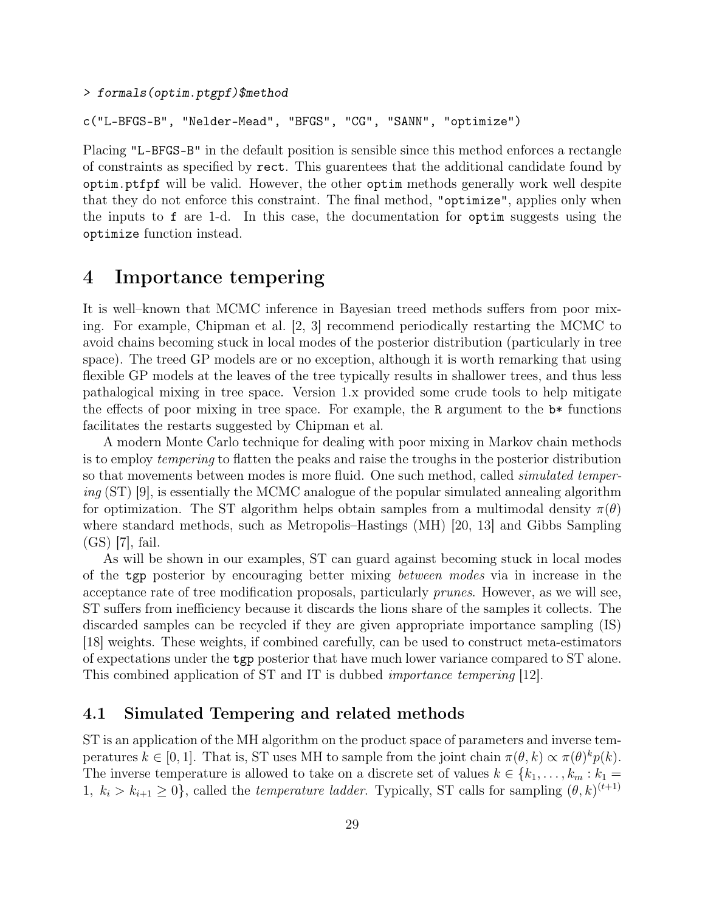```
> formals(optim.ptgpf)$method

c("L-BFGS-B", "Nelder-Mead", "BFGS", "CG", "SANN", "optimize")
```

Placing "L-BFGS-B" in the default position is sensible since this method enforces a rectangle of constraints as specified by rect. This guarentees that the additional candidate found by optim.ptfpf will be valid. However, the other optim methods generally work well despite that they do not enforce this constraint. The final method, "optimize", applies only when the inputs to f are 1-d. In this case, the documentation for optim suggests using the optimize function instead.

# 4 Importance tempering

It is well–known that MCMC inference in Bayesian treed methods suffers from poor mixing. For example, Chipman et al. [2, 3] recommend periodically restarting the MCMC to avoid chains becoming stuck in local modes of the posterior distribution (particularly in tree space). The treed GP models are or no exception, although it is worth remarking that using flexible GP models at the leaves of the tree typically results in shallower trees, and thus less pathalogical mixing in tree space. Version 1.x provided some crude tools to help mitigate the effects of poor mixing in tree space. For example, the R argument to the b* functions facilitates the restarts suggested by Chipman et al.

A modern Monte Carlo technique for dealing with poor mixing in Markov chain methods is to employ *tempering* to flatten the peaks and raise the troughs in the posterior distribution so that movements between modes is more fluid. One such method, called *simulated tempering* (ST) [9], is essentially the MCMC analogue of the popular simulated annealing algorithm for optimization. The ST algorithm helps obtain samples from a multimodal density $\pi(\theta)$ where standard methods, such as Metropolis–Hastings (MH) [20, 13] and Gibbs Sampling (GS) [7], fail.

As will be shown in our examples, ST can guard against becoming stuck in local modes of the tgp posterior by encouraging better mixing *between modes* via in increase in the acceptance rate of tree modification proposals, particularly *prunes*. However, as we will see, ST suffers from inefficiency because it discards the lions share of the samples it collects. The discarded samples can be recycled if they are given appropriate importance sampling (IS) [18] weights. These weights, if combined carefully, can be used to construct meta-estimators of expectations under the tgp posterior that have much lower variance compared to ST alone. This combined application of ST and IT is dubbed *importance tempering* [12].

## 4.1 Simulated Tempering and related methods

ST is an application of the MH algorithm on the product space of parameters and inverse temperatures $k \in [0, 1]$. That is, ST uses MH to sample from the joint chain $\pi(\theta, k) \propto \pi(\theta)^k p(k)$. The inverse temperature is allowed to take on a discrete set of values $k \in \{k_1, \ldots, k_m : k_1 = 1,\ k_i > k_{i+1} \geq 0\}$, called the *temperature ladder*. Typically, ST calls for sampling $(\theta, k)^{(t+1)}$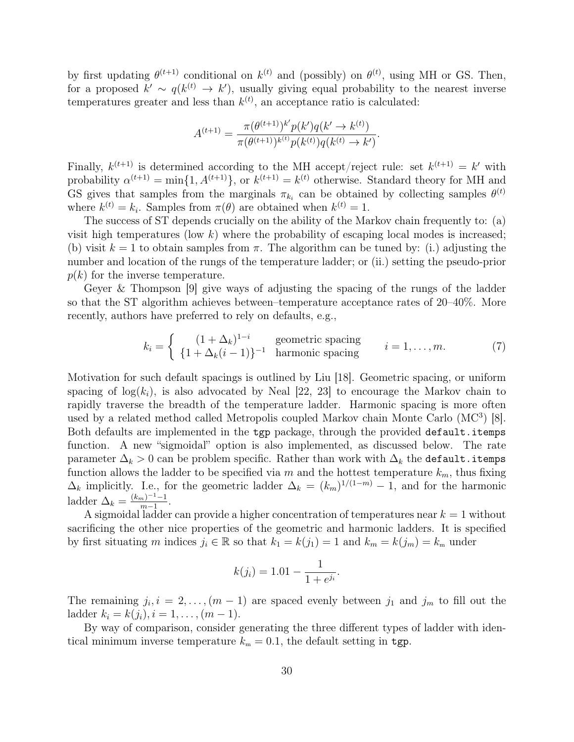by first updating $\theta^{(t+1)}$ conditional on $k^{(t)}$ and (possibly) on $\theta^{(t)}$, using MH or GS. Then, for a proposed $k' \sim q(k^{(t)} \to k')$, usually giving equal probability to the nearest inverse temperatures greater and less than $k^{(t)}$, an acceptance ratio is calculated:

$$A^{(t+1)} = \frac{\pi(\theta^{(t+1)})^{k'} p(k') q(k' \to k^{(t)})}{\pi(\theta^{(t+1)})^{k^{(t)}} p(k^{(t)}) q(k^{(t)} \to k')}.$$

Finally, $k^{(t+1)}$ is determined according to the MH accept/reject rule: set $k^{(t+1)} = k'$ with probability $\alpha^{(t+1)} = \min\{1, A^{(t+1)}\}$, or $k^{(t+1)} = k^{(t)}$ otherwise. Standard theory for MH and GS gives that samples from the marginals $\pi_{k_i}$ can be obtained by collecting samples $\theta^{(t)}$ where $k^{(t)} = k_i$. Samples from $\pi(\theta)$ are obtained when $k^{(t)} = 1$.

The success of ST depends crucially on the ability of the Markov chain frequently to: (a) visit high temperatures (low $k$) where the probability of escaping local modes is increased; (b) visit $k = 1$ to obtain samples from $\pi$. The algorithm can be tuned by: (i.) adjusting the number and location of the rungs of the temperature ladder; or (ii.) setting the pseudo-prior $p(k)$ for the inverse temperature.

Geyer & Thompson [9] give ways of adjusting the spacing of the rungs of the ladder so that the ST algorithm achieves between–temperature acceptance rates of 20–40%. More recently, authors have preferred to rely on defaults, e.g.,

$$k_i = \begin{cases} (1+\Delta_k)^{1-i} & \text{geometric spacing} \\ \{1+\Delta_k(i-1)\}^{-1} & \text{harmonic spacing} \end{cases} \qquad i = 1, \dots, m. \tag{7}$$

Motivation for such default spacings is outlined by Liu [18]. Geometric spacing, or uniform spacing of $\log(k_i)$, is also advocated by Neal [22, 23] to encourage the Markov chain to rapidly traverse the breadth of the temperature ladder. Harmonic spacing is more often used by a related method called Metropolis coupled Markov chain Monte Carlo (MC$^3$) [8]. Both defaults are implemented in the `tgp` package, through the provided `default.itemps` function. A new "sigmoidal" option is also implemented, as discussed below. The rate parameter $\Delta_k > 0$ can be problem specific. Rather than work with $\Delta_k$ the `default.itemps` function allows the ladder to be specified via $m$ and the hottest temperature $k_m$, thus fixing $\Delta_k$ implicitly. I.e., for the geometric ladder $\Delta_k = (k_m)^{1/(1-m)} - 1$, and for the harmonic ladder $\Delta_k = \frac{(k_m)^{-1}-1}{m-1}$.

A sigmoidal ladder can provide a higher concentration of temperatures near $k = 1$ without sacrificing the other nice properties of the geometric and harmonic ladders. It is specified by first situating $m$ indices $j_i \in \mathbb{R}$ so that $k_1 = k(j_1) = 1$ and $k_m = k(j_m) = k_{\mathrm{m}}$ under

$$k(j_i) = 1.01 - \frac{1}{1 + e^{j_i}}.$$

The remaining $j_i, i = 2, \dots, (m-1)$ are spaced evenly between $j_1$ and $j_m$ to fill out the ladder $k_i = k(j_i), i = 1, \dots, (m-1)$.

By way of comparison, consider generating the three different types of ladder with identical minimum inverse temperature $k_{\mathrm{m}} = 0.1$, the default setting in `tgp`.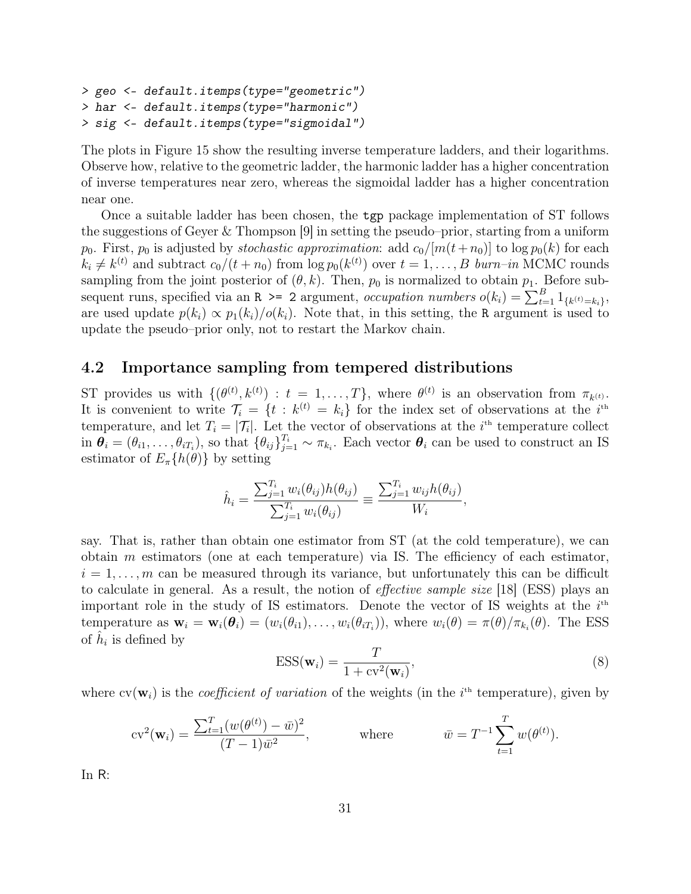```
> geo <- default.itemps(type="geometric")
> har <- default.itemps(type="harmonic")
> sig <- default.itemps(type="sigmoidal")
```

The plots in Figure 15 show the resulting inverse temperature ladders, and their logarithms. Observe how, relative to the geometric ladder, the harmonic ladder has a higher concentration of inverse temperatures near zero, whereas the sigmoidal ladder has a higher concentration near one.

Once a suitable ladder has been chosen, the `tgp` package implementation of ST follows the suggestions of Geyer & Thompson [9] in setting the pseudo–prior, starting from a uniform $p_0$. First, $p_0$ is adjusted by *stochastic approximation*: add $c_0/[m(t+n_0)]$ to $\log p_0(k)$ for each $k_i \neq k^{(t)}$ and subtract $c_0/(t+n_0)$ from $\log p_0(k^{(t)})$ over $t = 1, \dots, B$ *burn–in* MCMC rounds sampling from the joint posterior of $(\theta, k)$. Then, $p_0$ is normalized to obtain $p_1$. Before subsequent runs, specified via an `R >= 2` argument, *occupation numbers* $o(k_i) = \sum_{t=1}^{B} 1_{\{k^{(t)}=k_i\}}$, are used update $p(k_i) \propto p_1(k_i)/o(k_i)$. Note that, in this setting, the `R` argument is used to update the pseudo–prior only, not to restart the Markov chain.

## 4.2 Importance sampling from tempered distributions

ST provides us with $\{(\theta^{(t)}, k^{(t)}) : t = 1, \dots, T\}$, where $\theta^{(t)}$ is an observation from $\pi_{k^{(t)}}$. It is convenient to write $\mathcal{T}_i = \{t : k^{(t)} = k_i\}$ for the index set of observations at the $i^{\text{th}}$ temperature, and let $T_i = |\mathcal{T}_i|$. Let the vector of observations at the $i^{\text{th}}$ temperature collect in $\boldsymbol{\theta}_i = (\theta_{i1}, \dots, \theta_{iT_i})$, so that $\{\theta_{ij}\}_{j=1}^{T_i} \sim \pi_{k_i}$. Each vector $\boldsymbol{\theta}_i$ can be used to construct an IS estimator of $E_\pi\{h(\theta)\}$ by setting

$$\hat{h}_i = \frac{\sum_{j=1}^{T_i} w_i(\theta_{ij}) h(\theta_{ij})}{\sum_{j=1}^{T_i} w_i(\theta_{ij})} \equiv \frac{\sum_{j=1}^{T_i} w_{ij} h(\theta_{ij})}{W_i},$$

say. That is, rather than obtain one estimator from ST (at the cold temperature), we can obtain $m$ estimators (one at each temperature) via IS. The efficiency of each estimator, $i = 1, \dots, m$ can be measured through its variance, but unfortunately this can be difficult to calculate in general. As a result, the notion of *effective sample size* [18] (ESS) plays an important role in the study of IS estimators. Denote the vector of IS weights at the $i^{\text{th}}$ temperature as $\mathbf{w}_i = \mathbf{w}_i(\boldsymbol{\theta}_i) = (w_i(\theta_{i1}), \dots, w_i(\theta_{iT_i}))$, where $w_i(\theta) = \pi(\theta)/\pi_{k_i}(\theta)$. The ESS of $\hat{h}_i$ is defined by

$$\text{ESS}(\mathbf{w}_i) = \frac{T}{1 + \text{cv}^2(\mathbf{w}_i)}, \tag{8}$$

where $\text{cv}(\mathbf{w}_i)$ is the *coefficient of variation* of the weights (in the $i^{\text{th}}$ temperature), given by

$$\text{cv}^2(\mathbf{w}_i) = \frac{\sum_{t=1}^{T} (w(\theta^{(t)}) - \bar{w})^2}{(T-1)\bar{w}^2}, \qquad \text{where} \qquad \bar{w} = T^{-1} \sum_{t=1}^{T} w(\theta^{(t)}).$$

In R: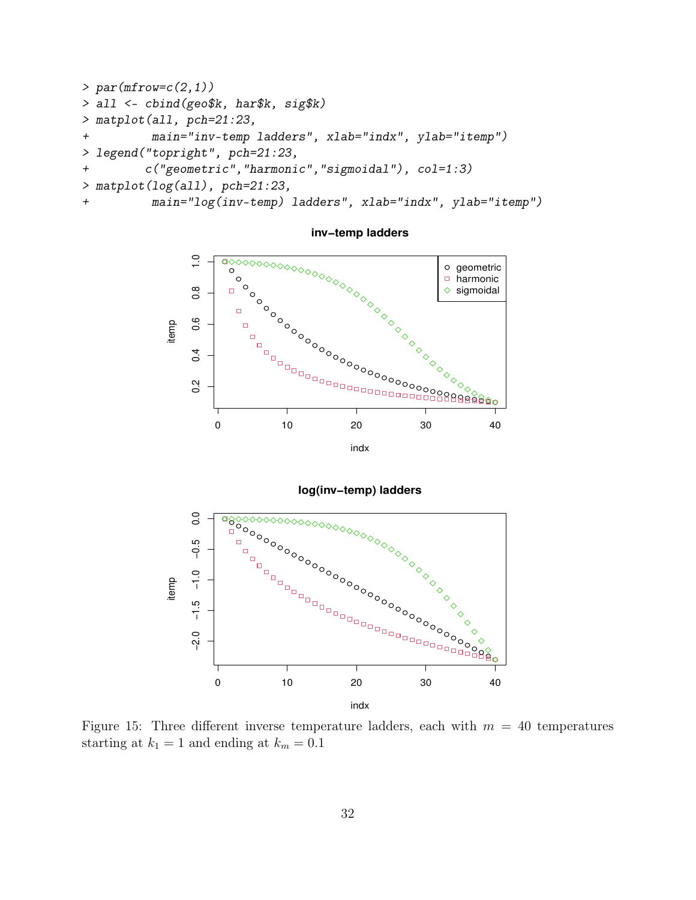```
> par(mfrow=c(2,1))
> all <- cbind(geo$k, har$k, sig$k)
> matplot(all, pch=21:23,
+         main="inv-temp ladders", xlab="indx", ylab="itemp")
> legend("topright", pch=21:23,
+        c("geometric","harmonic","sigmoidal"), col=1:3)
> matplot(log(all), pch=21:23,
+         main="log(inv-temp) ladders", xlab="indx", ylab="itemp")
```

Figure 15: Three different inverse temperature ladders, each with $m = 40$ temperatures starting at $k_1 = 1$ and ending at $k_m = 0.1$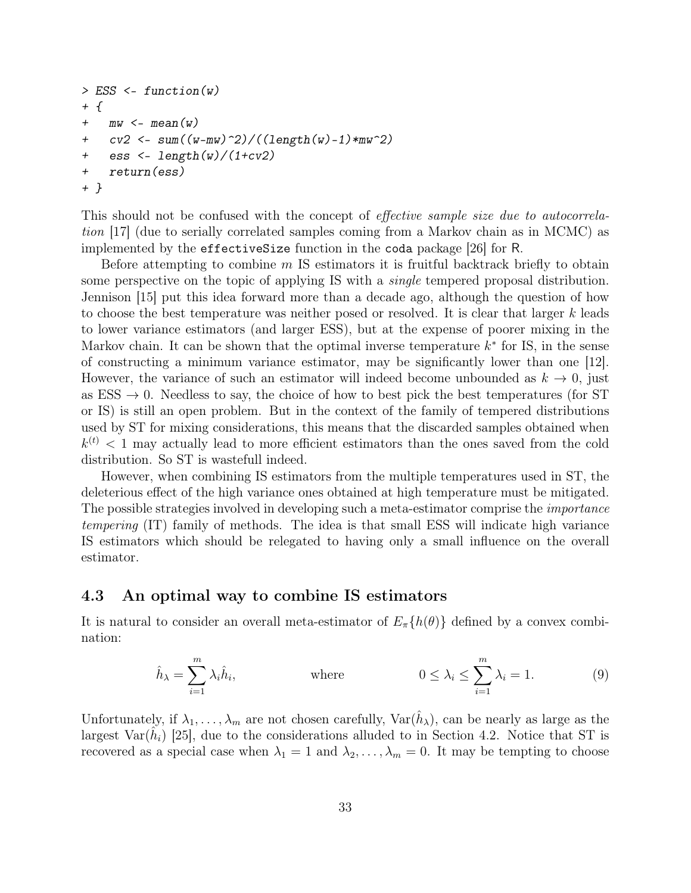```
> ESS <- function(w)
+ {
+   mw <- mean(w)
+   cv2 <- sum((w-mw)^2)/((length(w)-1)*mw^2)
+   ess <- length(w)/(1+cv2)
+   return(ess)
+ }
```

This should not be confused with the concept of *effective sample size due to autocorrelation* [17] (due to serially correlated samples coming from a Markov chain as in MCMC) as implemented by the `effectiveSize` function in the `coda` package [26] for R.

Before attempting to combine $m$ IS estimators it is fruitful backtrack briefly to obtain some perspective on the topic of applying IS with a *single* tempered proposal distribution. Jennison [15] put this idea forward more than a decade ago, although the question of how to choose the best temperature was neither posed or resolved. It is clear that larger $k$ leads to lower variance estimators (and larger ESS), but at the expense of poorer mixing in the Markov chain. It can be shown that the optimal inverse temperature $k^*$ for IS, in the sense of constructing a minimum variance estimator, may be significantly lower than one [12]. However, the variance of such an estimator will indeed become unbounded as $k \to 0$, just as ESS $\to 0$. Needless to say, the choice of how to best pick the best temperatures (for ST or IS) is still an open problem. But in the context of the family of tempered distributions used by ST for mixing considerations, this means that the discarded samples obtained when $k^{(t)} < 1$ may actually lead to more efficient estimators than the ones saved from the cold distribution. So ST is wastefull indeed.

However, when combining IS estimators from the multiple temperatures used in ST, the deleterious effect of the high variance ones obtained at high temperature must be mitigated. The possible strategies involved in developing such a meta-estimator comprise the *importance tempering* (IT) family of methods. The idea is that small ESS will indicate high variance IS estimators which should be relegated to having only a small influence on the overall estimator.

### 4.3 An optimal way to combine IS estimators

It is natural to consider an overall meta-estimator of $E_\pi\{h(\theta)\}$ defined by a convex combination:

$$\hat{h}_\lambda = \sum_{i=1}^{m} \lambda_i \hat{h}_i, \qquad \text{where} \qquad 0 \leq \lambda_i \leq \sum_{i=1}^{m} \lambda_i = 1. \tag{9}$$

Unfortunately, if $\lambda_1, \ldots, \lambda_m$ are not chosen carefully, $\mathrm{Var}(\hat{h}_\lambda)$, can be nearly as large as the largest $\mathrm{Var}(\hat{h}_i)$ [25], due to the considerations alluded to in Section 4.2. Notice that ST is recovered as a special case when $\lambda_1 = 1$ and $\lambda_2, \ldots, \lambda_m = 0$. It may be tempting to choose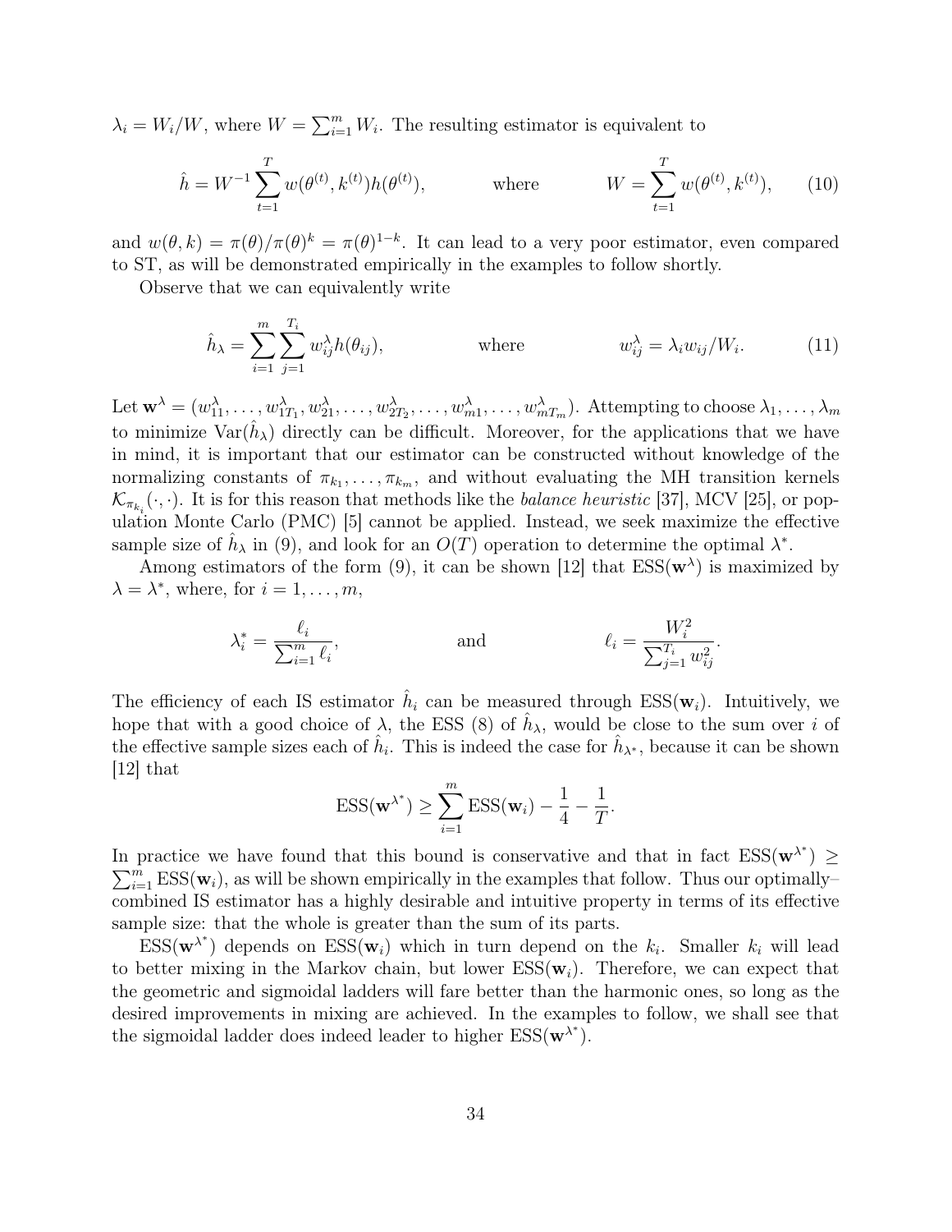$\lambda_i = W_i/W$, where $W = \sum_{i=1}^m W_i$. The resulting estimator is equivalent to

$$\hat{h} = W^{-1} \sum_{t=1}^{T} w(\theta^{(t)}, k^{(t)}) h(\theta^{(t)}), \qquad \text{where} \qquad W = \sum_{t=1}^{T} w(\theta^{(t)}, k^{(t)}), \tag{10}$$

and $w(\theta, k) = \pi(\theta)/\pi(\theta)^k = \pi(\theta)^{1-k}$. It can lead to a very poor estimator, even compared to ST, as will be demonstrated empirically in the examples to follow shortly.

Observe that we can equivalently write

$$\hat{h}_\lambda = \sum_{i=1}^{m} \sum_{j=1}^{T_i} w_{ij}^\lambda h(\theta_{ij}), \qquad \text{where} \qquad w_{ij}^\lambda = \lambda_i w_{ij}/W_i. \tag{11}$$

Let $\mathbf{w}^\lambda = (w_{11}^\lambda, \ldots, w_{1T_1}^\lambda, w_{21}^\lambda, \ldots, w_{2T_2}^\lambda, \ldots, w_{m1}^\lambda, \ldots, w_{mT_m}^\lambda)$. Attempting to choose $\lambda_1, \ldots, \lambda_m$ to minimize $\text{Var}(\hat{h}_\lambda)$ directly can be difficult. Moreover, for the applications that we have in mind, it is important that our estimator can be constructed without knowledge of the normalizing constants of $\pi_{k_1}, \ldots, \pi_{k_m}$, and without evaluating the MH transition kernels $\mathcal{K}_{\pi_{k_i}}(\cdot, \cdot)$. It is for this reason that methods like the *balance heuristic* [37], MCV [25], or population Monte Carlo (PMC) [5] cannot be applied. Instead, we seek maximize the effective sample size of $\hat{h}_\lambda$ in (9), and look for an $O(T)$ operation to determine the optimal $\lambda^*$.

Among estimators of the form (9), it can be shown [12] that $\text{ESS}(\mathbf{w}^\lambda)$ is maximized by $\lambda = \lambda^*$, where, for $i = 1, \ldots, m$,

$$\lambda_i^* = \frac{\ell_i}{\sum_{i=1}^m \ell_i}, \qquad \text{and} \qquad \ell_i = \frac{W_i^2}{\sum_{j=1}^{T_i} w_{ij}^2}.$$

The efficiency of each IS estimator $\hat{h}_i$ can be measured through $\text{ESS}(\mathbf{w}_i)$. Intuitively, we hope that with a good choice of $\lambda$, the ESS (8) of $\hat{h}_\lambda$, would be close to the sum over $i$ of the effective sample sizes each of $\hat{h}_i$. This is indeed the case for $\hat{h}_{\lambda^*}$, because it can be shown [12] that

$$\text{ESS}(\mathbf{w}^{\lambda^*}) \geq \sum_{i=1}^{m} \text{ESS}(\mathbf{w}_i) - \frac{1}{4} - \frac{1}{T}.$$

In practice we have found that this bound is conservative and that in fact $\text{ESS}(\mathbf{w}^{\lambda^*}) \geq \sum_{i=1}^m \text{ESS}(\mathbf{w}_i)$, as will be shown empirically in the examples that follow. Thus our optimally–combined IS estimator has a highly desirable and intuitive property in terms of its effective sample size: that the whole is greater than the sum of its parts.

$\text{ESS}(\mathbf{w}^{\lambda^*})$ depends on $\text{ESS}(\mathbf{w}_i)$ which in turn depend on the $k_i$. Smaller $k_i$ will lead to better mixing in the Markov chain, but lower $\text{ESS}(\mathbf{w}_i)$. Therefore, we can expect that the geometric and sigmoidal ladders will fare better than the harmonic ones, so long as the desired improvements in mixing are achieved. In the examples to follow, we shall see that the sigmoidal ladder does indeed leader to higher $\text{ESS}(\mathbf{w}^{\lambda^*})$.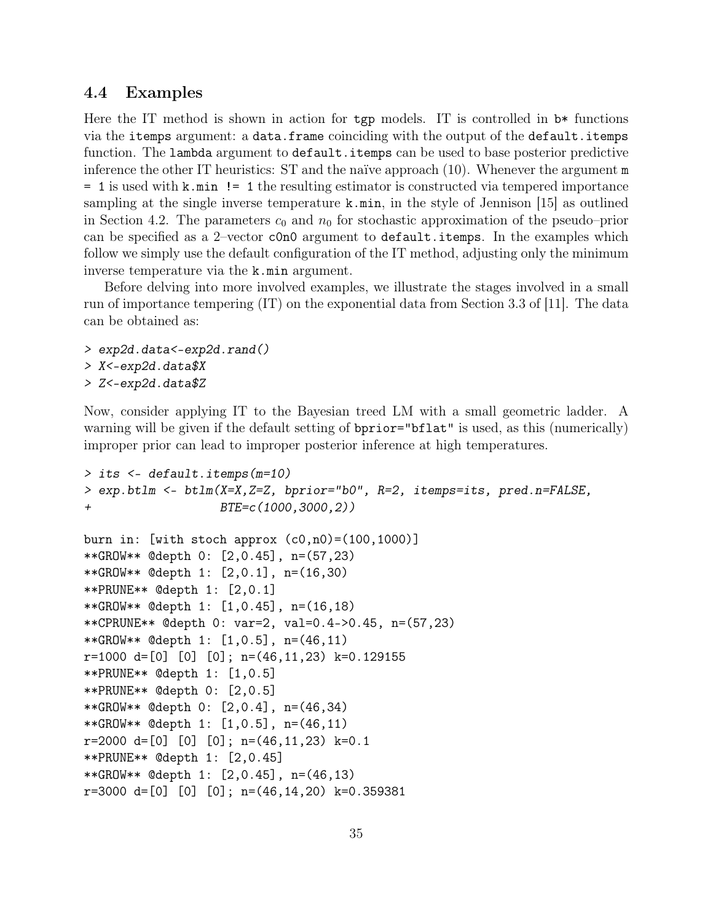## 4.4 Examples

Here the IT method is shown in action for `tgp` models. IT is controlled in `b*` functions via the `itemps` argument: a `data.frame` coinciding with the output of the `default.itemps` function. The `lambda` argument to `default.itemps` can be used to base posterior predictive inference the other IT heuristics: ST and the naïve approach (10). Whenever the argument `m = 1` is used with `k.min != 1` the resulting estimator is constructed via tempered importance sampling at the single inverse temperature `k.min`, in the style of Jennison [15] as outlined in Section 4.2. The parameters $c_0$ and $n_0$ for stochastic approximation of the pseudo–prior can be specified as a 2–vector `c0n0` argument to `default.itemps`. In the examples which follow we simply use the default configuration of the IT method, adjusting only the minimum inverse temperature via the `k.min` argument.

Before delving into more involved examples, we illustrate the stages involved in a small run of importance tempering (IT) on the exponential data from Section 3.3 of [11]. The data can be obtained as:

```
> exp2d.data<-exp2d.rand()
> X<-exp2d.data$X
> Z<-exp2d.data$Z
```

Now, consider applying IT to the Bayesian treed LM with a small geometric ladder. A warning will be given if the default setting of `bprior="bflat"` is used, as this (numerically) improper prior can lead to improper posterior inference at high temperatures.

```
> its <- default.itemps(m=10)
> exp.btlm <- btlm(X=X,Z=Z, bprior="b0", R=2, itemps=its, pred.n=FALSE,
+                  BTE=c(1000,3000,2))

burn in: [with stoch approx (c0,n0)=(100,1000)]
**GROW** @depth 0: [2,0.45], n=(57,23)
**GROW** @depth 1: [2,0.1], n=(16,30)
**PRUNE** @depth 1: [2,0.1]
**GROW** @depth 1: [1,0.45], n=(16,18)
**CPRUNE** @depth 0: var=2, val=0.4->0.45, n=(57,23)
**GROW** @depth 1: [1,0.5], n=(46,11)
r=1000 d=[0] [0] [0]; n=(46,11,23) k=0.129155
**PRUNE** @depth 1: [1,0.5]
**PRUNE** @depth 0: [2,0.5]
**GROW** @depth 0: [2,0.4], n=(46,34)
**GROW** @depth 1: [1,0.5], n=(46,11)
r=2000 d=[0] [0] [0]; n=(46,11,23) k=0.1
**PRUNE** @depth 1: [2,0.45]
**GROW** @depth 1: [2,0.45], n=(46,13)
r=3000 d=[0] [0] [0]; n=(46,14,20) k=0.359381
```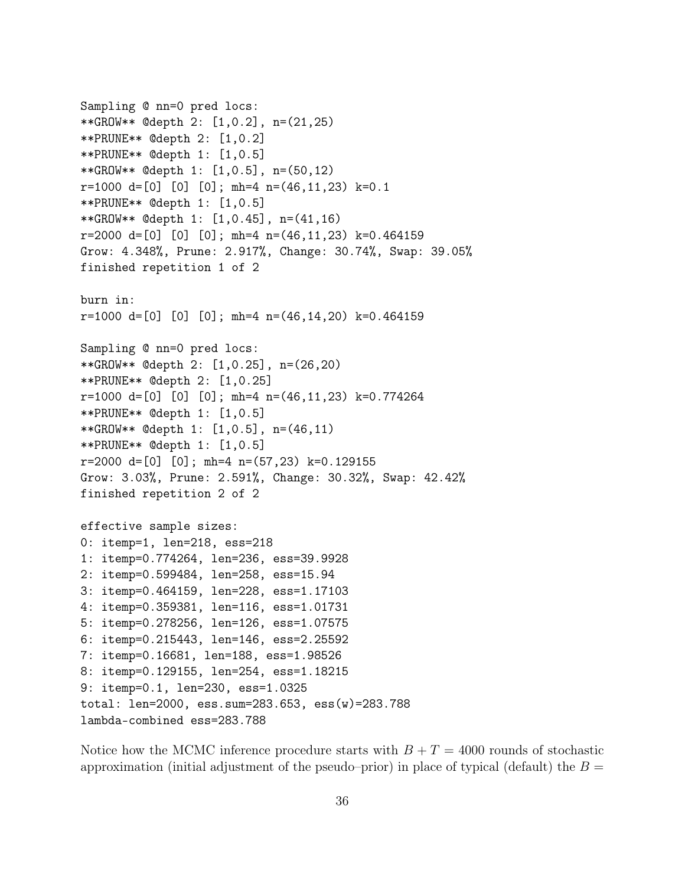```
Sampling @ nn=0 pred locs:
**GROW** @depth 2: [1,0.2], n=(21,25)
**PRUNE** @depth 2: [1,0.2]
**PRUNE** @depth 1: [1,0.5]
**GROW** @depth 1: [1,0.5], n=(50,12)
r=1000 d=[0] [0] [0]; mh=4 n=(46,11,23) k=0.1
**PRUNE** @depth 1: [1,0.5]
**GROW** @depth 1: [1,0.45], n=(41,16)
r=2000 d=[0] [0] [0]; mh=4 n=(46,11,23) k=0.464159
Grow: 4.348%, Prune: 2.917%, Change: 30.74%, Swap: 39.05%
finished repetition 1 of 2

burn in:
r=1000 d=[0] [0] [0]; mh=4 n=(46,14,20) k=0.464159

Sampling @ nn=0 pred locs:
**GROW** @depth 2: [1,0.25], n=(26,20)
**PRUNE** @depth 2: [1,0.25]
r=1000 d=[0] [0] [0]; mh=4 n=(46,11,23) k=0.774264
**PRUNE** @depth 1: [1,0.5]
**GROW** @depth 1: [1,0.5], n=(46,11)
**PRUNE** @depth 1: [1,0.5]
r=2000 d=[0] [0]; mh=4 n=(57,23) k=0.129155
Grow: 3.03%, Prune: 2.591%, Change: 30.32%, Swap: 42.42%
finished repetition 2 of 2

effective sample sizes:
0: itemp=1, len=218, ess=218
1: itemp=0.774264, len=236, ess=39.9928
2: itemp=0.599484, len=258, ess=15.94
3: itemp=0.464159, len=228, ess=1.17103
4: itemp=0.359381, len=116, ess=1.01731
5: itemp=0.278256, len=126, ess=1.07575
6: itemp=0.215443, len=146, ess=2.25592
7: itemp=0.16681, len=188, ess=1.98526
8: itemp=0.129155, len=254, ess=1.18215
9: itemp=0.1, len=230, ess=1.0325
total: len=2000, ess.sum=283.653, ess(w)=283.788
lambda-combined ess=283.788
```

Notice how the MCMC inference procedure starts with $B + T = 4000$ rounds of stochastic approximation (initial adjustment of the pseudo–prior) in place of typical (default) the $B =$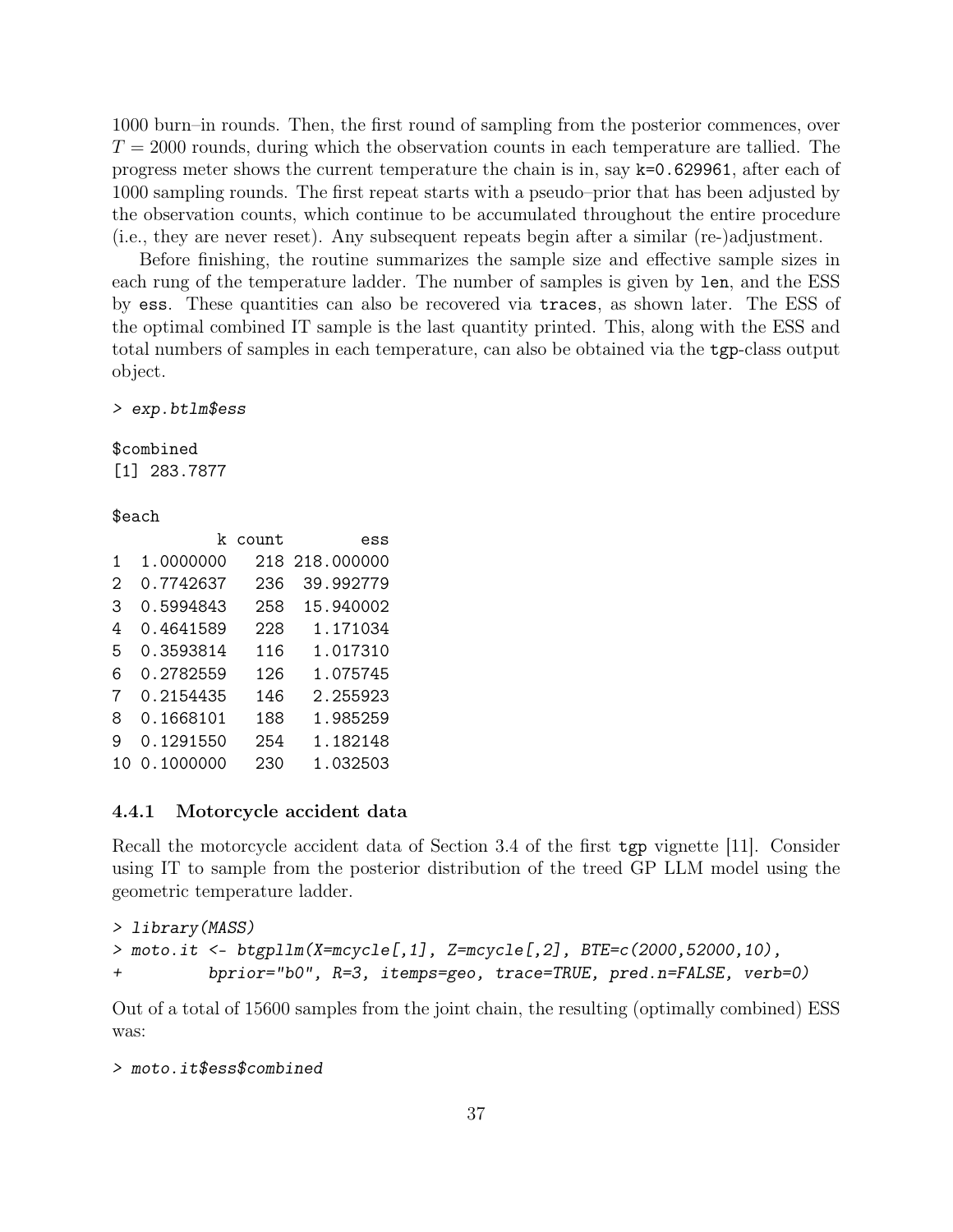1000 burn–in rounds. Then, the first round of sampling from the posterior commences, over $T = 2000$ rounds, during which the observation counts in each temperature are tallied. The progress meter shows the current temperature the chain is in, say `k=0.629961`, after each of 1000 sampling rounds. The first repeat starts with a pseudo–prior that has been adjusted by the observation counts, which continue to be accumulated throughout the entire procedure (i.e., they are never reset). Any subsequent repeats begin after a similar (re-)adjustment.

Before finishing, the routine summarizes the sample size and effective sample sizes in each rung of the temperature ladder. The number of samples is given by `len`, and the ESS by `ess`. These quantities can also be recovered via `traces`, as shown later. The ESS of the optimal combined IT sample is the last quantity printed. This, along with the ESS and total numbers of samples in each temperature, can also be obtained via the `tgp`-class output object.

```
> exp.btlm$ess

$combined
[1] 283.7877

$each
           k count        ess
1  1.0000000   218 218.000000
2  0.7742637   236  39.992779
3  0.5994843   258  15.940002
4  0.4641589   228   1.171034
5  0.3593814   116   1.017310
6  0.2782559   126   1.075745
7  0.2154435   146   2.255923
8  0.1668101   188   1.985259
9  0.1291550   254   1.182148
10 0.1000000   230   1.032503
```

### 4.4.1 Motorcycle accident data

Recall the motorcycle accident data of Section 3.4 of the first `tgp` vignette [11]. Consider using IT to sample from the posterior distribution of the treed GP LLM model using the geometric temperature ladder.

```
> library(MASS)
> moto.it <- btgpllm(X=mcycle[,1], Z=mcycle[,2], BTE=c(2000,52000,10),
+          bprior="b0", R=3, itemps=geo, trace=TRUE, pred.n=FALSE, verb=0)
```

Out of a total of 15600 samples from the joint chain, the resulting (optimally combined) ESS was:

```
> moto.it$ess$combined
```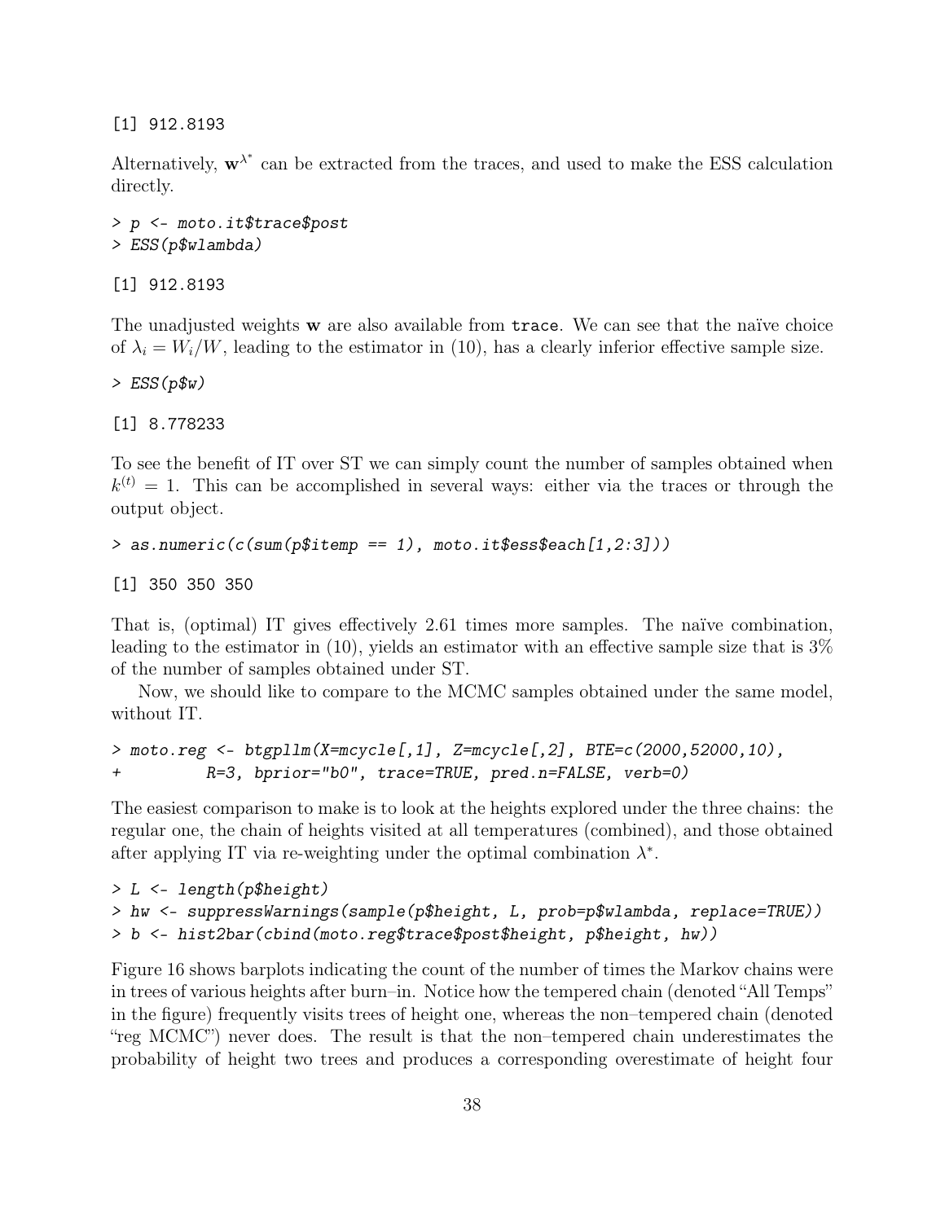```
[1] 912.8193
```

Alternatively, $\mathbf{w}^{\lambda^*}$ can be extracted from the traces, and used to make the ESS calculation directly.

```
> p <- moto.it$trace$post
> ESS(p$wlambda)

[1] 912.8193
```

The unadjusted weights $\mathbf{w}$ are also available from `trace`. We can see that the naïve choice of $\lambda_i = W_i/W$, leading to the estimator in (10), has a clearly inferior effective sample size.

```
> ESS(p$w)

[1] 8.778233
```

To see the benefit of IT over ST we can simply count the number of samples obtained when $k^{(t)} = 1$. This can be accomplished in several ways: either via the traces or through the output object.

```
> as.numeric(c(sum(p$itemp == 1), moto.it$ess$each[1,2:3]))

[1] 350 350 350
```

That is, (optimal) IT gives effectively 2.61 times more samples. The naïve combination, leading to the estimator in (10), yields an estimator with an effective sample size that is 3% of the number of samples obtained under ST.

Now, we should like to compare to the MCMC samples obtained under the same model, without IT.

```
> moto.reg <- btgpllm(X=mcycle[,1], Z=mcycle[,2], BTE=c(2000,52000,10),
+          R=3, bprior="b0", trace=TRUE, pred.n=FALSE, verb=0)
```

The easiest comparison to make is to look at the heights explored under the three chains: the regular one, the chain of heights visited at all temperatures (combined), and those obtained after applying IT via re-weighting under the optimal combination $\lambda^*$.

```
> L <- length(p$height)
> hw <- suppressWarnings(sample(p$height, L, prob=p$wlambda, replace=TRUE))
> b <- hist2bar(cbind(moto.reg$trace$post$height, p$height, hw))
```

Figure 16 shows barplots indicating the count of the number of times the Markov chains were in trees of various heights after burn–in. Notice how the tempered chain (denoted "All Temps" in the figure) frequently visits trees of height one, whereas the non–tempered chain (denoted "reg MCMC") never does. The result is that the non–tempered chain underestimates the probability of height two trees and produces a corresponding overestimate of height four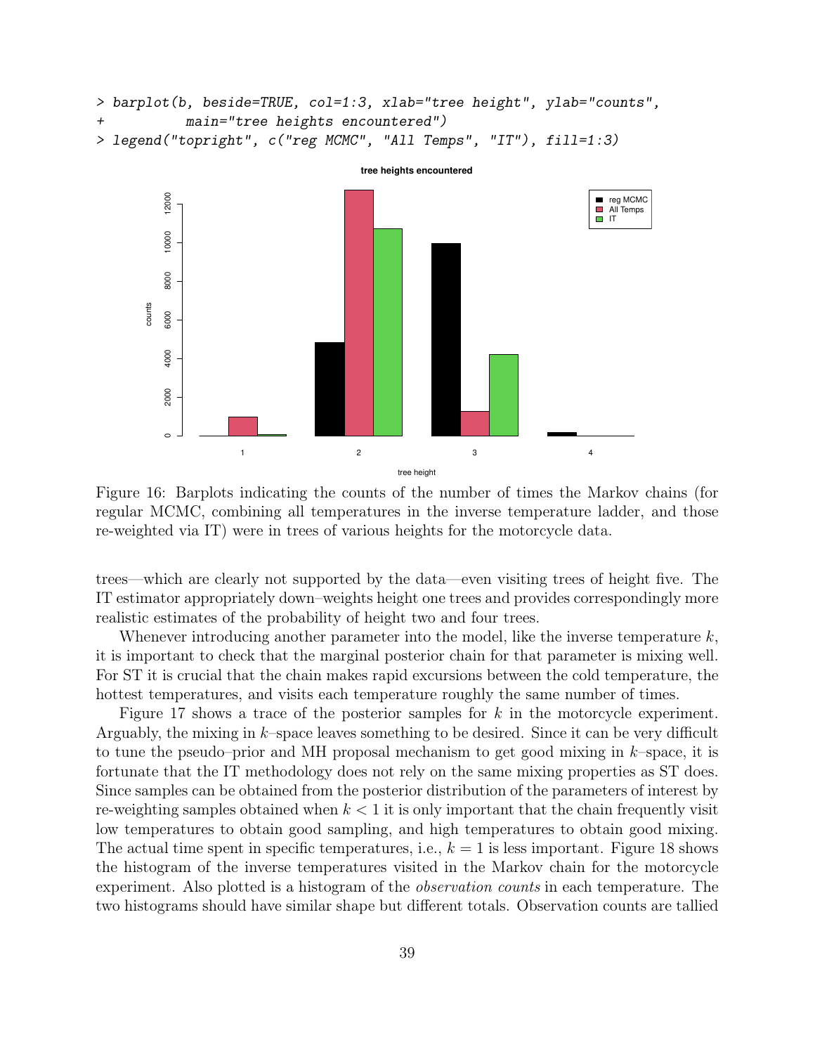```
> barplot(b, beside=TRUE, col=1:3, xlab="tree height", ylab="counts",
+          main="tree heights encountered")
> legend("topright", c("reg MCMC", "All Temps", "IT"), fill=1:3)
```

Figure 16: Barplots indicating the counts of the number of times the Markov chains (for regular MCMC, combining all temperatures in the inverse temperature ladder, and those re-weighted via IT) were in trees of various heights for the motorcycle data.

trees—which are clearly not supported by the data—even visiting trees of height five. The IT estimator appropriately down–weights height one trees and provides correspondingly more realistic estimates of the probability of height two and four trees.

Whenever introducing another parameter into the model, like the inverse temperature $k$, it is important to check that the marginal posterior chain for that parameter is mixing well. For ST it is crucial that the chain makes rapid excursions between the cold temperature, the hottest temperatures, and visits each temperature roughly the same number of times.

Figure 17 shows a trace of the posterior samples for $k$ in the motorcycle experiment. Arguably, the mixing in $k$–space leaves something to be desired. Since it can be very difficult to tune the pseudo–prior and MH proposal mechanism to get good mixing in $k$–space, it is fortunate that the IT methodology does not rely on the same mixing properties as ST does. Since samples can be obtained from the posterior distribution of the parameters of interest by re-weighting samples obtained when $k < 1$ it is only important that the chain frequently visit low temperatures to obtain good sampling, and high temperatures to obtain good mixing. The actual time spent in specific temperatures, i.e., $k = 1$ is less important. Figure 18 shows the histogram of the inverse temperatures visited in the Markov chain for the motorcycle experiment. Also plotted is a histogram of the *observation counts* in each temperature. The two histograms should have similar shape but different totals. Observation counts are tallied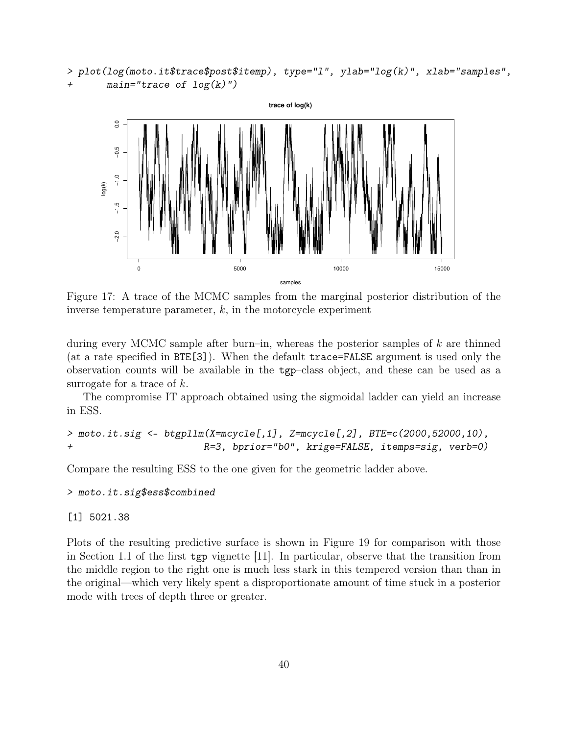```
> plot(log(moto.it$trace$post$itemp), type="l", ylab="log(k)", xlab="samples",
+      main="trace of log(k)")
```

Figure 17: A trace of the MCMC samples from the marginal posterior distribution of the inverse temperature parameter, $k$, in the motorcycle experiment

during every MCMC sample after burn–in, whereas the posterior samples of $k$ are thinned (at a rate specified in `BTE[3]`). When the default `trace=FALSE` argument is used only the observation counts will be available in the `tgp`–class object, and these can be used as a surrogate for a trace of $k$.

The compromise IT approach obtained using the sigmoidal ladder can yield an increase in ESS.

```
> moto.it.sig <- btgpllm(X=mcycle[,1], Z=mcycle[,2], BTE=c(2000,52000,10),
+                        R=3, bprior="b0", krige=FALSE, itemps=sig, verb=0)
```

Compare the resulting ESS to the one given for the geometric ladder above.

```
> moto.it.sig$ess$combined
```

```
[1] 5021.38
```

Plots of the resulting predictive surface is shown in Figure 19 for comparison with those in Section 1.1 of the first `tgp` vignette [11]. In particular, observe that the transition from the middle region to the right one is much less stark in this tempered version than than in the original—which very likely spent a disproportionate amount of time stuck in a posterior mode with trees of depth three or greater.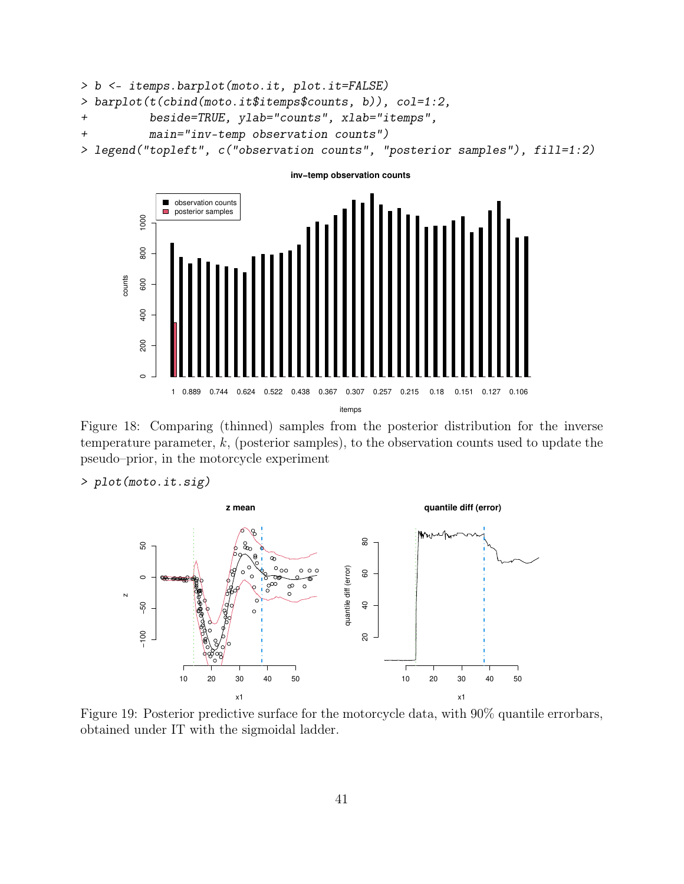```
> b <- itemps.barplot(moto.it, plot.it=FALSE)
> barplot(t(cbind(moto.it$itemps$counts, b)), col=1:2,
+         beside=TRUE, ylab="counts", xlab="itemps",
+         main="inv-temp observation counts")
> legend("topleft", c("observation counts", "posterior samples"), fill=1:2)
```

Figure 18: Comparing (thinned) samples from the posterior distribution for the inverse temperature parameter, $k$, (posterior samples), to the observation counts used to update the pseudo–prior, in the motorcycle experiment

```
> plot(moto.it.sig)
```

Figure 19: Posterior predictive surface for the motorcycle data, with 90% quantile errorbars, obtained under IT with the sigmoidal ladder.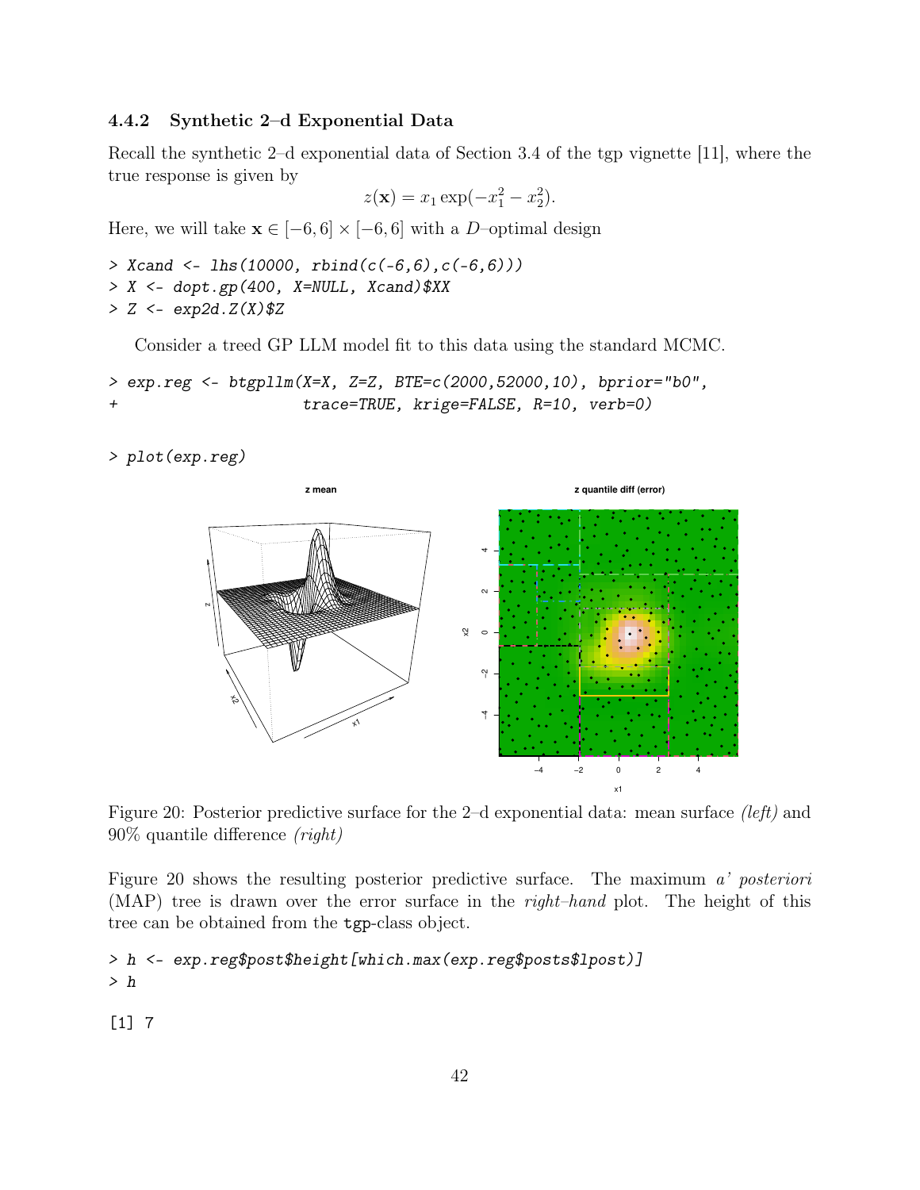### 4.4.2 Synthetic 2–d Exponential Data

Recall the synthetic 2–d exponential data of Section 3.4 of the tgp vignette [11], where the true response is given by

$$z(\mathbf{x}) = x_1 \exp(-x_1^2 - x_2^2).$$

Here, we will take $\mathbf{x} \in [-6, 6] \times [-6, 6]$ with a $D$–optimal design

```
> Xcand <- lhs(10000, rbind(c(-6,6),c(-6,6)))
> X <- dopt.gp(400, X=NULL, Xcand)$XX
> Z <- exp2d.Z(X)$Z
```

Consider a treed GP LLM model fit to this data using the standard MCMC.

```
> exp.reg <- btgpllm(X=X, Z=Z, BTE=c(2000,52000,10), bprior="b0",
+                     trace=TRUE, krige=FALSE, R=10, verb=0)
```

```
> plot(exp.reg)
```

Figure 20: Posterior predictive surface for the 2–d exponential data: mean surface *(left)* and 90% quantile difference *(right)*

Figure 20 shows the resulting posterior predictive surface. The maximum *a' posteriori* (MAP) tree is drawn over the error surface in the *right–hand* plot. The height of this tree can be obtained from the tgp-class object.

```
> h <- exp.reg$post$height[which.max(exp.reg$posts$lpost)]
> h
```

```
[1] 7
```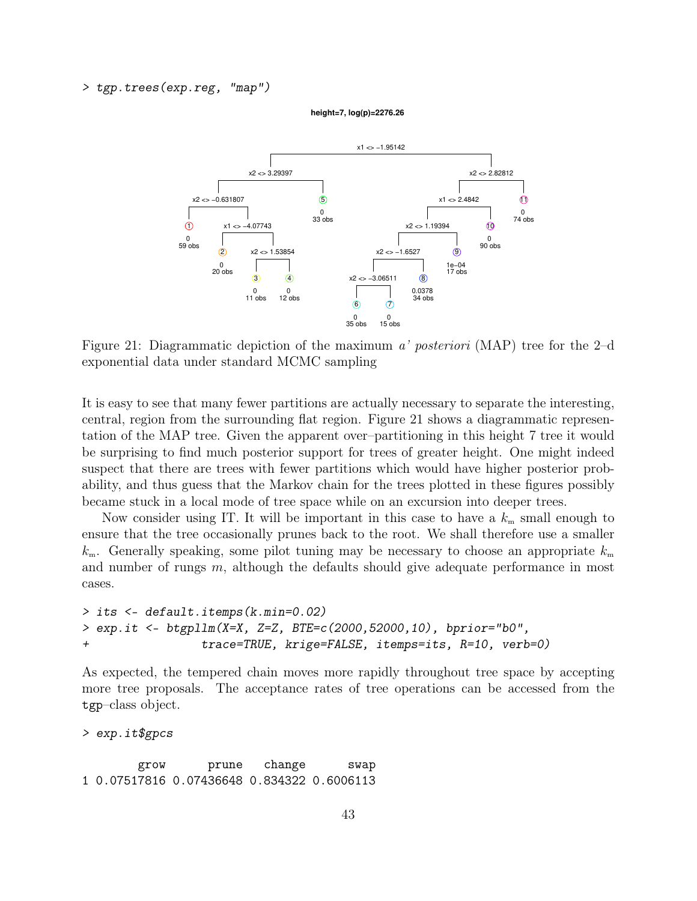```
> tgp.trees(exp.reg, "map")
```

Figure 21: Diagrammatic depiction of the maximum *a' posteriori* (MAP) tree for the 2–d exponential data under standard MCMC sampling

It is easy to see that many fewer partitions are actually necessary to separate the interesting, central, region from the surrounding flat region. Figure 21 shows a diagrammatic representation of the MAP tree. Given the apparent over–partitioning in this height 7 tree it would be surprising to find much posterior support for trees of greater height. One might indeed suspect that there are trees with fewer partitions which would have higher posterior probability, and thus guess that the Markov chain for the trees plotted in these figures possibly became stuck in a local mode of tree space while on an excursion into deeper trees.

Now consider using IT. It will be important in this case to have a $k_{\mathrm{m}}$ small enough to ensure that the tree occasionally prunes back to the root. We shall therefore use a smaller $k_{\mathrm{m}}$. Generally speaking, some pilot tuning may be necessary to choose an appropriate $k_{\mathrm{m}}$ and number of rungs $m$, although the defaults should give adequate performance in most cases.

```
> its <- default.itemps(k.min=0.02)
> exp.it <- btgpllm(X=X, Z=Z, BTE=c(2000,52000,10), bprior="b0",
+                  trace=TRUE, krige=FALSE, itemps=its, R=10, verb=0)
```

As expected, the tempered chain moves more rapidly throughout tree space by accepting more tree proposals. The acceptance rates of tree operations can be accessed from the tgp–class object.

```
> exp.it$gpcs

        grow      prune   change      swap
1 0.07517816 0.07436648 0.834322 0.6006113
```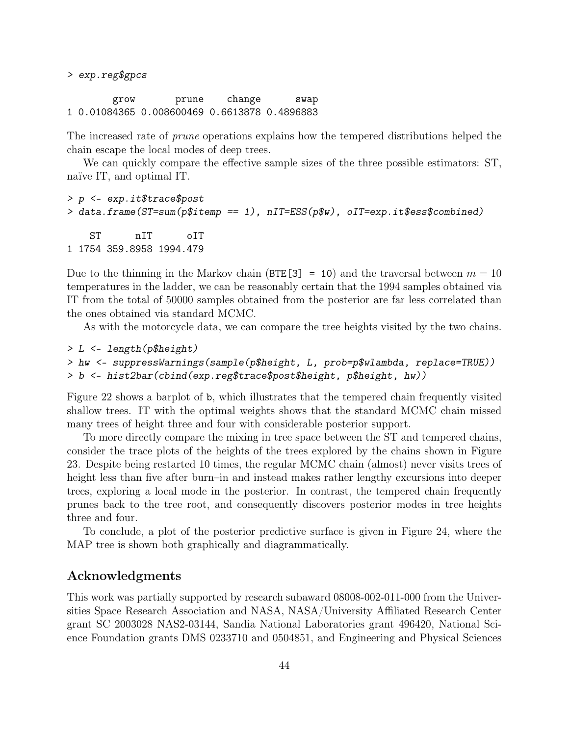```
> exp.reg$gpcs

        grow       prune    change      swap
1 0.01084365 0.008600469 0.6613878 0.4896883
```

The increased rate of *prune* operations explains how the tempered distributions helped the chain escape the local modes of deep trees.

We can quickly compare the effective sample sizes of the three possible estimators: ST, naïve IT, and optimal IT.

```
> p <- exp.it$trace$post
> data.frame(ST=sum(p$itemp == 1), nIT=ESS(p$w), oIT=exp.it$ess$combined)

    ST      nIT      oIT
1 1754 359.8958 1994.479
```

Due to the thinning in the Markov chain (`BTE[3] = 10`) and the traversal between $m = 10$ temperatures in the ladder, we can be reasonably certain that the 1994 samples obtained via IT from the total of 50000 samples obtained from the posterior are far less correlated than the ones obtained via standard MCMC.

As with the motorcycle data, we can compare the tree heights visited by the two chains.

```
> L <- length(p$height)
> hw <- suppressWarnings(sample(p$height, L, prob=p$wlambda, replace=TRUE))
> b <- hist2bar(cbind(exp.reg$trace$post$height, p$height, hw))
```

Figure 22 shows a barplot of `b`, which illustrates that the tempered chain frequently visited shallow trees. IT with the optimal weights shows that the standard MCMC chain missed many trees of height three and four with considerable posterior support.

To more directly compare the mixing in tree space between the ST and tempered chains, consider the trace plots of the heights of the trees explored by the chains shown in Figure 23. Despite being restarted 10 times, the regular MCMC chain (almost) never visits trees of height less than five after burn–in and instead makes rather lengthy excursions into deeper trees, exploring a local mode in the posterior. In contrast, the tempered chain frequently prunes back to the tree root, and consequently discovers posterior modes in tree heights three and four.

To conclude, a plot of the posterior predictive surface is given in Figure 24, where the MAP tree is shown both graphically and diagrammatically.

## Acknowledgments

This work was partially supported by research subaward 08008-002-011-000 from the Universities Space Research Association and NASA, NASA/University Affiliated Research Center grant SC 2003028 NAS2-03144, Sandia National Laboratories grant 496420, National Science Foundation grants DMS 0233710 and 0504851, and Engineering and Physical Sciences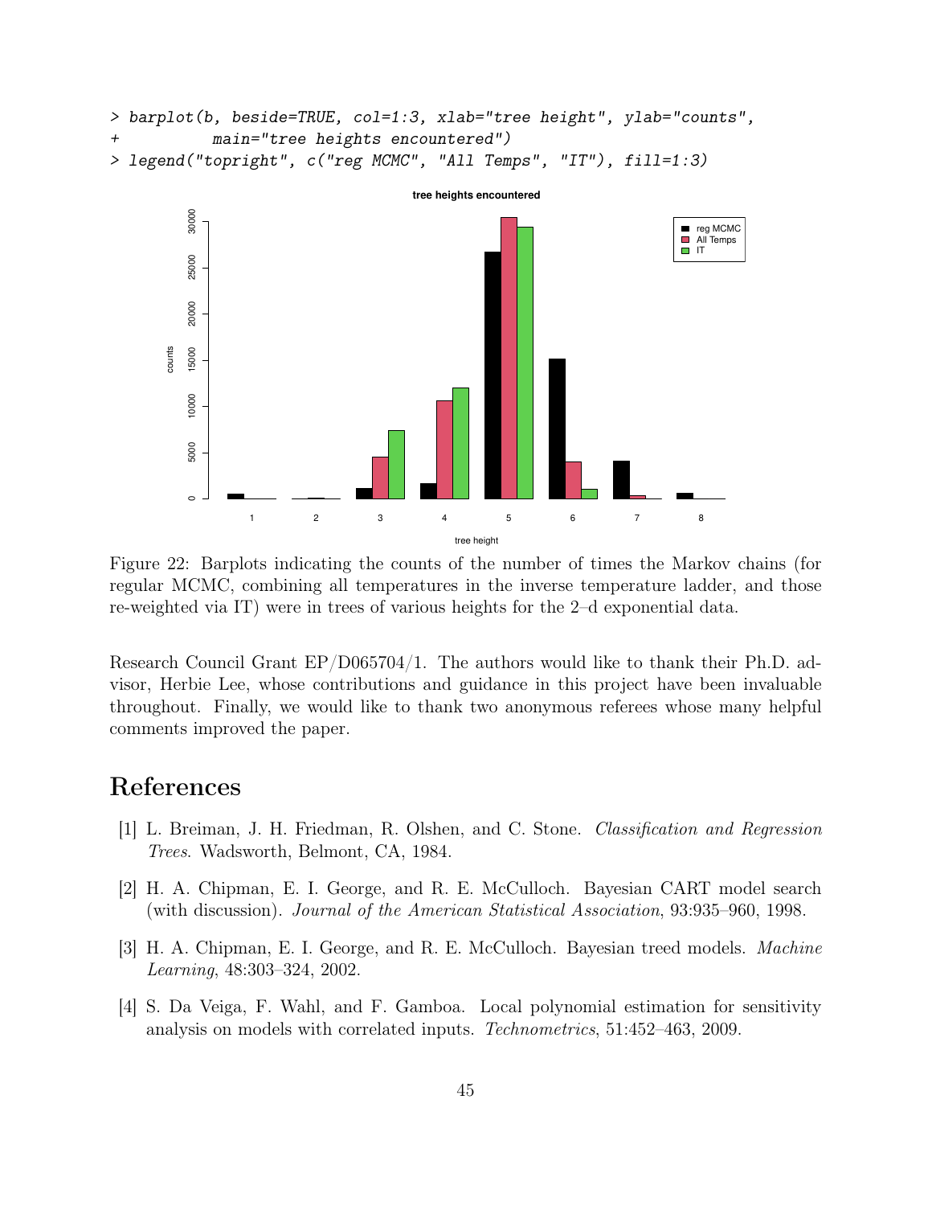```
> barplot(b, beside=TRUE, col=1:3, xlab="tree height", ylab="counts",
+         main="tree heights encountered")
> legend("topright", c("reg MCMC", "All Temps", "IT"), fill=1:3)
```

Figure 22: Barplots indicating the counts of the number of times the Markov chains (for regular MCMC, combining all temperatures in the inverse temperature ladder, and those re-weighted via IT) were in trees of various heights for the 2–d exponential data.

Research Council Grant EP/D065704/1. The authors would like to thank their Ph.D. advisor, Herbie Lee, whose contributions and guidance in this project have been invaluable throughout. Finally, we would like to thank two anonymous referees whose many helpful comments improved the paper.

# References

[1] L. Breiman, J. H. Friedman, R. Olshen, and C. Stone. *Classification and Regression Trees*. Wadsworth, Belmont, CA, 1984.

[2] H. A. Chipman, E. I. George, and R. E. McCulloch. Bayesian CART model search (with discussion). *Journal of the American Statistical Association*, 93:935–960, 1998.

[3] H. A. Chipman, E. I. George, and R. E. McCulloch. Bayesian treed models. *Machine Learning*, 48:303–324, 2002.

[4] S. Da Veiga, F. Wahl, and F. Gamboa. Local polynomial estimation for sensitivity analysis on models with correlated inputs. *Technometrics*, 51:452–463, 2009.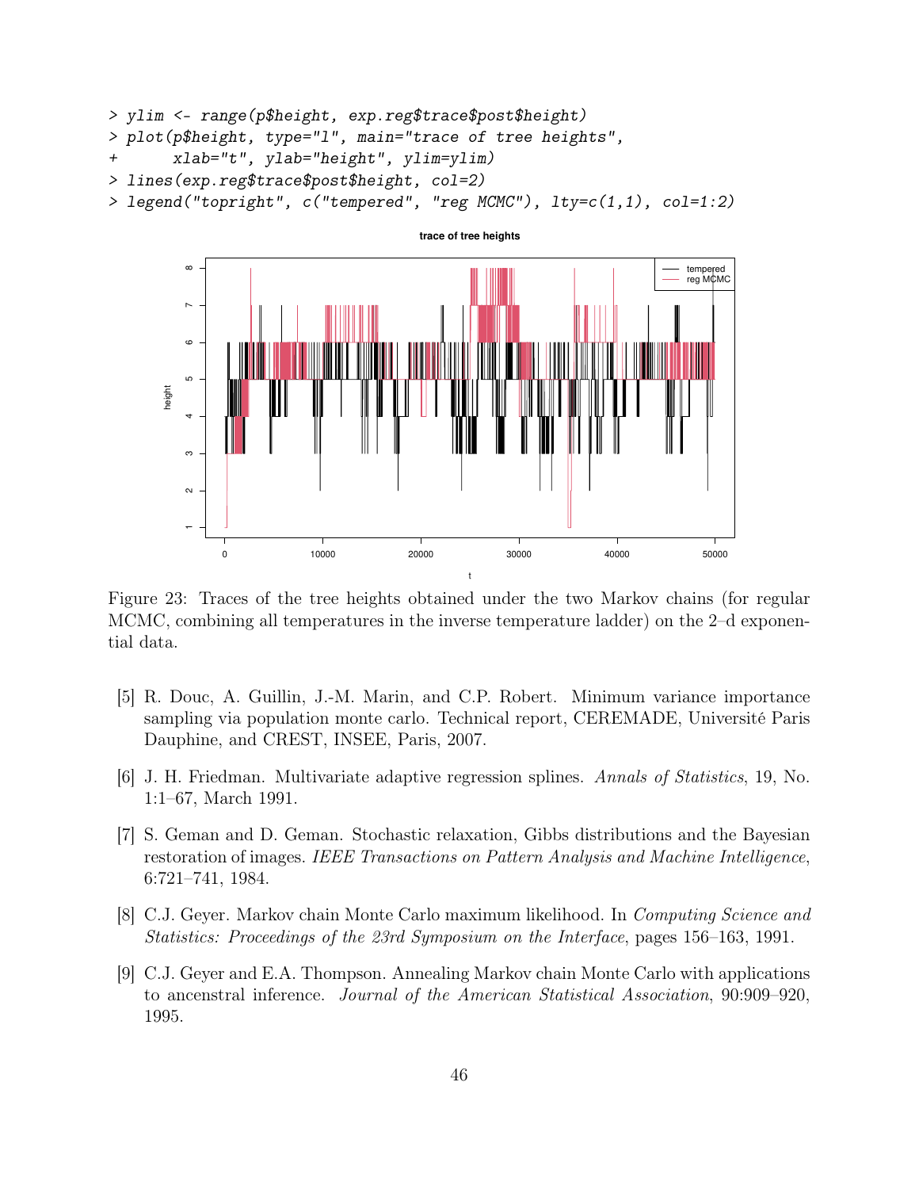```
> ylim <- range(p$height, exp.reg$trace$post$height)
> plot(p$height, type="l", main="trace of tree heights",
+      xlab="t", ylab="height", ylim=ylim)
> lines(exp.reg$trace$post$height, col=2)
> legend("topright", c("tempered", "reg MCMC"), lty=c(1,1), col=1:2)
```

Figure 23: Traces of the tree heights obtained under the two Markov chains (for regular MCMC, combining all temperatures in the inverse temperature ladder) on the 2–d exponential data.

[5] R. Douc, A. Guillin, J.-M. Marin, and C.P. Robert. Minimum variance importance sampling via population monte carlo. Technical report, CEREMADE, Université Paris Dauphine, and CREST, INSEE, Paris, 2007.

[6] J. H. Friedman. Multivariate adaptive regression splines. *Annals of Statistics*, 19, No. 1:1–67, March 1991.

[7] S. Geman and D. Geman. Stochastic relaxation, Gibbs distributions and the Bayesian restoration of images. *IEEE Transactions on Pattern Analysis and Machine Intelligence*, 6:721–741, 1984.

[8] C.J. Geyer. Markov chain Monte Carlo maximum likelihood. In *Computing Science and Statistics: Proceedings of the 23rd Symposium on the Interface*, pages 156–163, 1991.

[9] C.J. Geyer and E.A. Thompson. Annealing Markov chain Monte Carlo with applications to ancenstral inference. *Journal of the American Statistical Association*, 90:909–920, 1995.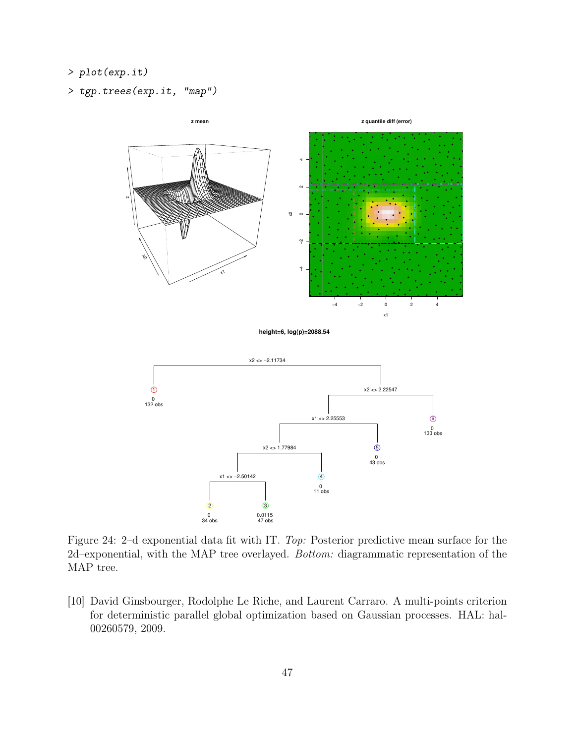```
> plot(exp.it)
> tgp.trees(exp.it, "map")
```

Figure 24: 2–d exponential data fit with IT. *Top:* Posterior predictive mean surface for the 2d–exponential, with the MAP tree overlayed. *Bottom:* diagrammatic representation of the MAP tree.

[10] David Ginsbourger, Rodolphe Le Riche, and Laurent Carraro. A multi-points criterion for deterministic parallel global optimization based on Gaussian processes. HAL: hal-00260579, 2009.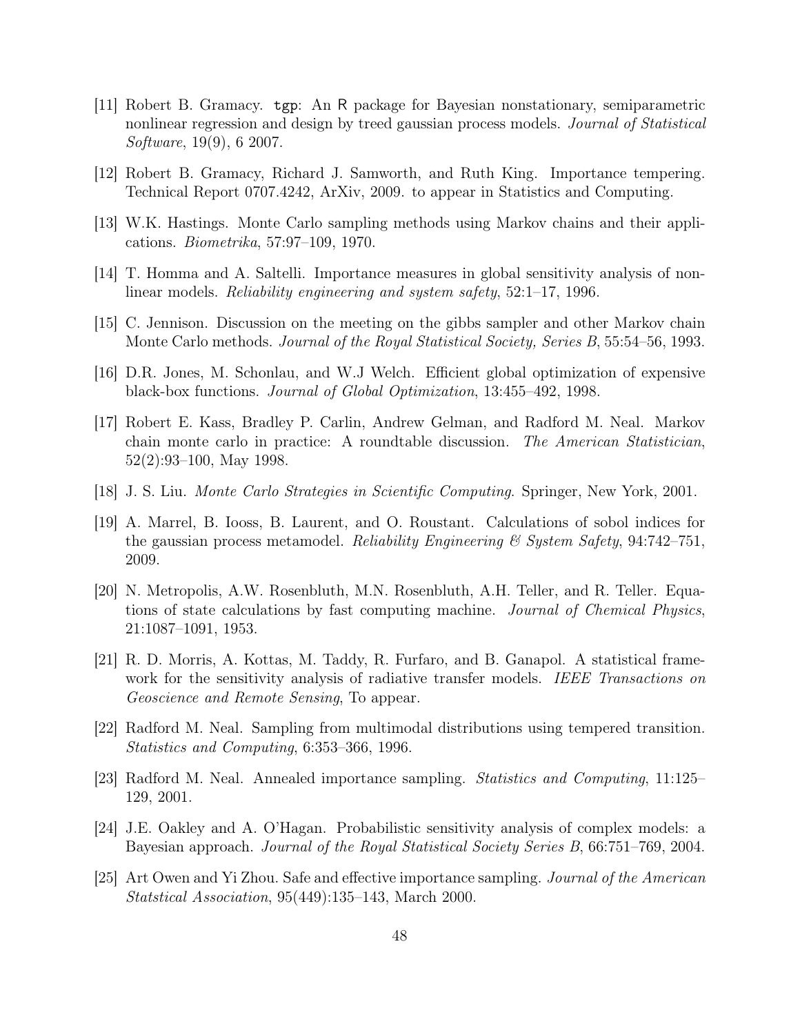[11] Robert B. Gramacy. `tgp`: An R package for Bayesian nonstationary, semiparametric nonlinear regression and design by treed gaussian process models. *Journal of Statistical Software*, 19(9), 6 2007.

[12] Robert B. Gramacy, Richard J. Samworth, and Ruth King. Importance tempering. Technical Report 0707.4242, ArXiv, 2009. to appear in Statistics and Computing.

[13] W.K. Hastings. Monte Carlo sampling methods using Markov chains and their applications. *Biometrika*, 57:97–109, 1970.

[14] T. Homma and A. Saltelli. Importance measures in global sensitivity analysis of nonlinear models. *Reliability engineering and system safety*, 52:1–17, 1996.

[15] C. Jennison. Discussion on the meeting on the gibbs sampler and other Markov chain Monte Carlo methods. *Journal of the Royal Statistical Society, Series B*, 55:54–56, 1993.

[16] D.R. Jones, M. Schonlau, and W.J Welch. Efficient global optimization of expensive black-box functions. *Journal of Global Optimization*, 13:455–492, 1998.

[17] Robert E. Kass, Bradley P. Carlin, Andrew Gelman, and Radford M. Neal. Markov chain monte carlo in practice: A roundtable discussion. *The American Statistician*, 52(2):93–100, May 1998.

[18] J. S. Liu. *Monte Carlo Strategies in Scientific Computing*. Springer, New York, 2001.

[19] A. Marrel, B. Iooss, B. Laurent, and O. Roustant. Calculations of sobol indices for the gaussian process metamodel. *Reliability Engineering & System Safety*, 94:742–751, 2009.

[20] N. Metropolis, A.W. Rosenbluth, M.N. Rosenbluth, A.H. Teller, and R. Teller. Equations of state calculations by fast computing machine. *Journal of Chemical Physics*, 21:1087–1091, 1953.

[21] R. D. Morris, A. Kottas, M. Taddy, R. Furfaro, and B. Ganapol. A statistical framework for the sensitivity analysis of radiative transfer models. *IEEE Transactions on Geoscience and Remote Sensing*, To appear.

[22] Radford M. Neal. Sampling from multimodal distributions using tempered transition. *Statistics and Computing*, 6:353–366, 1996.

[23] Radford M. Neal. Annealed importance sampling. *Statistics and Computing*, 11:125–129, 2001.

[24] J.E. Oakley and A. O'Hagan. Probabilistic sensitivity analysis of complex models: a Bayesian approach. *Journal of the Royal Statistical Society Series B*, 66:751–769, 2004.

[25] Art Owen and Yi Zhou. Safe and effective importance sampling. *Journal of the American Statstical Association*, 95(449):135–143, March 2000.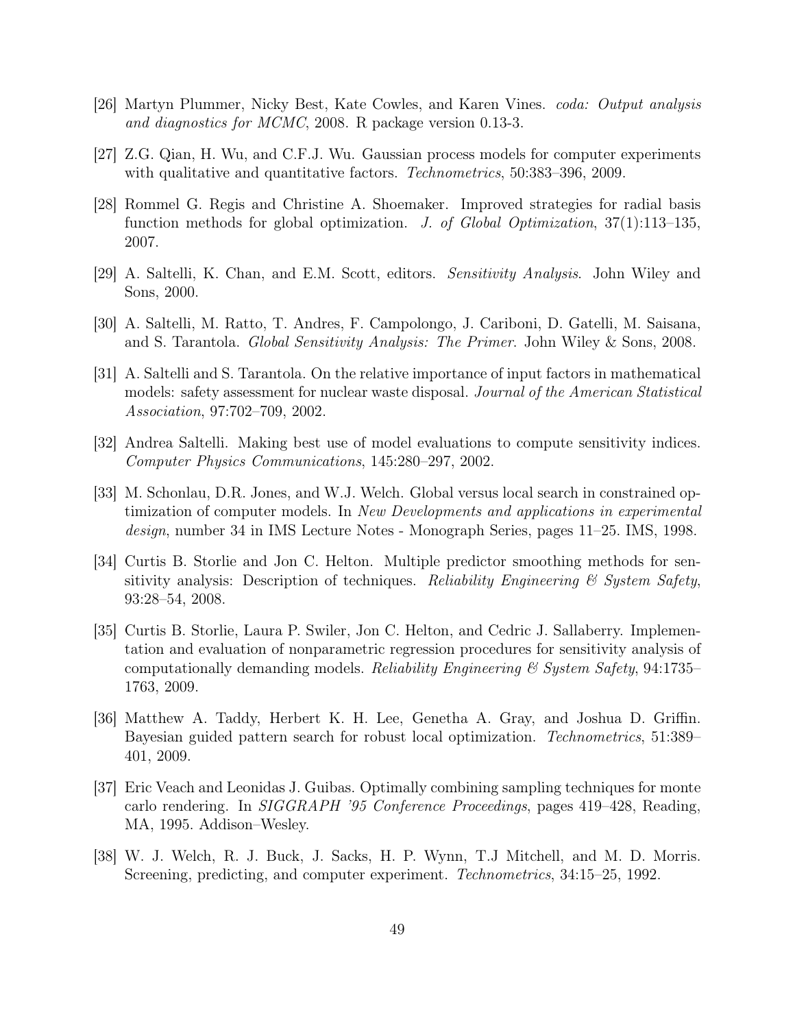[26] Martyn Plummer, Nicky Best, Kate Cowles, and Karen Vines. *coda: Output analysis and diagnostics for MCMC*, 2008. R package version 0.13-3.

[27] Z.G. Qian, H. Wu, and C.F.J. Wu. Gaussian process models for computer experiments with qualitative and quantitative factors. *Technometrics*, 50:383–396, 2009.

[28] Rommel G. Regis and Christine A. Shoemaker. Improved strategies for radial basis function methods for global optimization. *J. of Global Optimization*, 37(1):113–135, 2007.

[29] A. Saltelli, K. Chan, and E.M. Scott, editors. *Sensitivity Analysis*. John Wiley and Sons, 2000.

[30] A. Saltelli, M. Ratto, T. Andres, F. Campolongo, J. Cariboni, D. Gatelli, M. Saisana, and S. Tarantola. *Global Sensitivity Analysis: The Primer.* John Wiley & Sons, 2008.

[31] A. Saltelli and S. Tarantola. On the relative importance of input factors in mathematical models: safety assessment for nuclear waste disposal. *Journal of the American Statistical Association*, 97:702–709, 2002.

[32] Andrea Saltelli. Making best use of model evaluations to compute sensitivity indices. *Computer Physics Communications*, 145:280–297, 2002.

[33] M. Schonlau, D.R. Jones, and W.J. Welch. Global versus local search in constrained optimization of computer models. In *New Developments and applications in experimental design*, number 34 in IMS Lecture Notes - Monograph Series, pages 11–25. IMS, 1998.

[34] Curtis B. Storlie and Jon C. Helton. Multiple predictor smoothing methods for sensitivity analysis: Description of techniques. *Reliability Engineering & System Safety*, 93:28–54, 2008.

[35] Curtis B. Storlie, Laura P. Swiler, Jon C. Helton, and Cedric J. Sallaberry. Implementation and evaluation of nonparametric regression procedures for sensitivity analysis of computationally demanding models. *Reliability Engineering & System Safety*, 94:1735–1763, 2009.

[36] Matthew A. Taddy, Herbert K. H. Lee, Genetha A. Gray, and Joshua D. Griffin. Bayesian guided pattern search for robust local optimization. *Technometrics*, 51:389–401, 2009.

[37] Eric Veach and Leonidas J. Guibas. Optimally combining sampling techniques for monte carlo rendering. In *SIGGRAPH '95 Conference Proceedings*, pages 419–428, Reading, MA, 1995. Addison–Wesley.

[38] W. J. Welch, R. J. Buck, J. Sacks, H. P. Wynn, T.J Mitchell, and M. D. Morris. Screening, predicting, and computer experiment. *Technometrics*, 34:15–25, 1992.